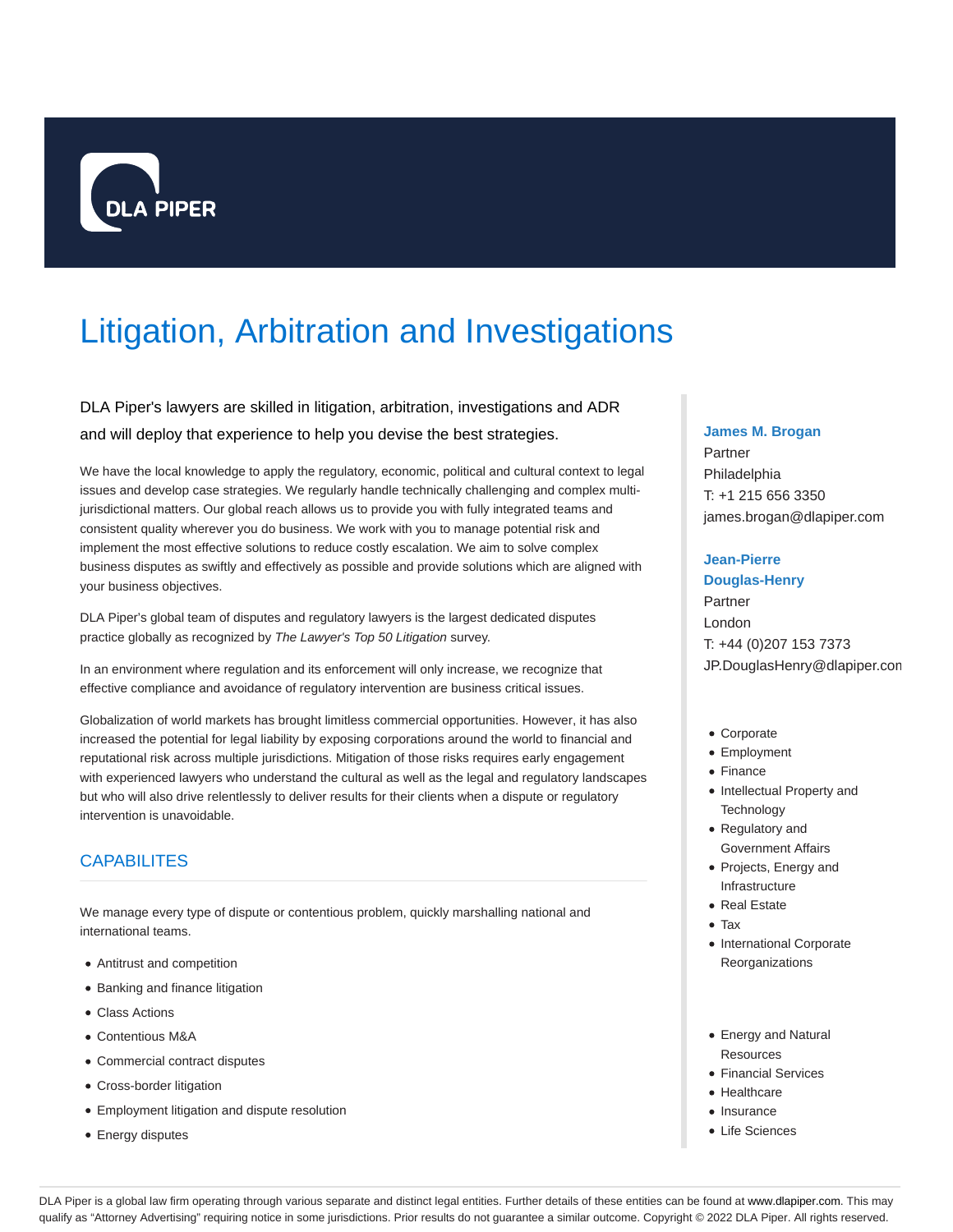DLA PIPER

# Litigation, Arbitration and Investigations

DLA Piper's lawyers are skilled in litigation, arbitration, investigations and ADR and will deploy that experience to help you devise the best strategies.

We have the local knowledge to apply the regulatory, economic, political and cultural context to legal issues and develop case strategies. We regularly handle technically challenging and complex multi-jurisdictional matters. Our global reach allows us to provide you with fully integrated teams and consistent quality wherever you do business. We work with you to manage potential risk and implement the most effective solutions to reduce costly escalation. We aim to solve complex business disputes as swiftly and effectively as possible and provide solutions which are aligned with your business objectives.

DLA Piper's global team of disputes and regulatory lawyers is the largest dedicated disputes practice globally as recognized by *The Lawyer's Top 50 Litigation* survey.

In an environment where regulation and its enforcement will only increase, we recognize that effective compliance and avoidance of regulatory intervention are business critical issues.

Globalization of world markets has brought limitless commercial opportunities. However, it has also increased the potential for legal liability by exposing corporations around the world to financial and reputational risk across multiple jurisdictions. Mitigation of those risks requires early engagement with experienced lawyers who understand the cultural as well as the legal and regulatory landscapes but who will also drive relentlessly to deliver results for their clients when a dispute or regulatory intervention is unavoidable.

## CAPABILITES

We manage every type of dispute or contentious problem, quickly marshalling national and international teams.

- Antitrust and competition
- Banking and finance litigation
- Class Actions
- Contentious M&A
- Commercial contract disputes
- Cross-border litigation
- Employment litigation and dispute resolution
- Energy disputes

**James M. Brogan**
Partner
Philadelphia
T: +1 215 656 3350
james.brogan@dlapiper.com

**Jean-Pierre Douglas-Henry**
Partner
London
T: +44 (0)207 153 7373
JP.DouglasHenry@dlapiper.com

- Corporate
- Employment
- Finance
- Intellectual Property and Technology
- Regulatory and Government Affairs
- Projects, Energy and Infrastructure
- Real Estate
- Tax
- International Corporate Reorganizations

- Energy and Natural Resources
- Financial Services
- Healthcare
- Insurance
- Life Sciences

DLA Piper is a global law firm operating through various separate and distinct legal entities. Further details of these entities can be found at www.dlapiper.com. This may qualify as "Attorney Advertising" requiring notice in some jurisdictions. Prior results do not guarantee a similar outcome. Copyright © 2022 DLA Piper. All rights reserved.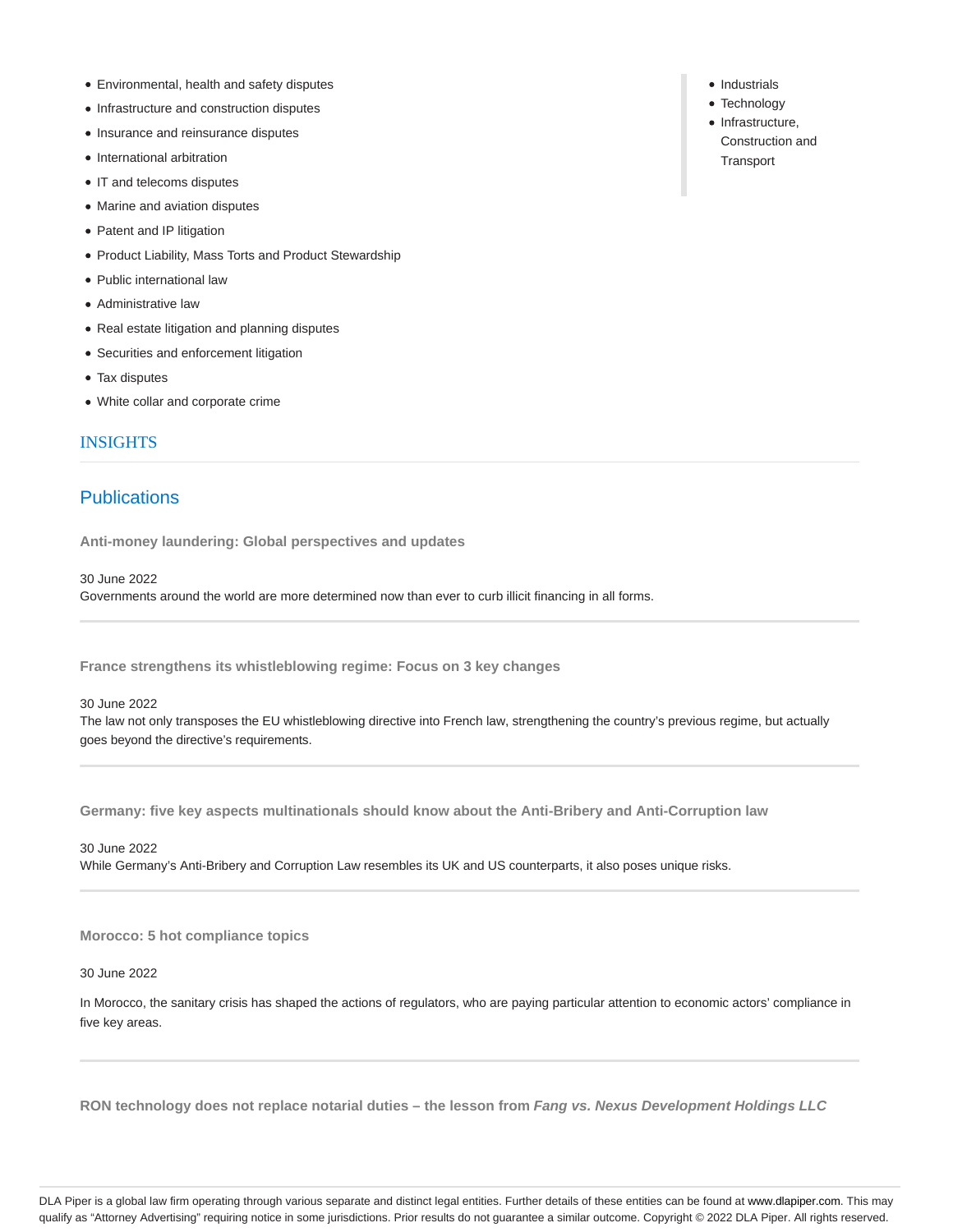- Environmental, health and safety disputes
- Infrastructure and construction disputes
- Insurance and reinsurance disputes
- International arbitration
- IT and telecoms disputes
- Marine and aviation disputes
- Patent and IP litigation
- Product Liability, Mass Torts and Product Stewardship
- Public international law
- Administrative law
- Real estate litigation and planning disputes
- Securities and enforcement litigation
- Tax disputes
- White collar and corporate crime

- Industrials
- Technology
- Infrastructure, Construction and Transport

## INSIGHTS

### Publications

**Anti-money laundering: Global perspectives and updates**

30 June 2022

Governments around the world are more determined now than ever to curb illicit financing in all forms.

**France strengthens its whistleblowing regime: Focus on 3 key changes**

30 June 2022

The law not only transposes the EU whistleblowing directive into French law, strengthening the country's previous regime, but actually goes beyond the directive's requirements.

**Germany: five key aspects multinationals should know about the Anti-Bribery and Anti-Corruption law**

30 June 2022

While Germany's Anti-Bribery and Corruption Law resembles its UK and US counterparts, it also poses unique risks.

**Morocco: 5 hot compliance topics**

30 June 2022

In Morocco, the sanitary crisis has shaped the actions of regulators, who are paying particular attention to economic actors' compliance in five key areas.

**RON technology does not replace notarial duties – the lesson from *Fang vs. Nexus Development Holdings LLC***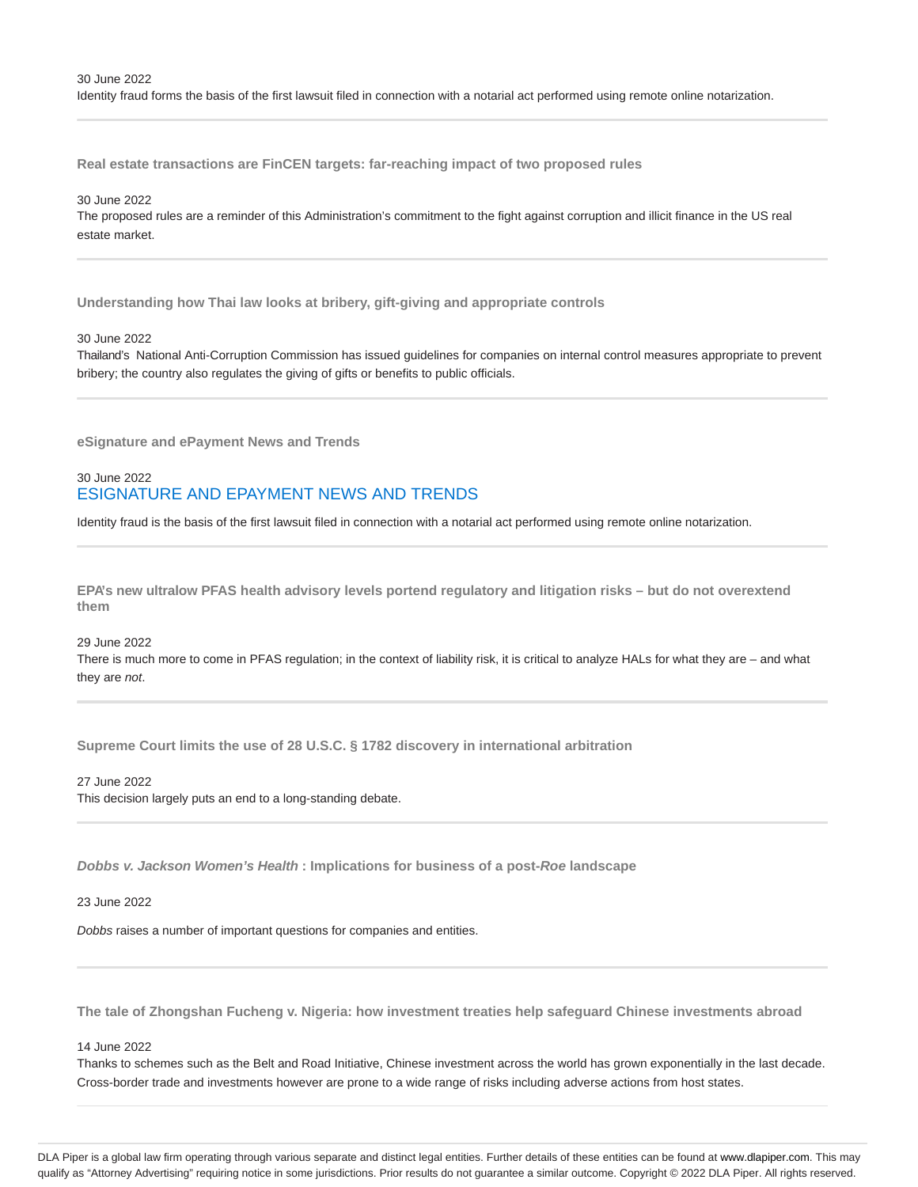30 June 2022
Identity fraud forms the basis of the first lawsuit filed in connection with a notarial act performed using remote online notarization.

---

**Real estate transactions are FinCEN targets: far-reaching impact of two proposed rules**

30 June 2022
The proposed rules are a reminder of this Administration's commitment to the fight against corruption and illicit finance in the US real estate market.

---

**Understanding how Thai law looks at bribery, gift-giving and appropriate controls**

30 June 2022
Thailand's National Anti-Corruption Commission has issued guidelines for companies on internal control measures appropriate to prevent bribery; the country also regulates the giving of gifts or benefits to public officials.

---

**eSignature and ePayment News and Trends**

30 June 2022
ESIGNATURE AND EPAYMENT NEWS AND TRENDS

Identity fraud is the basis of the first lawsuit filed in connection with a notarial act performed using remote online notarization.

---

**EPA's new ultralow PFAS health advisory levels portend regulatory and litigation risks – but do not overextend them**

29 June 2022
There is much more to come in PFAS regulation; in the context of liability risk, it is critical to analyze HALs for what they are – and what they are *not*.

---

**Supreme Court limits the use of 28 U.S.C. § 1782 discovery in international arbitration**

27 June 2022
This decision largely puts an end to a long-standing debate.

---

***Dobbs v. Jackson Women's Health* : Implications for business of a post-*Roe* landscape**

23 June 2022

*Dobbs* raises a number of important questions for companies and entities.

---

**The tale of Zhongshan Fucheng v. Nigeria: how investment treaties help safeguard Chinese investments abroad**

14 June 2022
Thanks to schemes such as the Belt and Road Initiative, Chinese investment across the world has grown exponentially in the last decade. Cross-border trade and investments however are prone to a wide range of risks including adverse actions from host states.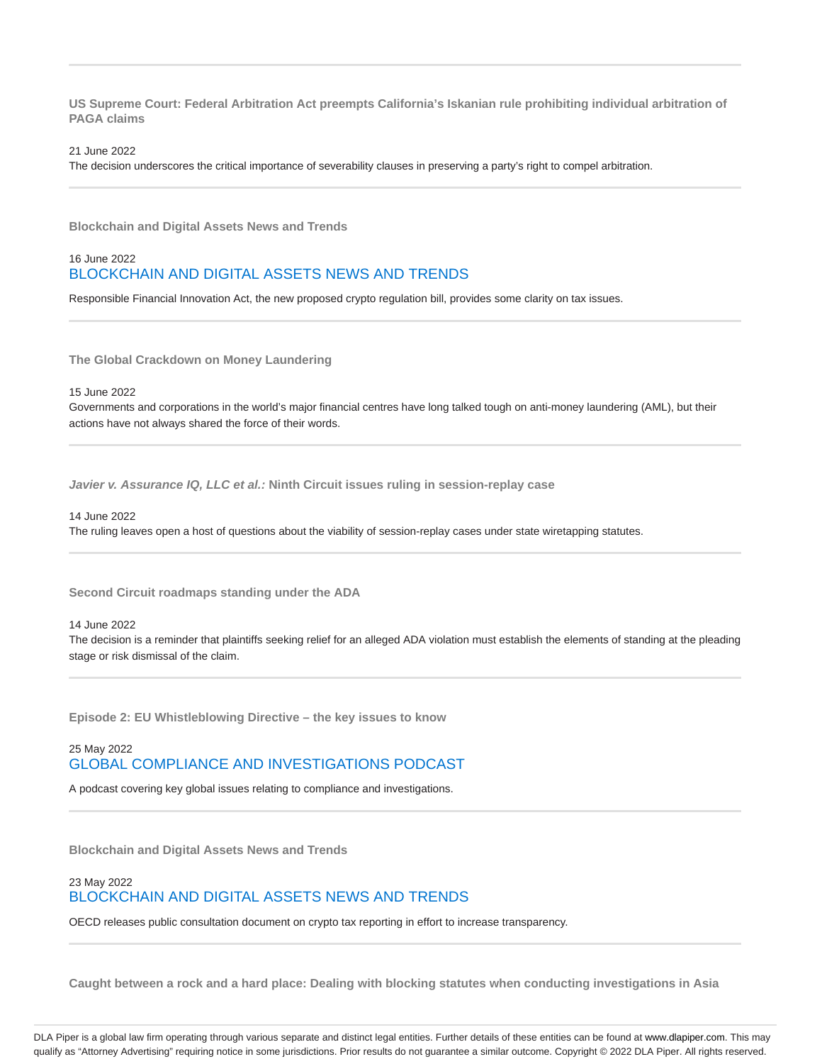---

**US Supreme Court: Federal Arbitration Act preempts California's Iskanian rule prohibiting individual arbitration of PAGA claims**

21 June 2022

The decision underscores the critical importance of severability clauses in preserving a party's right to compel arbitration.

---

**Blockchain and Digital Assets News and Trends**

16 June 2022

BLOCKCHAIN AND DIGITAL ASSETS NEWS AND TRENDS

Responsible Financial Innovation Act, the new proposed crypto regulation bill, provides some clarity on tax issues.

---

**The Global Crackdown on Money Laundering**

15 June 2022

Governments and corporations in the world's major financial centres have long talked tough on anti-money laundering (AML), but their actions have not always shared the force of their words.

---

***Javier v. Assurance IQ, LLC et al.:* Ninth Circuit issues ruling in session-replay case**

14 June 2022

The ruling leaves open a host of questions about the viability of session-replay cases under state wiretapping statutes.

---

**Second Circuit roadmaps standing under the ADA**

14 June 2022

The decision is a reminder that plaintiffs seeking relief for an alleged ADA violation must establish the elements of standing at the pleading stage or risk dismissal of the claim.

---

**Episode 2: EU Whistleblowing Directive – the key issues to know**

25 May 2022

GLOBAL COMPLIANCE AND INVESTIGATIONS PODCAST

A podcast covering key global issues relating to compliance and investigations.

---

**Blockchain and Digital Assets News and Trends**

23 May 2022

BLOCKCHAIN AND DIGITAL ASSETS NEWS AND TRENDS

OECD releases public consultation document on crypto tax reporting in effort to increase transparency.

---

**Caught between a rock and a hard place: Dealing with blocking statutes when conducting investigations in Asia**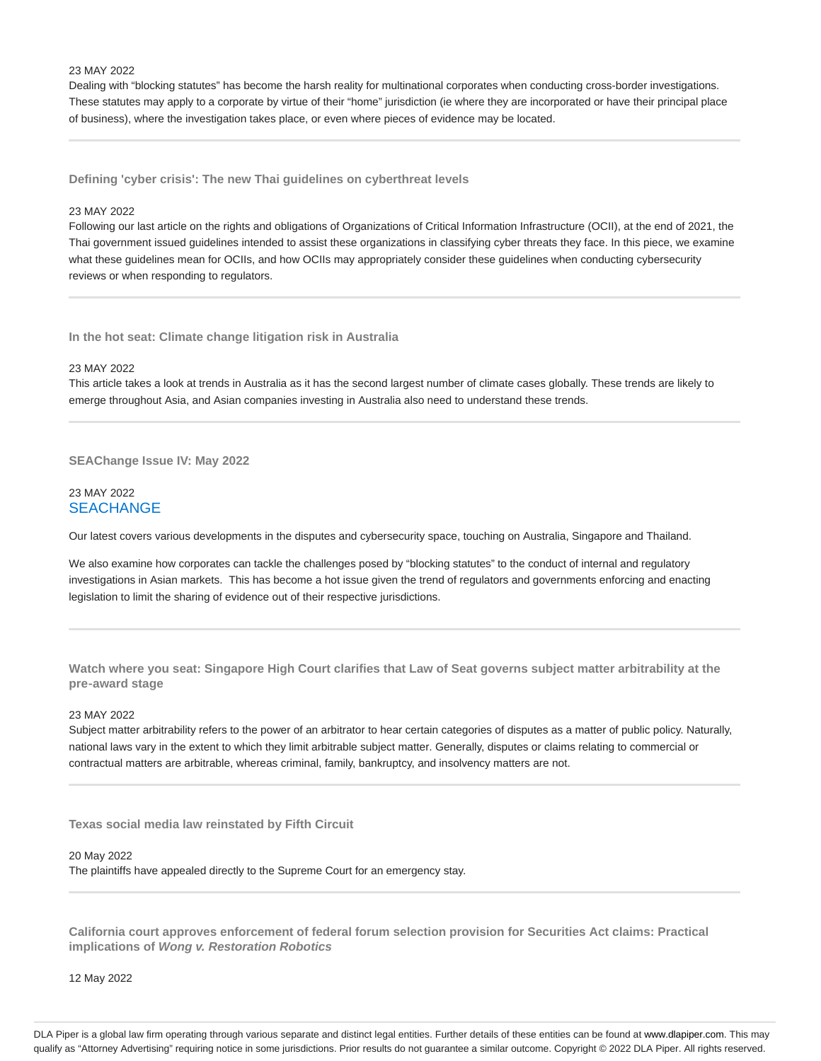23 MAY 2022

Dealing with “blocking statutes” has become the harsh reality for multinational corporates when conducting cross-border investigations. These statutes may apply to a corporate by virtue of their “home” jurisdiction (ie where they are incorporated or have their principal place of business), where the investigation takes place, or even where pieces of evidence may be located.

---

### Defining 'cyber crisis': The new Thai guidelines on cyberthreat levels

23 MAY 2022

Following our last article on the rights and obligations of Organizations of Critical Information Infrastructure (OCII), at the end of 2021, the Thai government issued guidelines intended to assist these organizations in classifying cyber threats they face. In this piece, we examine what these guidelines mean for OCIIs, and how OCIIs may appropriately consider these guidelines when conducting cybersecurity reviews or when responding to regulators.

---

### In the hot seat: Climate change litigation risk in Australia

23 MAY 2022

This article takes a look at trends in Australia as it has the second largest number of climate cases globally. These trends are likely to emerge throughout Asia, and Asian companies investing in Australia also need to understand these trends.

---

### SEAChange Issue IV: May 2022

23 MAY 2022

SEACHANGE

Our latest covers various developments in the disputes and cybersecurity space, touching on Australia, Singapore and Thailand.

We also examine how corporates can tackle the challenges posed by “blocking statutes” to the conduct of internal and regulatory investigations in Asian markets. This has become a hot issue given the trend of regulators and governments enforcing and enacting legislation to limit the sharing of evidence out of their respective jurisdictions.

---

### Watch where you seat: Singapore High Court clarifies that Law of Seat governs subject matter arbitrability at the pre-award stage

23 MAY 2022

Subject matter arbitrability refers to the power of an arbitrator to hear certain categories of disputes as a matter of public policy. Naturally, national laws vary in the extent to which they limit arbitrable subject matter. Generally, disputes or claims relating to commercial or contractual matters are arbitrable, whereas criminal, family, bankruptcy, and insolvency matters are not.

---

### Texas social media law reinstated by Fifth Circuit

20 May 2022

The plaintiffs have appealed directly to the Supreme Court for an emergency stay.

---

### California court approves enforcement of federal forum selection provision for Securities Act claims: Practical implications of *Wong v. Restoration Robotics*

12 May 2022

DLA Piper is a global law firm operating through various separate and distinct legal entities. Further details of these entities can be found at www.dlapiper.com. This may qualify as “Attorney Advertising” requiring notice in some jurisdictions. Prior results do not guarantee a similar outcome. Copyright © 2022 DLA Piper. All rights reserved.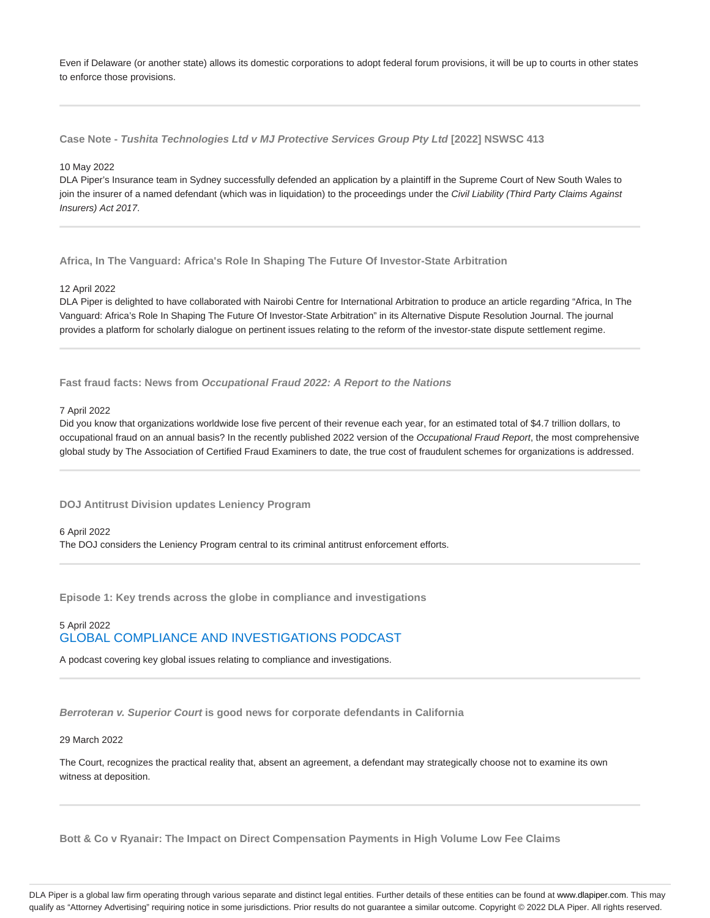Even if Delaware (or another state) allows its domestic corporations to adopt federal forum provisions, it will be up to courts in other states to enforce those provisions.

---

### Case Note - *Tushita Technologies Ltd v MJ Protective Services Group Pty Ltd* [2022] NSWSC 413

10 May 2022

DLA Piper's Insurance team in Sydney successfully defended an application by a plaintiff in the Supreme Court of New South Wales to join the insurer of a named defendant (which was in liquidation) to the proceedings under the *Civil Liability (Third Party Claims Against Insurers) Act 2017*.

---

### Africa, In The Vanguard: Africa's Role In Shaping The Future Of Investor-State Arbitration

12 April 2022

DLA Piper is delighted to have collaborated with Nairobi Centre for International Arbitration to produce an article regarding "Africa, In The Vanguard: Africa's Role In Shaping The Future Of Investor-State Arbitration" in its Alternative Dispute Resolution Journal. The journal provides a platform for scholarly dialogue on pertinent issues relating to the reform of the investor-state dispute settlement regime.

---

### Fast fraud facts: News from *Occupational Fraud 2022: A Report to the Nations*

7 April 2022

Did you know that organizations worldwide lose five percent of their revenue each year, for an estimated total of $4.7 trillion dollars, to occupational fraud on an annual basis? In the recently published 2022 version of the *Occupational Fraud Report*, the most comprehensive global study by The Association of Certified Fraud Examiners to date, the true cost of fraudulent schemes for organizations is addressed.

---

### DOJ Antitrust Division updates Leniency Program

6 April 2022

The DOJ considers the Leniency Program central to its criminal antitrust enforcement efforts.

---

### Episode 1: Key trends across the globe in compliance and investigations

5 April 2022

GLOBAL COMPLIANCE AND INVESTIGATIONS PODCAST

A podcast covering key global issues relating to compliance and investigations.

---

### *Berroteran v. Superior Court* is good news for corporate defendants in California

29 March 2022

The Court, recognizes the practical reality that, absent an agreement, a defendant may strategically choose not to examine its own witness at deposition.

---

### Bott & Co v Ryanair: The Impact on Direct Compensation Payments in High Volume Low Fee Claims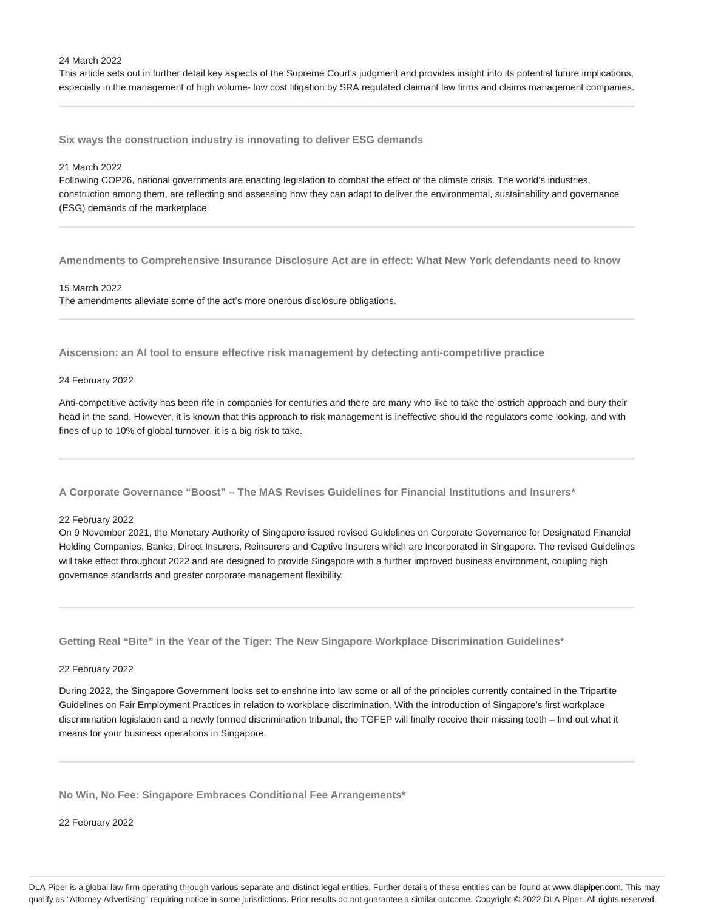24 March 2022

This article sets out in further detail key aspects of the Supreme Court's judgment and provides insight into its potential future implications, especially in the management of high volume- low cost litigation by SRA regulated claimant law firms and claims management companies.

---

**Six ways the construction industry is innovating to deliver ESG demands**

21 March 2022

Following COP26, national governments are enacting legislation to combat the effect of the climate crisis. The world's industries, construction among them, are reflecting and assessing how they can adapt to deliver the environmental, sustainability and governance (ESG) demands of the marketplace.

---

**Amendments to Comprehensive Insurance Disclosure Act are in effect: What New York defendants need to know**

15 March 2022

The amendments alleviate some of the act's more onerous disclosure obligations.

---

**Aiscension: an AI tool to ensure effective risk management by detecting anti-competitive practice**

24 February 2022

Anti-competitive activity has been rife in companies for centuries and there are many who like to take the ostrich approach and bury their head in the sand. However, it is known that this approach to risk management is ineffective should the regulators come looking, and with fines of up to 10% of global turnover, it is a big risk to take.

---

**A Corporate Governance "Boost" – The MAS Revises Guidelines for Financial Institutions and Insurers***

22 February 2022

On 9 November 2021, the Monetary Authority of Singapore issued revised Guidelines on Corporate Governance for Designated Financial Holding Companies, Banks, Direct Insurers, Reinsurers and Captive Insurers which are Incorporated in Singapore. The revised Guidelines will take effect throughout 2022 and are designed to provide Singapore with a further improved business environment, coupling high governance standards and greater corporate management flexibility.

---

**Getting Real "Bite" in the Year of the Tiger: The New Singapore Workplace Discrimination Guidelines***

22 February 2022

During 2022, the Singapore Government looks set to enshrine into law some or all of the principles currently contained in the Tripartite Guidelines on Fair Employment Practices in relation to workplace discrimination. With the introduction of Singapore's first workplace discrimination legislation and a newly formed discrimination tribunal, the TGFEP will finally receive their missing teeth – find out what it means for your business operations in Singapore.

---

**No Win, No Fee: Singapore Embraces Conditional Fee Arrangements***

22 February 2022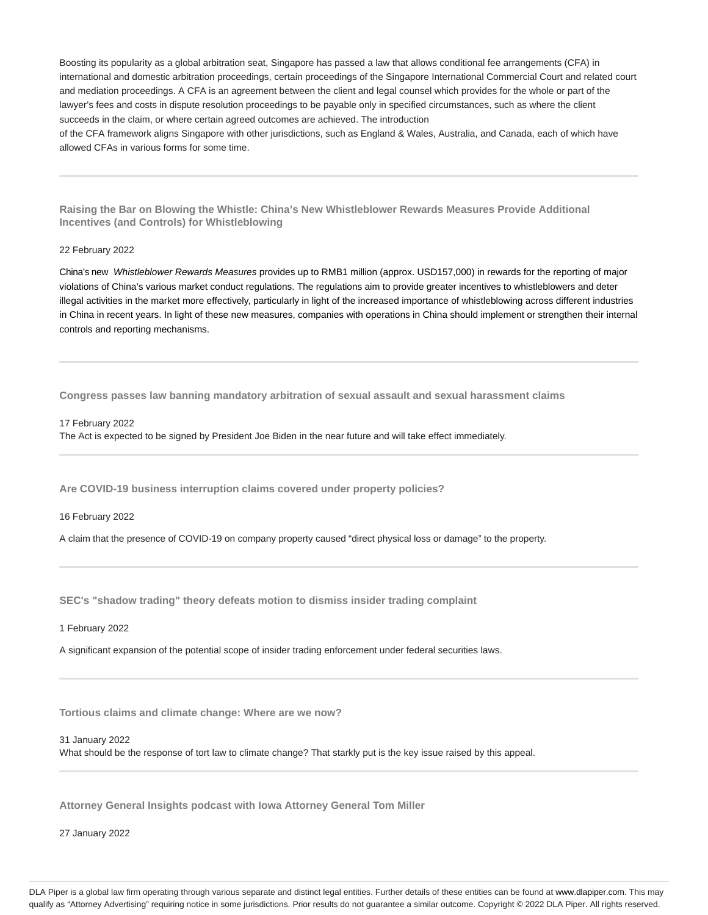Boosting its popularity as a global arbitration seat, Singapore has passed a law that allows conditional fee arrangements (CFA) in international and domestic arbitration proceedings, certain proceedings of the Singapore International Commercial Court and related court and mediation proceedings. A CFA is an agreement between the client and legal counsel which provides for the whole or part of the lawyer's fees and costs in dispute resolution proceedings to be payable only in specified circumstances, such as where the client succeeds in the claim, or where certain agreed outcomes are achieved. The introduction of the CFA framework aligns Singapore with other jurisdictions, such as England & Wales, Australia, and Canada, each of which have allowed CFAs in various forms for some time.

---

### Raising the Bar on Blowing the Whistle: China's New Whistleblower Rewards Measures Provide Additional Incentives (and Controls) for Whistleblowing

22 February 2022

China's new *Whistleblower Rewards Measures* provides up to RMB1 million (approx. USD157,000) in rewards for the reporting of major violations of China's various market conduct regulations. The regulations aim to provide greater incentives to whistleblowers and deter illegal activities in the market more effectively, particularly in light of the increased importance of whistleblowing across different industries in China in recent years. In light of these new measures, companies with operations in China should implement or strengthen their internal controls and reporting mechanisms.

---

### Congress passes law banning mandatory arbitration of sexual assault and sexual harassment claims

17 February 2022

The Act is expected to be signed by President Joe Biden in the near future and will take effect immediately.

---

### Are COVID-19 business interruption claims covered under property policies?

16 February 2022

A claim that the presence of COVID-19 on company property caused "direct physical loss or damage" to the property.

---

### SEC's "shadow trading" theory defeats motion to dismiss insider trading complaint

1 February 2022

A significant expansion of the potential scope of insider trading enforcement under federal securities laws.

---

### Tortious claims and climate change: Where are we now?

31 January 2022

What should be the response of tort law to climate change? That starkly put is the key issue raised by this appeal.

---

### Attorney General Insights podcast with Iowa Attorney General Tom Miller

27 January 2022

DLA Piper is a global law firm operating through various separate and distinct legal entities. Further details of these entities can be found at www.dlapiper.com. This may qualify as "Attorney Advertising" requiring notice in some jurisdictions. Prior results do not guarantee a similar outcome. Copyright © 2022 DLA Piper. All rights reserved.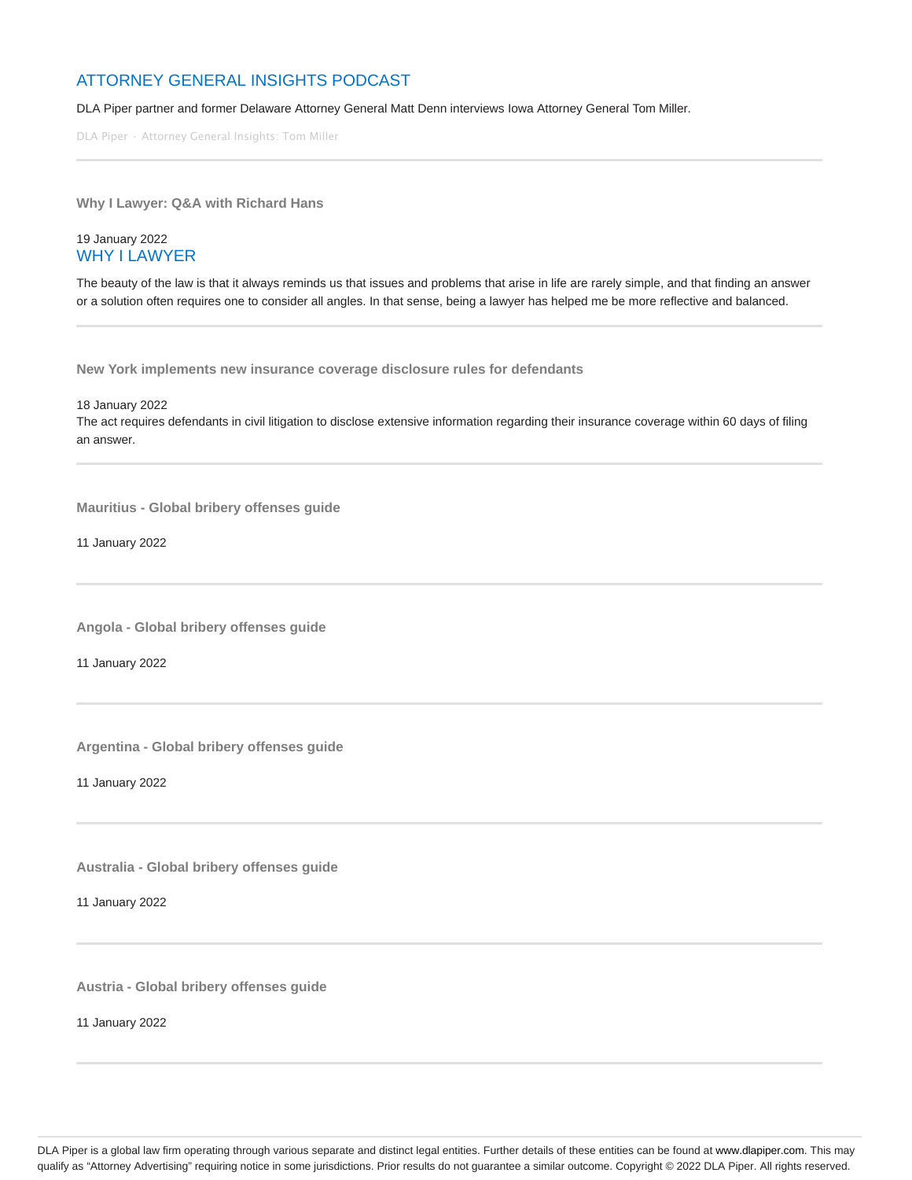## ATTORNEY GENERAL INSIGHTS PODCAST

DLA Piper partner and former Delaware Attorney General Matt Denn interviews Iowa Attorney General Tom Miller.

DLA Piper · Attorney General Insights: Tom Miller

---

**Why I Lawyer: Q&A with Richard Hans**

19 January 2022

## WHY I LAWYER

The beauty of the law is that it always reminds us that issues and problems that arise in life are rarely simple, and that finding an answer or a solution often requires one to consider all angles. In that sense, being a lawyer has helped me be more reflective and balanced.

---

**New York implements new insurance coverage disclosure rules for defendants**

18 January 2022

The act requires defendants in civil litigation to disclose extensive information regarding their insurance coverage within 60 days of filing an answer.

---

**Mauritius - Global bribery offenses guide**

11 January 2022

---

**Angola - Global bribery offenses guide**

11 January 2022

---

**Argentina - Global bribery offenses guide**

11 January 2022

---

**Australia - Global bribery offenses guide**

11 January 2022

---

**Austria - Global bribery offenses guide**

11 January 2022

---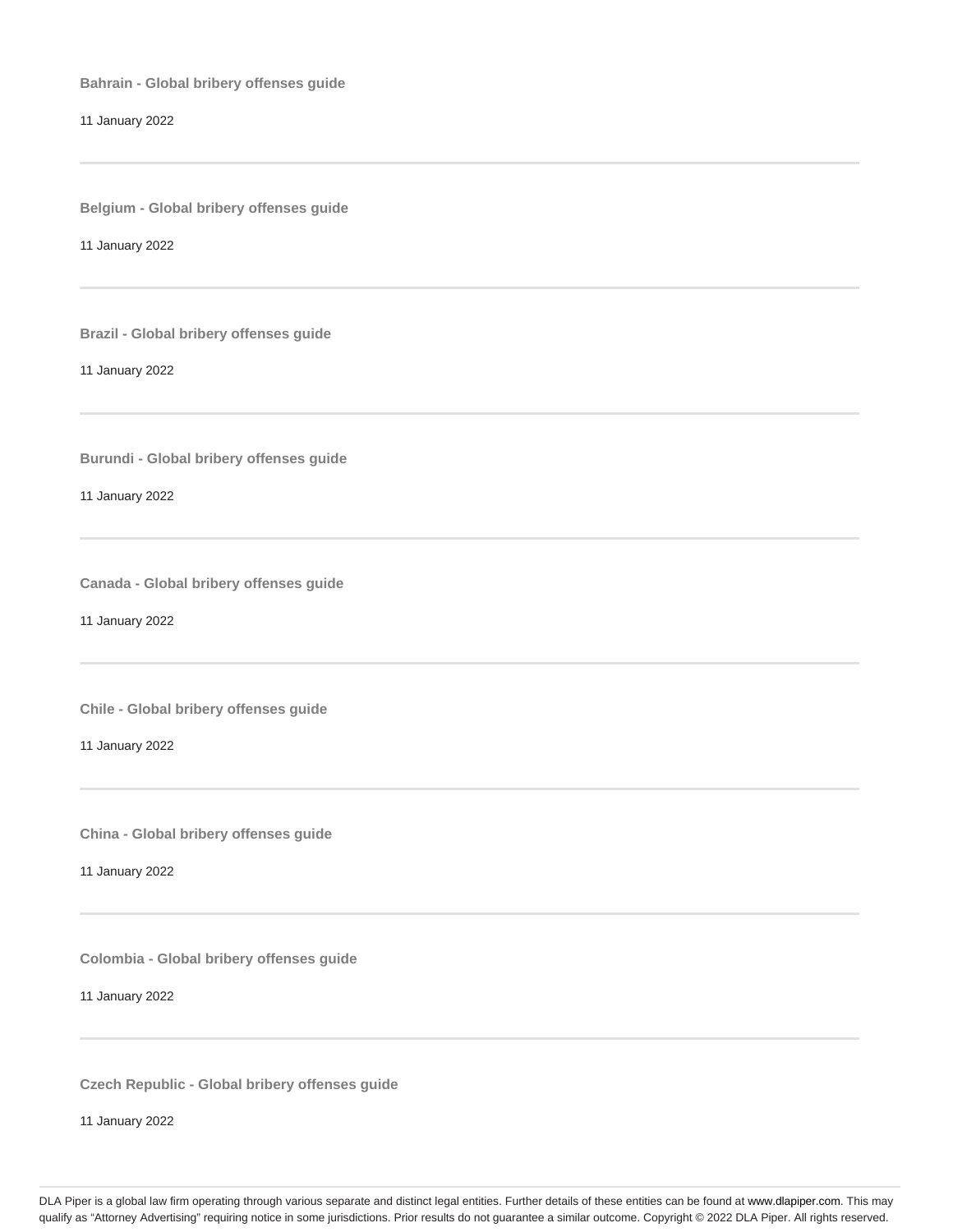**Bahrain - Global bribery offenses guide**

11 January 2022

---

**Belgium - Global bribery offenses guide**

11 January 2022

---

**Brazil - Global bribery offenses guide**

11 January 2022

---

**Burundi - Global bribery offenses guide**

11 January 2022

---

**Canada - Global bribery offenses guide**

11 January 2022

---

**Chile - Global bribery offenses guide**

11 January 2022

---

**China - Global bribery offenses guide**

11 January 2022

---

**Colombia - Global bribery offenses guide**

11 January 2022

---

**Czech Republic - Global bribery offenses guide**

11 January 2022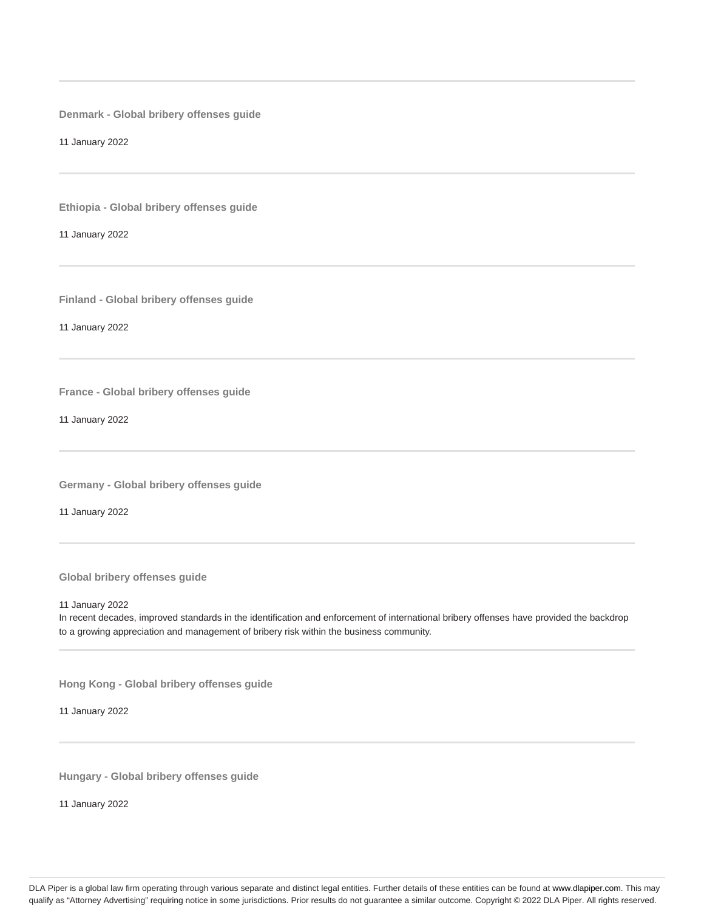---

**Denmark - Global bribery offenses guide**

11 January 2022

---

**Ethiopia - Global bribery offenses guide**

11 January 2022

---

**Finland - Global bribery offenses guide**

11 January 2022

---

**France - Global bribery offenses guide**

11 January 2022

---

**Germany - Global bribery offenses guide**

11 January 2022

---

**Global bribery offenses guide**

11 January 2022

In recent decades, improved standards in the identification and enforcement of international bribery offenses have provided the backdrop to a growing appreciation and management of bribery risk within the business community.

---

**Hong Kong - Global bribery offenses guide**

11 January 2022

---

**Hungary - Global bribery offenses guide**

11 January 2022

DLA Piper is a global law firm operating through various separate and distinct legal entities. Further details of these entities can be found at www.dlapiper.com. This may qualify as "Attorney Advertising" requiring notice in some jurisdictions. Prior results do not guarantee a similar outcome. Copyright © 2022 DLA Piper. All rights reserved.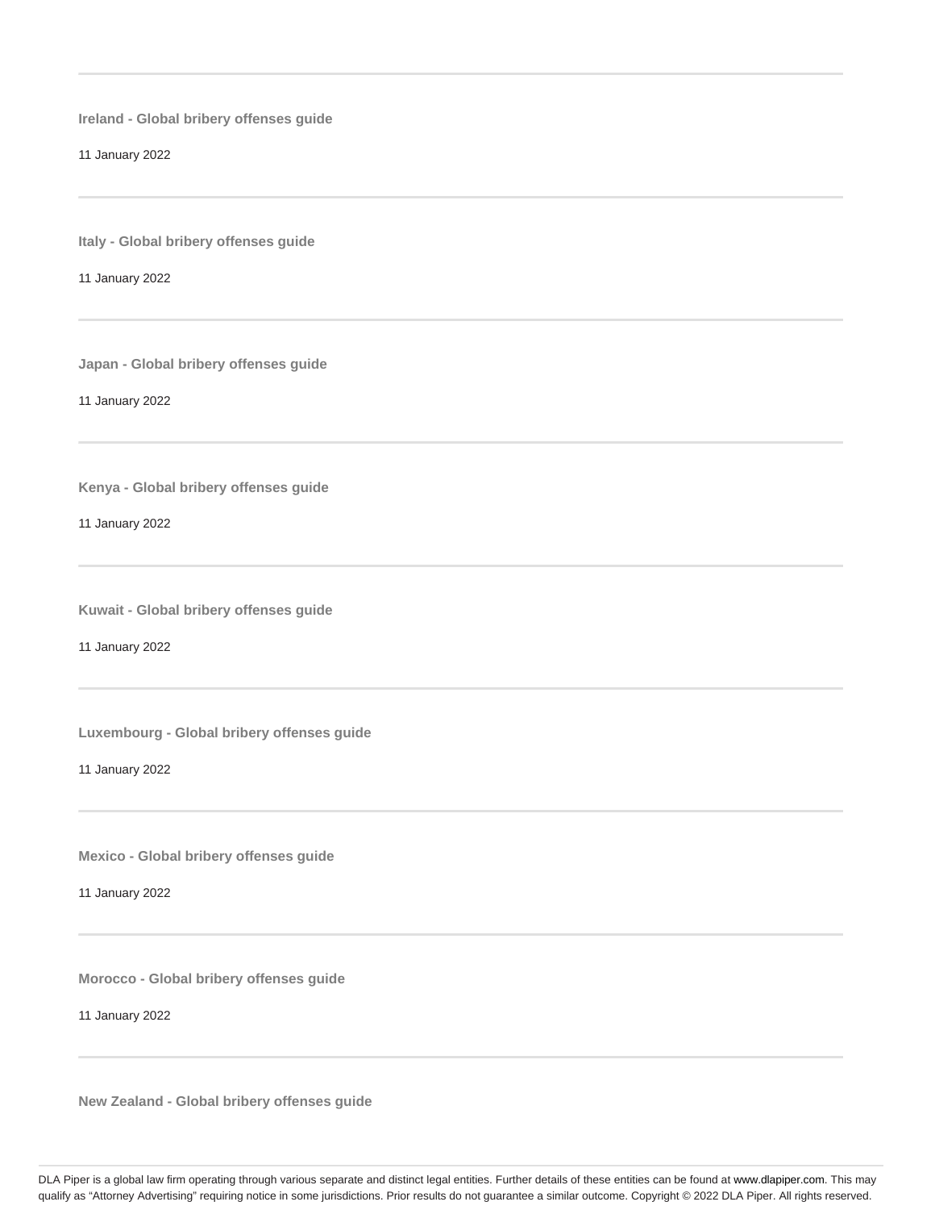---

**Ireland - Global bribery offenses guide**

11 January 2022

---

**Italy - Global bribery offenses guide**

11 January 2022

---

**Japan - Global bribery offenses guide**

11 January 2022

---

**Kenya - Global bribery offenses guide**

11 January 2022

---

**Kuwait - Global bribery offenses guide**

11 January 2022

---

**Luxembourg - Global bribery offenses guide**

11 January 2022

---

**Mexico - Global bribery offenses guide**

11 January 2022

---

**Morocco - Global bribery offenses guide**

11 January 2022

---

**New Zealand - Global bribery offenses guide**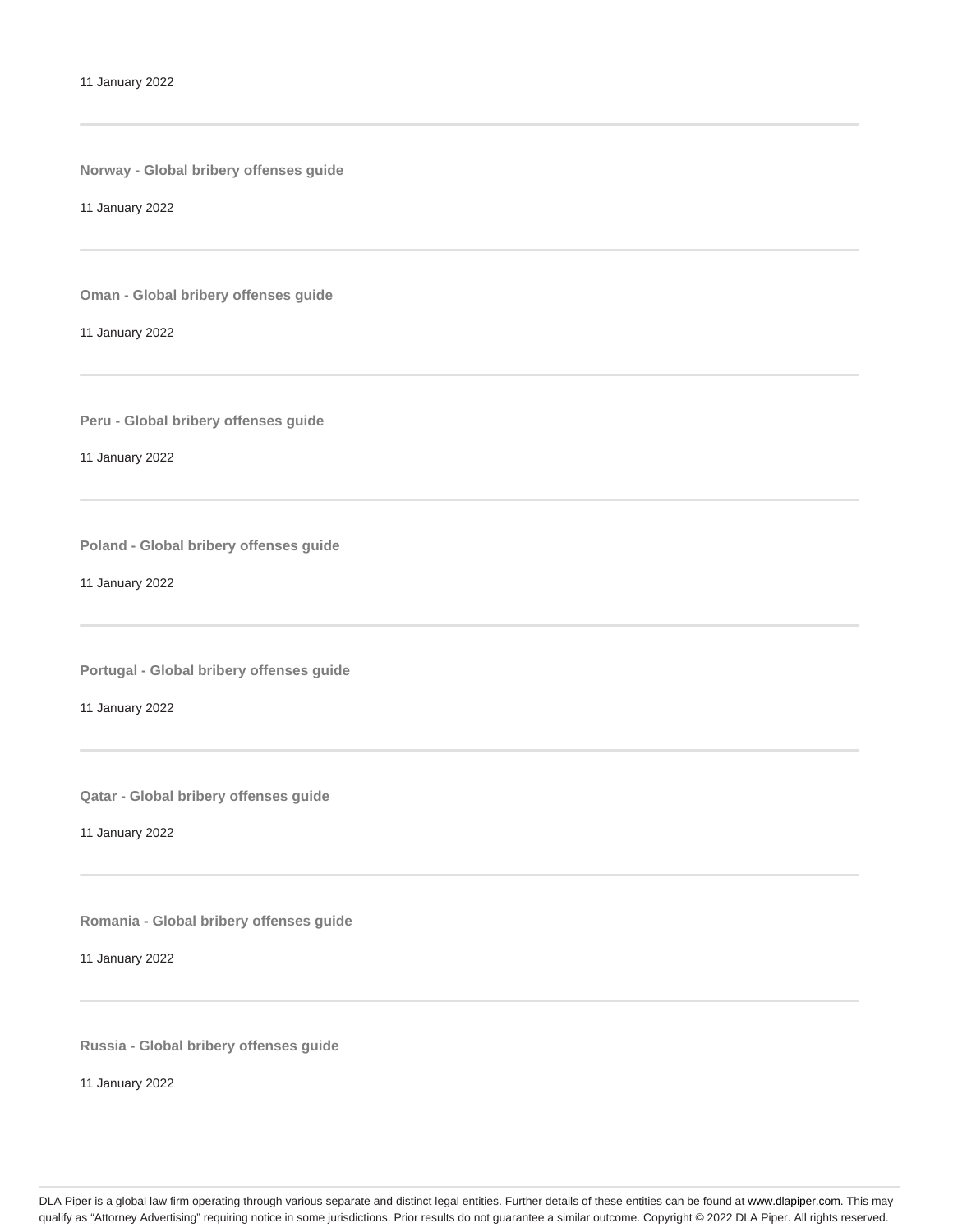11 January 2022

---

**Norway - Global bribery offenses guide**

11 January 2022

---

**Oman - Global bribery offenses guide**

11 January 2022

---

**Peru - Global bribery offenses guide**

11 January 2022

---

**Poland - Global bribery offenses guide**

11 January 2022

---

**Portugal - Global bribery offenses guide**

11 January 2022

---

**Qatar - Global bribery offenses guide**

11 January 2022

---

**Romania - Global bribery offenses guide**

11 January 2022

---

**Russia - Global bribery offenses guide**

11 January 2022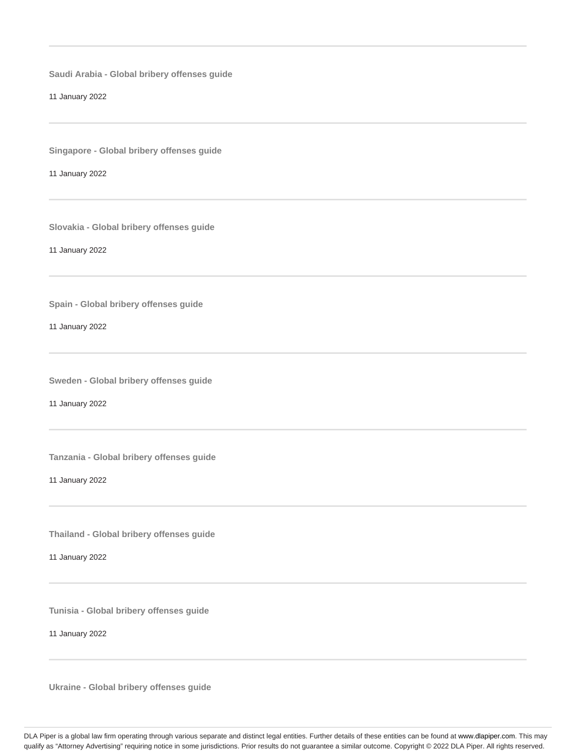---

**Saudi Arabia - Global bribery offenses guide**

11 January 2022

---

**Singapore - Global bribery offenses guide**

11 January 2022

---

**Slovakia - Global bribery offenses guide**

11 January 2022

---

**Spain - Global bribery offenses guide**

11 January 2022

---

**Sweden - Global bribery offenses guide**

11 January 2022

---

**Tanzania - Global bribery offenses guide**

11 January 2022

---

**Thailand - Global bribery offenses guide**

11 January 2022

---

**Tunisia - Global bribery offenses guide**

11 January 2022

---

**Ukraine - Global bribery offenses guide**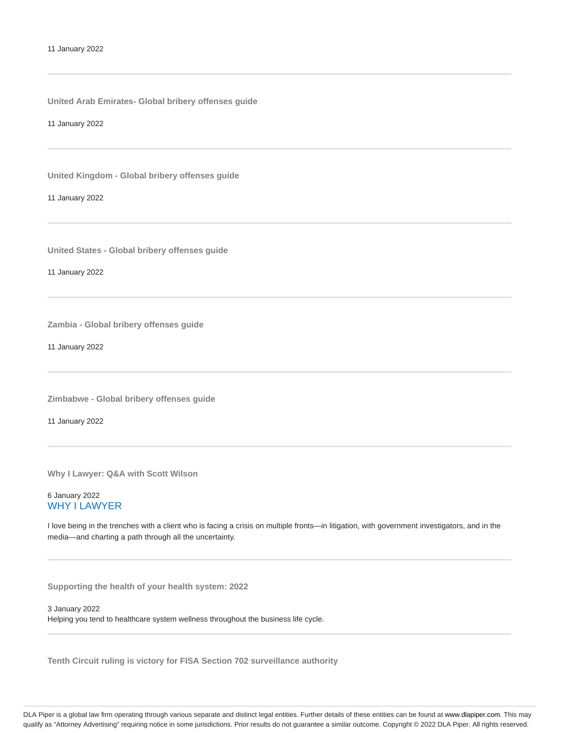11 January 2022

---

**United Arab Emirates- Global bribery offenses guide**

11 January 2022

---

**United Kingdom - Global bribery offenses guide**

11 January 2022

---

**United States - Global bribery offenses guide**

11 January 2022

---

**Zambia - Global bribery offenses guide**

11 January 2022

---

**Zimbabwe - Global bribery offenses guide**

11 January 2022

---

**Why I Lawyer: Q&A with Scott Wilson**

6 January 2022
WHY I LAWYER

I love being in the trenches with a client who is facing a crisis on multiple fronts—in litigation, with government investigators, and in the media—and charting a path through all the uncertainty.

---

**Supporting the health of your health system: 2022**

3 January 2022
Helping you tend to healthcare system wellness throughout the business life cycle.

---

**Tenth Circuit ruling is victory for FISA Section 702 surveillance authority**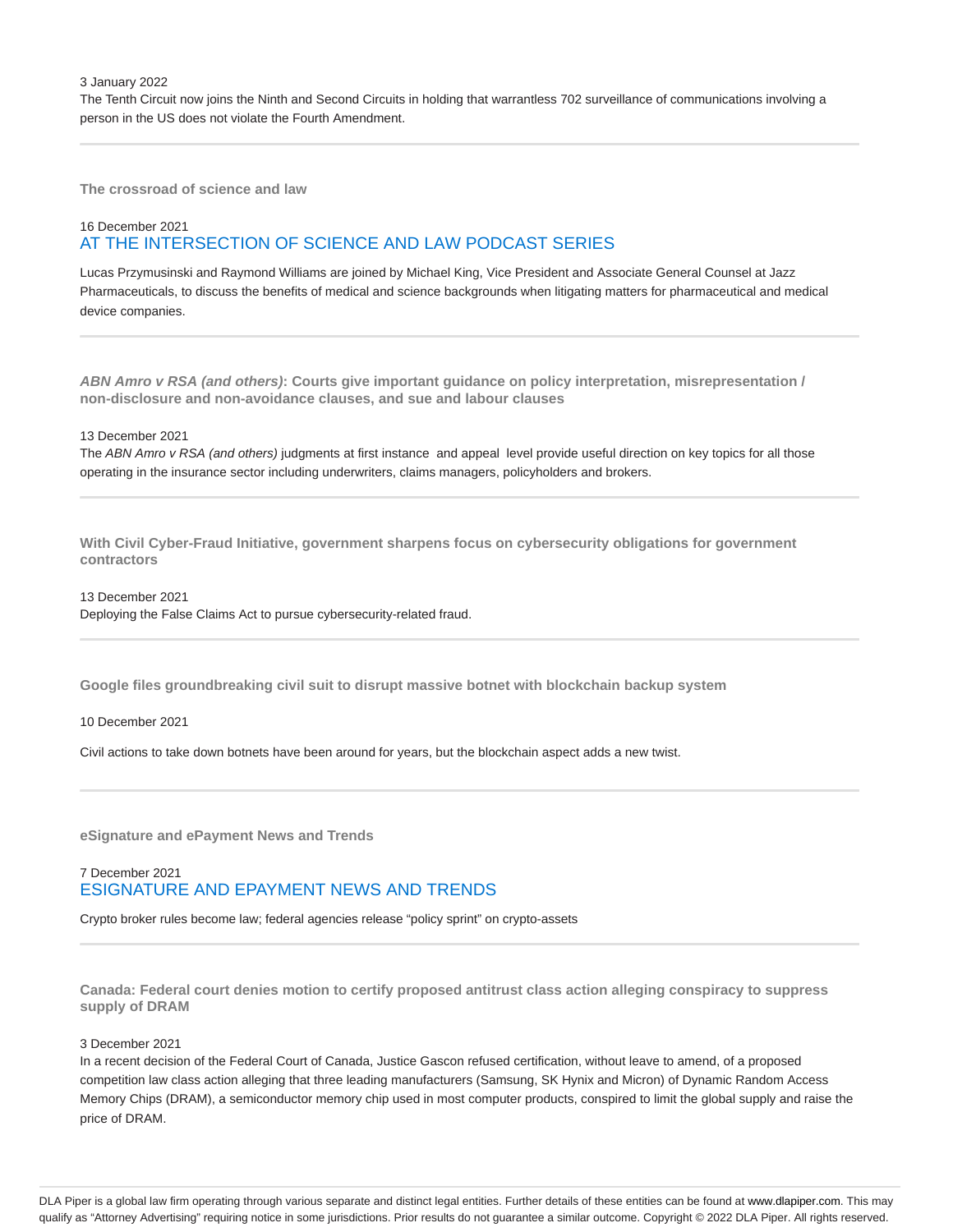3 January 2022

The Tenth Circuit now joins the Ninth and Second Circuits in holding that warrantless 702 surveillance of communications involving a person in the US does not violate the Fourth Amendment.

---

### The crossroad of science and law

16 December 2021

AT THE INTERSECTION OF SCIENCE AND LAW PODCAST SERIES

Lucas Przymusinski and Raymond Williams are joined by Michael King, Vice President and Associate General Counsel at Jazz Pharmaceuticals, to discuss the benefits of medical and science backgrounds when litigating matters for pharmaceutical and medical device companies.

---

### *ABN Amro v RSA (and others)*: Courts give important guidance on policy interpretation, misrepresentation / non-disclosure and non-avoidance clauses, and sue and labour clauses

13 December 2021

The *ABN Amro v RSA (and others)* judgments at first instance and appeal level provide useful direction on key topics for all those operating in the insurance sector including underwriters, claims managers, policyholders and brokers.

---

### With Civil Cyber-Fraud Initiative, government sharpens focus on cybersecurity obligations for government contractors

13 December 2021

Deploying the False Claims Act to pursue cybersecurity-related fraud.

---

### Google files groundbreaking civil suit to disrupt massive botnet with blockchain backup system

10 December 2021

Civil actions to take down botnets have been around for years, but the blockchain aspect adds a new twist.

---

### eSignature and ePayment News and Trends

7 December 2021

ESIGNATURE AND EPAYMENT NEWS AND TRENDS

Crypto broker rules become law; federal agencies release "policy sprint" on crypto-assets

---

### Canada: Federal court denies motion to certify proposed antitrust class action alleging conspiracy to suppress supply of DRAM

3 December 2021

In a recent decision of the Federal Court of Canada, Justice Gascon refused certification, without leave to amend, of a proposed competition law class action alleging that three leading manufacturers (Samsung, SK Hynix and Micron) of Dynamic Random Access Memory Chips (DRAM), a semiconductor memory chip used in most computer products, conspired to limit the global supply and raise the price of DRAM.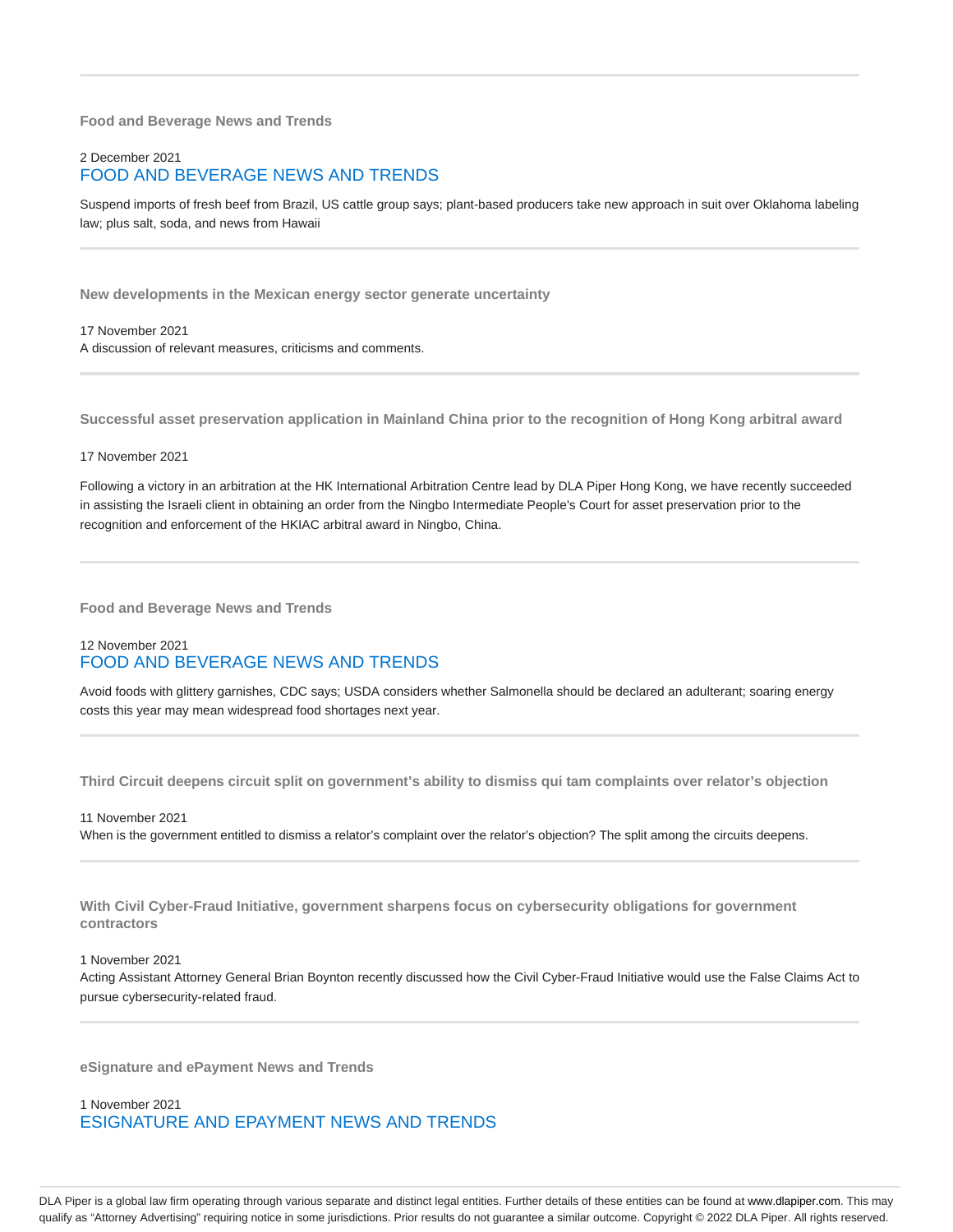---

**Food and Beverage News and Trends**

2 December 2021
### FOOD AND BEVERAGE NEWS AND TRENDS

Suspend imports of fresh beef from Brazil, US cattle group says; plant-based producers take new approach in suit over Oklahoma labeling law; plus salt, soda, and news from Hawaii

---

**New developments in the Mexican energy sector generate uncertainty**

17 November 2021
A discussion of relevant measures, criticisms and comments.

---

**Successful asset preservation application in Mainland China prior to the recognition of Hong Kong arbitral award**

17 November 2021

Following a victory in an arbitration at the HK International Arbitration Centre lead by DLA Piper Hong Kong, we have recently succeeded in assisting the Israeli client in obtaining an order from the Ningbo Intermediate People's Court for asset preservation prior to the recognition and enforcement of the HKIAC arbitral award in Ningbo, China.

---

**Food and Beverage News and Trends**

12 November 2021
### FOOD AND BEVERAGE NEWS AND TRENDS

Avoid foods with glittery garnishes, CDC says; USDA considers whether Salmonella should be declared an adulterant; soaring energy costs this year may mean widespread food shortages next year.

---

**Third Circuit deepens circuit split on government's ability to dismiss qui tam complaints over relator's objection**

11 November 2021
When is the government entitled to dismiss a relator's complaint over the relator's objection? The split among the circuits deepens.

---

**With Civil Cyber-Fraud Initiative, government sharpens focus on cybersecurity obligations for government contractors**

1 November 2021
Acting Assistant Attorney General Brian Boynton recently discussed how the Civil Cyber-Fraud Initiative would use the False Claims Act to pursue cybersecurity-related fraud.

---

**eSignature and ePayment News and Trends**

1 November 2021
### ESIGNATURE AND EPAYMENT NEWS AND TRENDS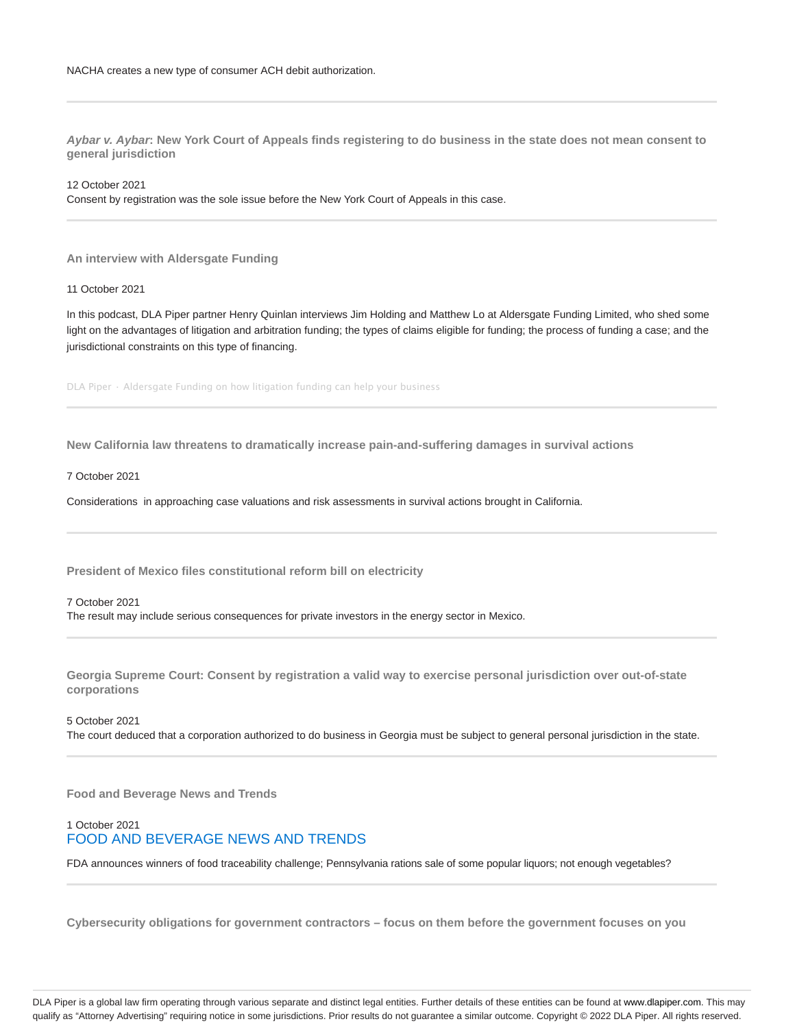NACHA creates a new type of consumer ACH debit authorization.

---

### *Aybar v. Aybar*: New York Court of Appeals finds registering to do business in the state does not mean consent to general jurisdiction

12 October 2021

Consent by registration was the sole issue before the New York Court of Appeals in this case.

---

### An interview with Aldersgate Funding

11 October 2021

In this podcast, DLA Piper partner Henry Quinlan interviews Jim Holding and Matthew Lo at Aldersgate Funding Limited, who shed some light on the advantages of litigation and arbitration funding; the types of claims eligible for funding; the process of funding a case; and the jurisdictional constraints on this type of financing.

DLA Piper · Aldersgate Funding on how litigation funding can help your business

---

### New California law threatens to dramatically increase pain-and-suffering damages in survival actions

7 October 2021

Considerations in approaching case valuations and risk assessments in survival actions brought in California.

---

### President of Mexico files constitutional reform bill on electricity

7 October 2021

The result may include serious consequences for private investors in the energy sector in Mexico.

---

### Georgia Supreme Court: Consent by registration a valid way to exercise personal jurisdiction over out-of-state corporations

5 October 2021

The court deduced that a corporation authorized to do business in Georgia must be subject to general personal jurisdiction in the state.

---

### Food and Beverage News and Trends

1 October 2021

FOOD AND BEVERAGE NEWS AND TRENDS

FDA announces winners of food traceability challenge; Pennsylvania rations sale of some popular liquors; not enough vegetables?

---

### Cybersecurity obligations for government contractors – focus on them before the government focuses on you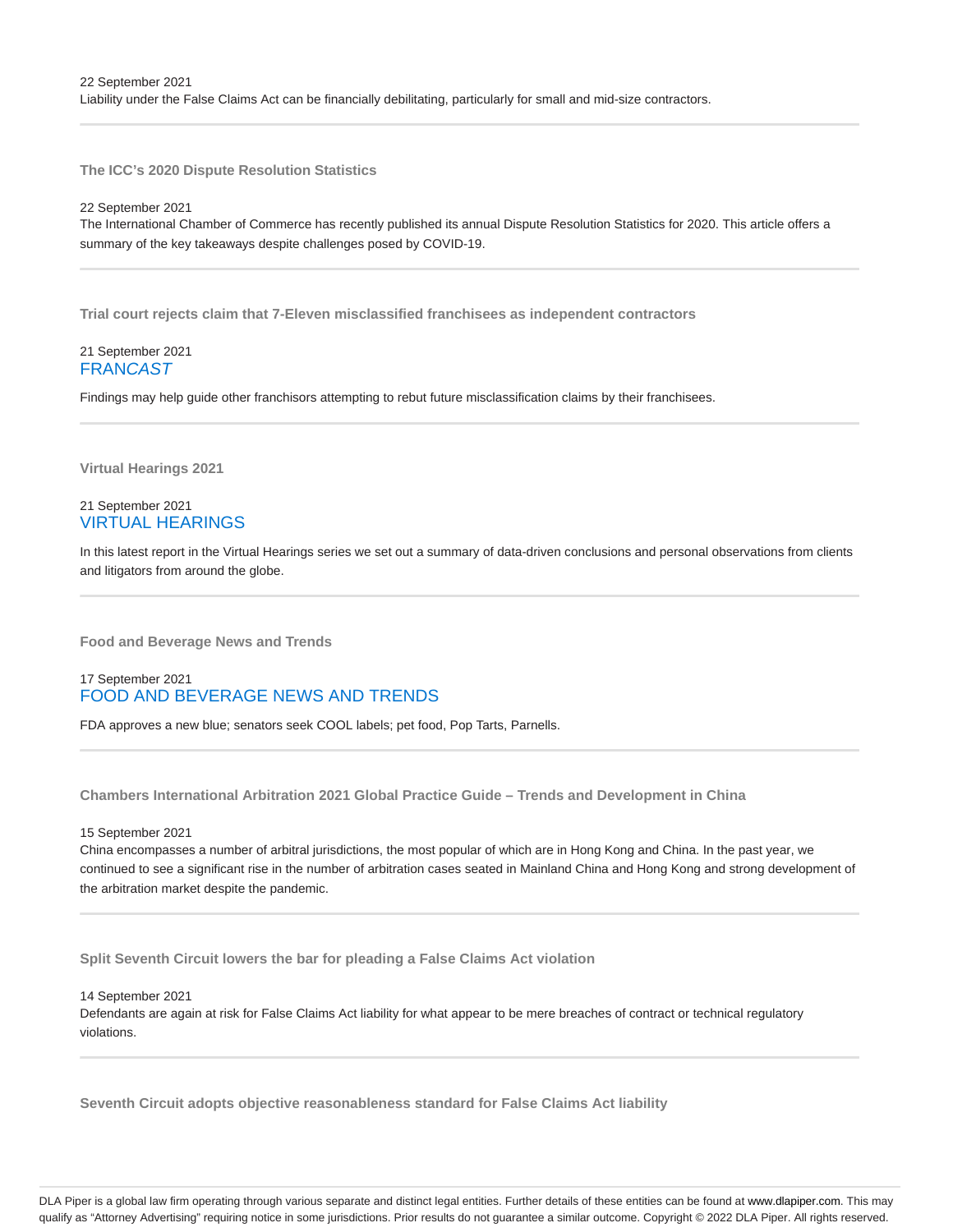22 September 2021
Liability under the False Claims Act can be financially debilitating, particularly for small and mid-size contractors.

---

### The ICC's 2020 Dispute Resolution Statistics

22 September 2021
The International Chamber of Commerce has recently published its annual Dispute Resolution Statistics for 2020. This article offers a summary of the key takeaways despite challenges posed by COVID-19.

---

### Trial court rejects claim that 7-Eleven misclassified franchisees as independent contractors

21 September 2021
FRAN*CAST*

Findings may help guide other franchisors attempting to rebut future misclassification claims by their franchisees.

---

### Virtual Hearings 2021

21 September 2021
VIRTUAL HEARINGS

In this latest report in the Virtual Hearings series we set out a summary of data-driven conclusions and personal observations from clients and litigators from around the globe.

---

### Food and Beverage News and Trends

17 September 2021
FOOD AND BEVERAGE NEWS AND TRENDS

FDA approves a new blue; senators seek COOL labels; pet food, Pop Tarts, Parnells.

---

### Chambers International Arbitration 2021 Global Practice Guide – Trends and Development in China

15 September 2021
China encompasses a number of arbitral jurisdictions, the most popular of which are in Hong Kong and China. In the past year, we continued to see a significant rise in the number of arbitration cases seated in Mainland China and Hong Kong and strong development of the arbitration market despite the pandemic.

---

### Split Seventh Circuit lowers the bar for pleading a False Claims Act violation

14 September 2021
Defendants are again at risk for False Claims Act liability for what appear to be mere breaches of contract or technical regulatory violations.

---

### Seventh Circuit adopts objective reasonableness standard for False Claims Act liability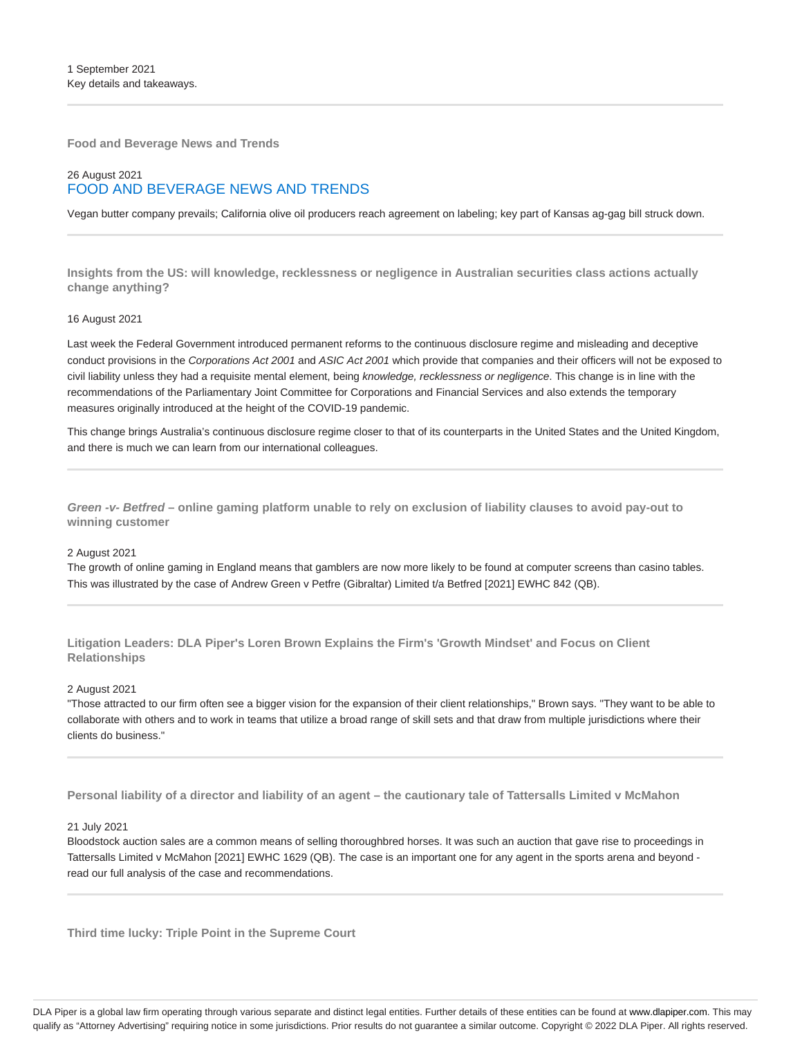1 September 2021
Key details and takeaways.

---

**Food and Beverage News and Trends**

26 August 2021

## FOOD AND BEVERAGE NEWS AND TRENDS

Vegan butter company prevails; California olive oil producers reach agreement on labeling; key part of Kansas ag-gag bill struck down.

---

**Insights from the US: will knowledge, recklessness or negligence in Australian securities class actions actually change anything?**

16 August 2021

Last week the Federal Government introduced permanent reforms to the continuous disclosure regime and misleading and deceptive conduct provisions in the *Corporations Act 2001* and *ASIC Act 2001* which provide that companies and their officers will not be exposed to civil liability unless they had a requisite mental element, being *knowledge, recklessness or negligence*. This change is in line with the recommendations of the Parliamentary Joint Committee for Corporations and Financial Services and also extends the temporary measures originally introduced at the height of the COVID-19 pandemic.

This change brings Australia's continuous disclosure regime closer to that of its counterparts in the United States and the United Kingdom, and there is much we can learn from our international colleagues.

---

***Green -v- Betfred* – online gaming platform unable to rely on exclusion of liability clauses to avoid pay-out to winning customer**

2 August 2021
The growth of online gaming in England means that gamblers are now more likely to be found at computer screens than casino tables. This was illustrated by the case of Andrew Green v Petfre (Gibraltar) Limited t/a Betfred [2021] EWHC 842 (QB).

---

**Litigation Leaders: DLA Piper's Loren Brown Explains the Firm's 'Growth Mindset' and Focus on Client Relationships**

2 August 2021
"Those attracted to our firm often see a bigger vision for the expansion of their client relationships," Brown says. "They want to be able to collaborate with others and to work in teams that utilize a broad range of skill sets and that draw from multiple jurisdictions where their clients do business."

---

**Personal liability of a director and liability of an agent – the cautionary tale of Tattersalls Limited v McMahon**

21 July 2021
Bloodstock auction sales are a common means of selling thoroughbred horses. It was such an auction that gave rise to proceedings in Tattersalls Limited v McMahon [2021] EWHC 1629 (QB). The case is an important one for any agent in the sports arena and beyond - read our full analysis of the case and recommendations.

---

**Third time lucky: Triple Point in the Supreme Court**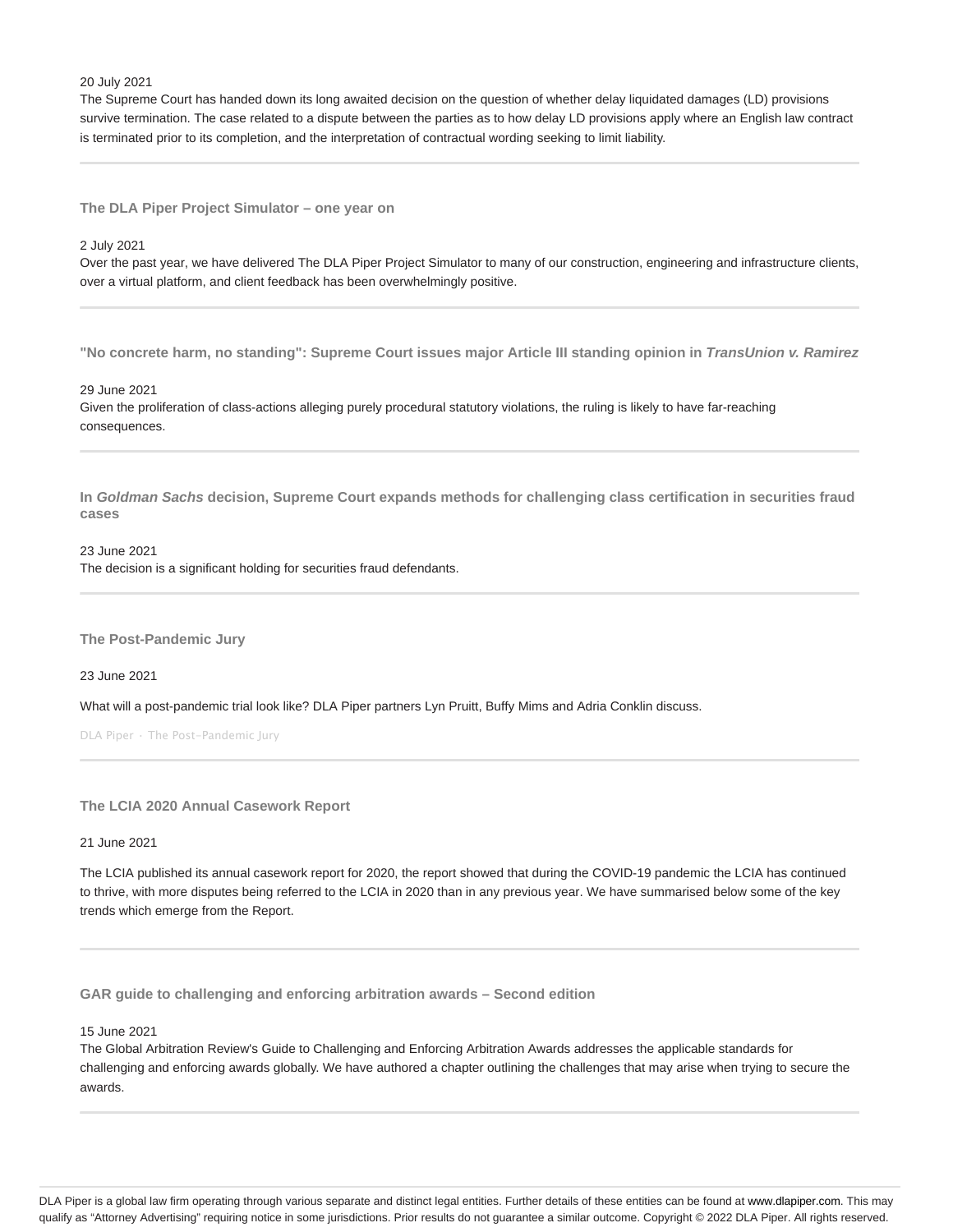20 July 2021
The Supreme Court has handed down its long awaited decision on the question of whether delay liquidated damages (LD) provisions survive termination. The case related to a dispute between the parties as to how delay LD provisions apply where an English law contract is terminated prior to its completion, and the interpretation of contractual wording seeking to limit liability.

---

### The DLA Piper Project Simulator – one year on

2 July 2021
Over the past year, we have delivered The DLA Piper Project Simulator to many of our construction, engineering and infrastructure clients, over a virtual platform, and client feedback has been overwhelmingly positive.

---

### "No concrete harm, no standing": Supreme Court issues major Article III standing opinion in *TransUnion v. Ramirez*

29 June 2021
Given the proliferation of class-actions alleging purely procedural statutory violations, the ruling is likely to have far-reaching consequences.

---

### In *Goldman Sachs* decision, Supreme Court expands methods for challenging class certification in securities fraud cases

23 June 2021
The decision is a significant holding for securities fraud defendants.

---

### The Post-Pandemic Jury

23 June 2021

What will a post-pandemic trial look like? DLA Piper partners Lyn Pruitt, Buffy Mims and Adria Conklin discuss.

DLA Piper - The Post-Pandemic Jury

---

### The LCIA 2020 Annual Casework Report

21 June 2021

The LCIA published its annual casework report for 2020, the report showed that during the COVID-19 pandemic the LCIA has continued to thrive, with more disputes being referred to the LCIA in 2020 than in any previous year. We have summarised below some of the key trends which emerge from the Report.

---

### GAR guide to challenging and enforcing arbitration awards – Second edition

15 June 2021
The Global Arbitration Review's Guide to Challenging and Enforcing Arbitration Awards addresses the applicable standards for challenging and enforcing awards globally. We have authored a chapter outlining the challenges that may arise when trying to secure the awards.

---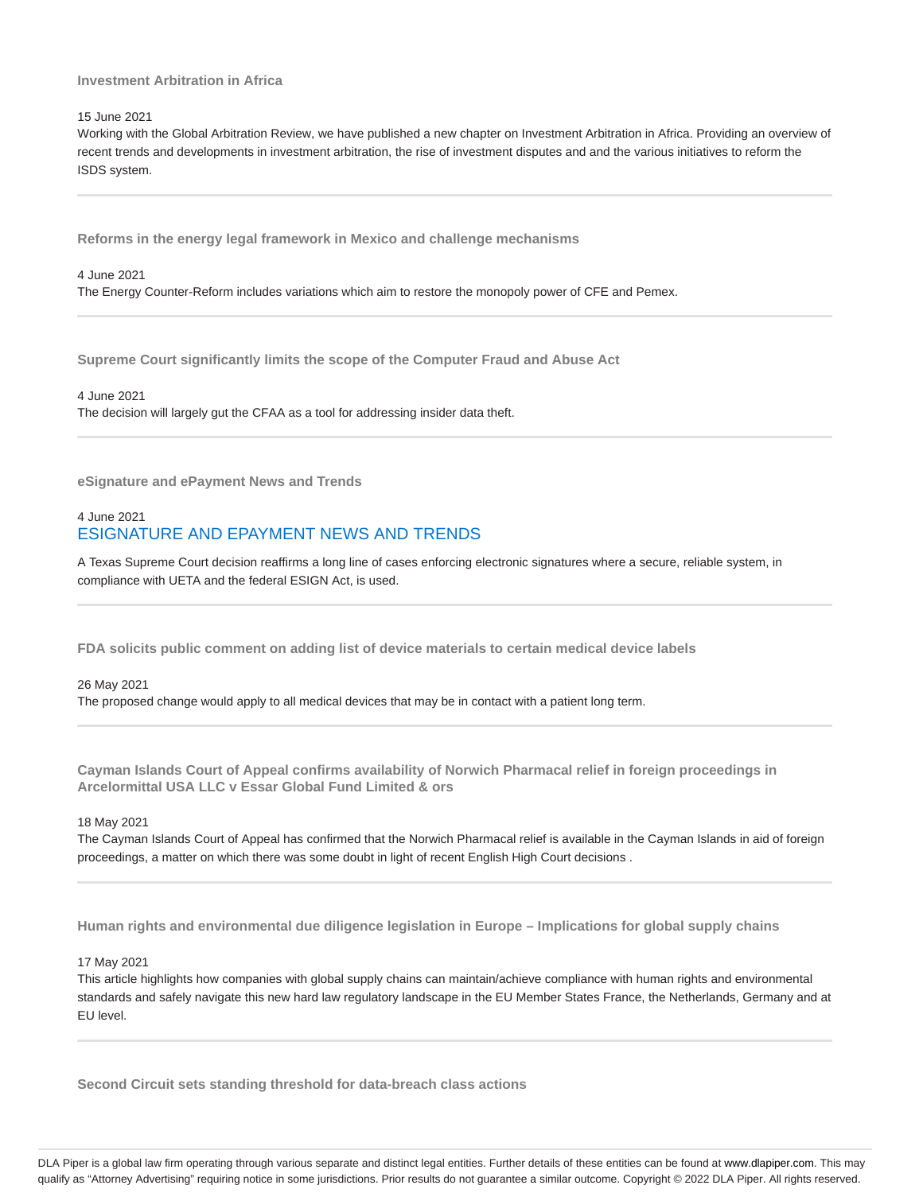### Investment Arbitration in Africa

15 June 2021

Working with the Global Arbitration Review, we have published a new chapter on Investment Arbitration in Africa. Providing an overview of recent trends and developments in investment arbitration, the rise of investment disputes and and the various initiatives to reform the ISDS system.

---

### Reforms in the energy legal framework in Mexico and challenge mechanisms

4 June 2021

The Energy Counter-Reform includes variations which aim to restore the monopoly power of CFE and Pemex.

---

### Supreme Court significantly limits the scope of the Computer Fraud and Abuse Act

4 June 2021

The decision will largely gut the CFAA as a tool for addressing insider data theft.

---

### eSignature and ePayment News and Trends

4 June 2021

ESIGNATURE AND EPAYMENT NEWS AND TRENDS

A Texas Supreme Court decision reaffirms a long line of cases enforcing electronic signatures where a secure, reliable system, in compliance with UETA and the federal ESIGN Act, is used.

---

### FDA solicits public comment on adding list of device materials to certain medical device labels

26 May 2021

The proposed change would apply to all medical devices that may be in contact with a patient long term.

---

### Cayman Islands Court of Appeal confirms availability of Norwich Pharmacal relief in foreign proceedings in Arcelormittal USA LLC v Essar Global Fund Limited & ors

18 May 2021

The Cayman Islands Court of Appeal has confirmed that the Norwich Pharmacal relief is available in the Cayman Islands in aid of foreign proceedings, a matter on which there was some doubt in light of recent English High Court decisions .

---

### Human rights and environmental due diligence legislation in Europe – Implications for global supply chains

17 May 2021

This article highlights how companies with global supply chains can maintain/achieve compliance with human rights and environmental standards and safely navigate this new hard law regulatory landscape in the EU Member States France, the Netherlands, Germany and at EU level.

---

### Second Circuit sets standing threshold for data-breach class actions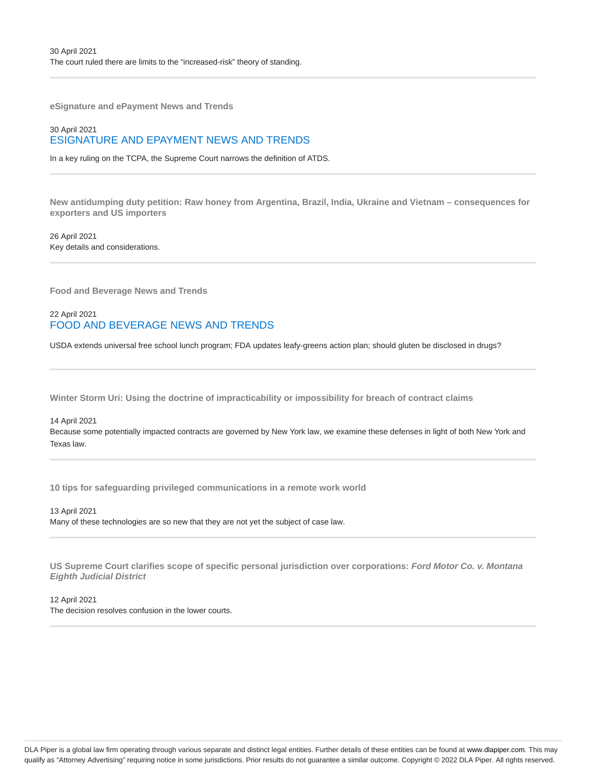30 April 2021
The court ruled there are limits to the “increased-risk” theory of standing.

---

**eSignature and ePayment News and Trends**

30 April 2021
ESIGNATURE AND EPAYMENT NEWS AND TRENDS

In a key ruling on the TCPA, the Supreme Court narrows the definition of ATDS.

---

**New antidumping duty petition: Raw honey from Argentina, Brazil, India, Ukraine and Vietnam – consequences for exporters and US importers**

26 April 2021
Key details and considerations.

---

**Food and Beverage News and Trends**

22 April 2021
FOOD AND BEVERAGE NEWS AND TRENDS

USDA extends universal free school lunch program; FDA updates leafy-greens action plan; should gluten be disclosed in drugs?

---

**Winter Storm Uri: Using the doctrine of impracticability or impossibility for breach of contract claims**

14 April 2021
Because some potentially impacted contracts are governed by New York law, we examine these defenses in light of both New York and Texas law.

---

**10 tips for safeguarding privileged communications in a remote work world**

13 April 2021
Many of these technologies are so new that they are not yet the subject of case law.

---

**US Supreme Court clarifies scope of specific personal jurisdiction over corporations: *Ford Motor Co. v. Montana Eighth Judicial District***

12 April 2021
The decision resolves confusion in the lower courts.

---

DLA Piper is a global law firm operating through various separate and distinct legal entities. Further details of these entities can be found at www.dlapiper.com. This may qualify as “Attorney Advertising” requiring notice in some jurisdictions. Prior results do not guarantee a similar outcome. Copyright © 2022 DLA Piper. All rights reserved.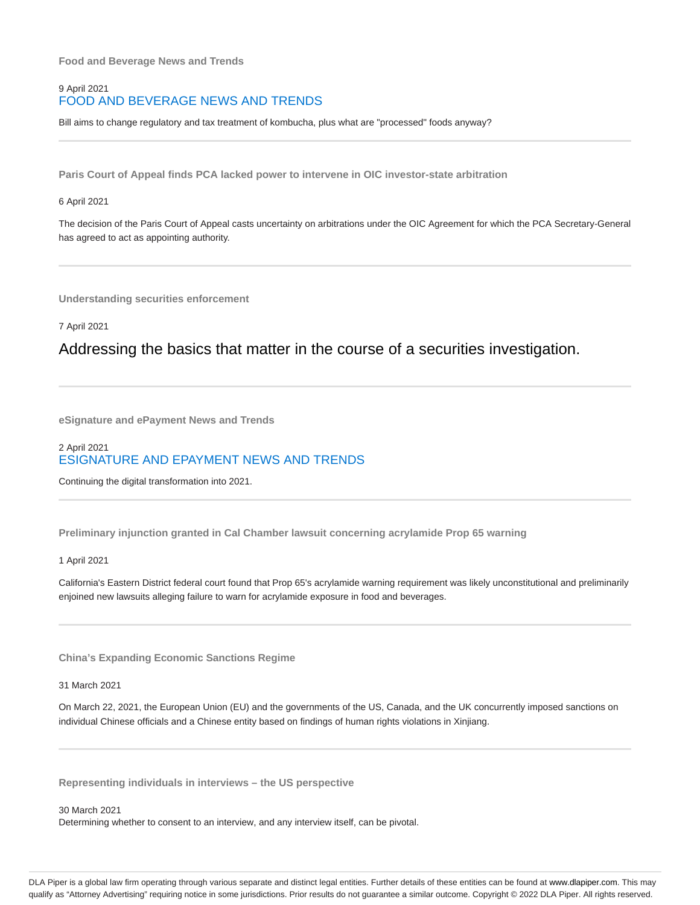### Food and Beverage News and Trends

9 April 2021

FOOD AND BEVERAGE NEWS AND TRENDS

Bill aims to change regulatory and tax treatment of kombucha, plus what are "processed" foods anyway?

---

### Paris Court of Appeal finds PCA lacked power to intervene in OIC investor-state arbitration

6 April 2021

The decision of the Paris Court of Appeal casts uncertainty on arbitrations under the OIC Agreement for which the PCA Secretary-General has agreed to act as appointing authority.

---

### Understanding securities enforcement

7 April 2021

Addressing the basics that matter in the course of a securities investigation.

---

### eSignature and ePayment News and Trends

2 April 2021

ESIGNATURE AND EPAYMENT NEWS AND TRENDS

Continuing the digital transformation into 2021.

---

### Preliminary injunction granted in Cal Chamber lawsuit concerning acrylamide Prop 65 warning

1 April 2021

California's Eastern District federal court found that Prop 65's acrylamide warning requirement was likely unconstitutional and preliminarily enjoined new lawsuits alleging failure to warn for acrylamide exposure in food and beverages.

---

### China's Expanding Economic Sanctions Regime

31 March 2021

On March 22, 2021, the European Union (EU) and the governments of the US, Canada, and the UK concurrently imposed sanctions on individual Chinese officials and a Chinese entity based on findings of human rights violations in Xinjiang.

---

### Representing individuals in interviews – the US perspective

30 March 2021

Determining whether to consent to an interview, and any interview itself, can be pivotal.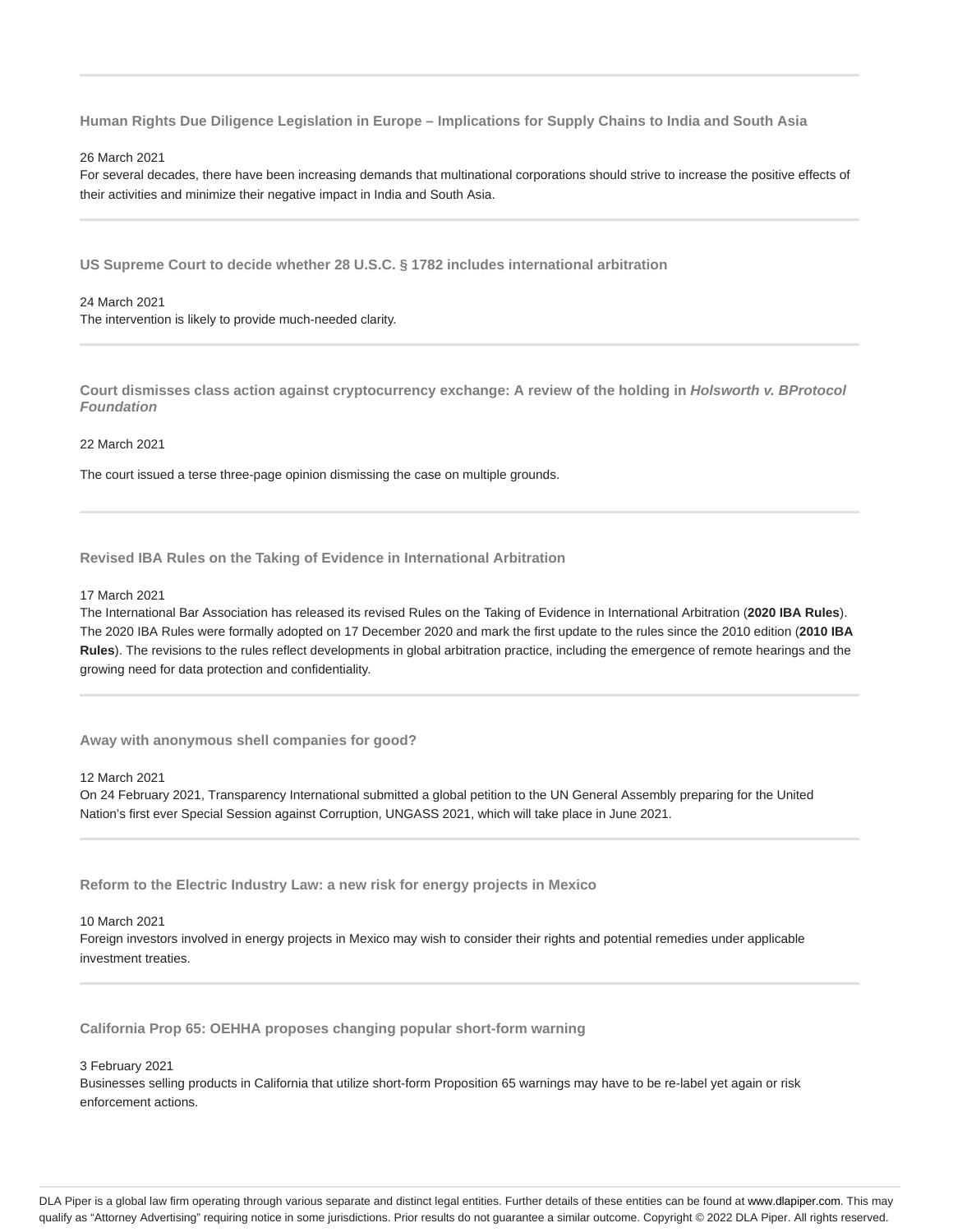---

### Human Rights Due Diligence Legislation in Europe – Implications for Supply Chains to India and South Asia

26 March 2021

For several decades, there have been increasing demands that multinational corporations should strive to increase the positive effects of their activities and minimize their negative impact in India and South Asia.

---

### US Supreme Court to decide whether 28 U.S.C. § 1782 includes international arbitration

24 March 2021

The intervention is likely to provide much-needed clarity.

---

### Court dismisses class action against cryptocurrency exchange: A review of the holding in *Holsworth v. BProtocol Foundation*

22 March 2021

The court issued a terse three-page opinion dismissing the case on multiple grounds.

---

### Revised IBA Rules on the Taking of Evidence in International Arbitration

17 March 2021

The International Bar Association has released its revised Rules on the Taking of Evidence in International Arbitration (**2020 IBA Rules**). The 2020 IBA Rules were formally adopted on 17 December 2020 and mark the first update to the rules since the 2010 edition (**2010 IBA Rules**). The revisions to the rules reflect developments in global arbitration practice, including the emergence of remote hearings and the growing need for data protection and confidentiality.

---

### Away with anonymous shell companies for good?

12 March 2021

On 24 February 2021, Transparency International submitted a global petition to the UN General Assembly preparing for the United Nation's first ever Special Session against Corruption, UNGASS 2021, which will take place in June 2021.

---

### Reform to the Electric Industry Law: a new risk for energy projects in Mexico

10 March 2021

Foreign investors involved in energy projects in Mexico may wish to consider their rights and potential remedies under applicable investment treaties.

---

### California Prop 65: OEHHA proposes changing popular short-form warning

3 February 2021

Businesses selling products in California that utilize short-form Proposition 65 warnings may have to be re-label yet again or risk enforcement actions.

DLA Piper is a global law firm operating through various separate and distinct legal entities. Further details of these entities can be found at www.dlapiper.com. This may qualify as "Attorney Advertising" requiring notice in some jurisdictions. Prior results do not guarantee a similar outcome. Copyright © 2022 DLA Piper. All rights reserved.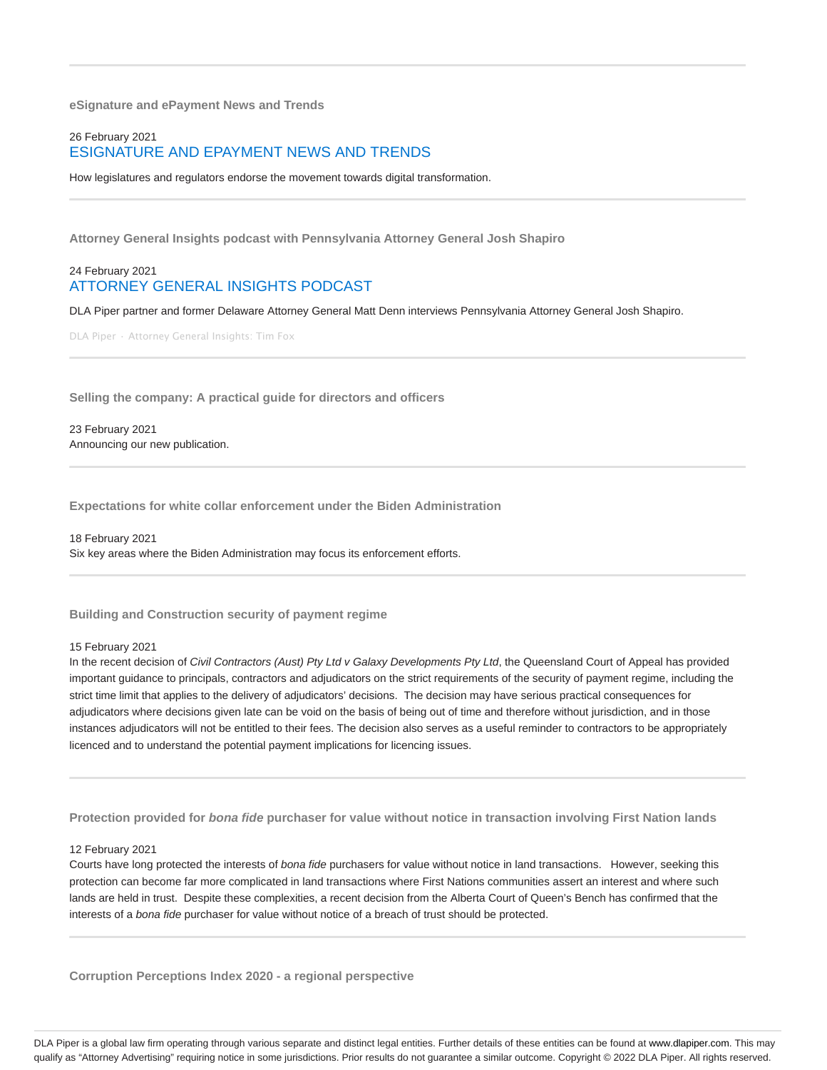### eSignature and ePayment News and Trends

26 February 2021

ESIGNATURE AND EPAYMENT NEWS AND TRENDS

How legislatures and regulators endorse the movement towards digital transformation.

---

### Attorney General Insights podcast with Pennsylvania Attorney General Josh Shapiro

24 February 2021

ATTORNEY GENERAL INSIGHTS PODCAST

DLA Piper partner and former Delaware Attorney General Matt Denn interviews Pennsylvania Attorney General Josh Shapiro.

DLA Piper - Attorney General Insights: Tim Fox

---

### Selling the company: A practical guide for directors and officers

23 February 2021

Announcing our new publication.

---

### Expectations for white collar enforcement under the Biden Administration

18 February 2021

Six key areas where the Biden Administration may focus its enforcement efforts.

---

### Building and Construction security of payment regime

15 February 2021

In the recent decision of *Civil Contractors (Aust) Pty Ltd v Galaxy Developments Pty Ltd*, the Queensland Court of Appeal has provided important guidance to principals, contractors and adjudicators on the strict requirements of the security of payment regime, including the strict time limit that applies to the delivery of adjudicators' decisions. The decision may have serious practical consequences for adjudicators where decisions given late can be void on the basis of being out of time and therefore without jurisdiction, and in those instances adjudicators will not be entitled to their fees. The decision also serves as a useful reminder to contractors to be appropriately licenced and to understand the potential payment implications for licencing issues.

---

### Protection provided for *bona fide* purchaser for value without notice in transaction involving First Nation lands

12 February 2021

Courts have long protected the interests of *bona fide* purchasers for value without notice in land transactions. However, seeking this protection can become far more complicated in land transactions where First Nations communities assert an interest and where such lands are held in trust. Despite these complexities, a recent decision from the Alberta Court of Queen's Bench has confirmed that the interests of a *bona fide* purchaser for value without notice of a breach of trust should be protected.

---

### Corruption Perceptions Index 2020 - a regional perspective

DLA Piper is a global law firm operating through various separate and distinct legal entities. Further details of these entities can be found at www.dlapiper.com. This may qualify as "Attorney Advertising" requiring notice in some jurisdictions. Prior results do not guarantee a similar outcome. Copyright © 2022 DLA Piper. All rights reserved.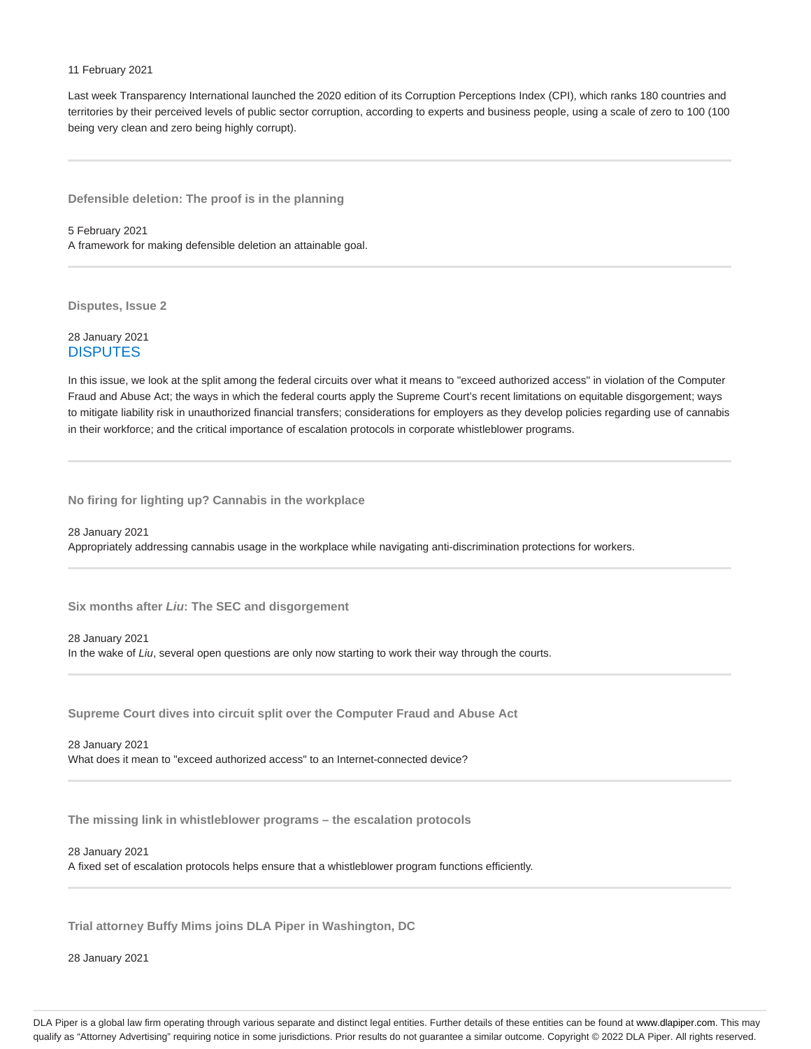11 February 2021

Last week Transparency International launched the 2020 edition of its Corruption Perceptions Index (CPI), which ranks 180 countries and territories by their perceived levels of public sector corruption, according to experts and business people, using a scale of zero to 100 (100 being very clean and zero being highly corrupt).

---

**Defensible deletion: The proof is in the planning**

5 February 2021

A framework for making defensible deletion an attainable goal.

---

**Disputes, Issue 2**

28 January 2021

DISPUTES

In this issue, we look at the split among the federal circuits over what it means to "exceed authorized access" in violation of the Computer Fraud and Abuse Act; the ways in which the federal courts apply the Supreme Court's recent limitations on equitable disgorgement; ways to mitigate liability risk in unauthorized financial transfers; considerations for employers as they develop policies regarding use of cannabis in their workforce; and the critical importance of escalation protocols in corporate whistleblower programs.

---

**No firing for lighting up? Cannabis in the workplace**

28 January 2021

Appropriately addressing cannabis usage in the workplace while navigating anti-discrimination protections for workers.

---

**Six months after *Liu*: The SEC and disgorgement**

28 January 2021

In the wake of *Liu*, several open questions are only now starting to work their way through the courts.

---

**Supreme Court dives into circuit split over the Computer Fraud and Abuse Act**

28 January 2021

What does it mean to "exceed authorized access" to an Internet-connected device?

---

**The missing link in whistleblower programs – the escalation protocols**

28 January 2021

A fixed set of escalation protocols helps ensure that a whistleblower program functions efficiently.

---

**Trial attorney Buffy Mims joins DLA Piper in Washington, DC**

28 January 2021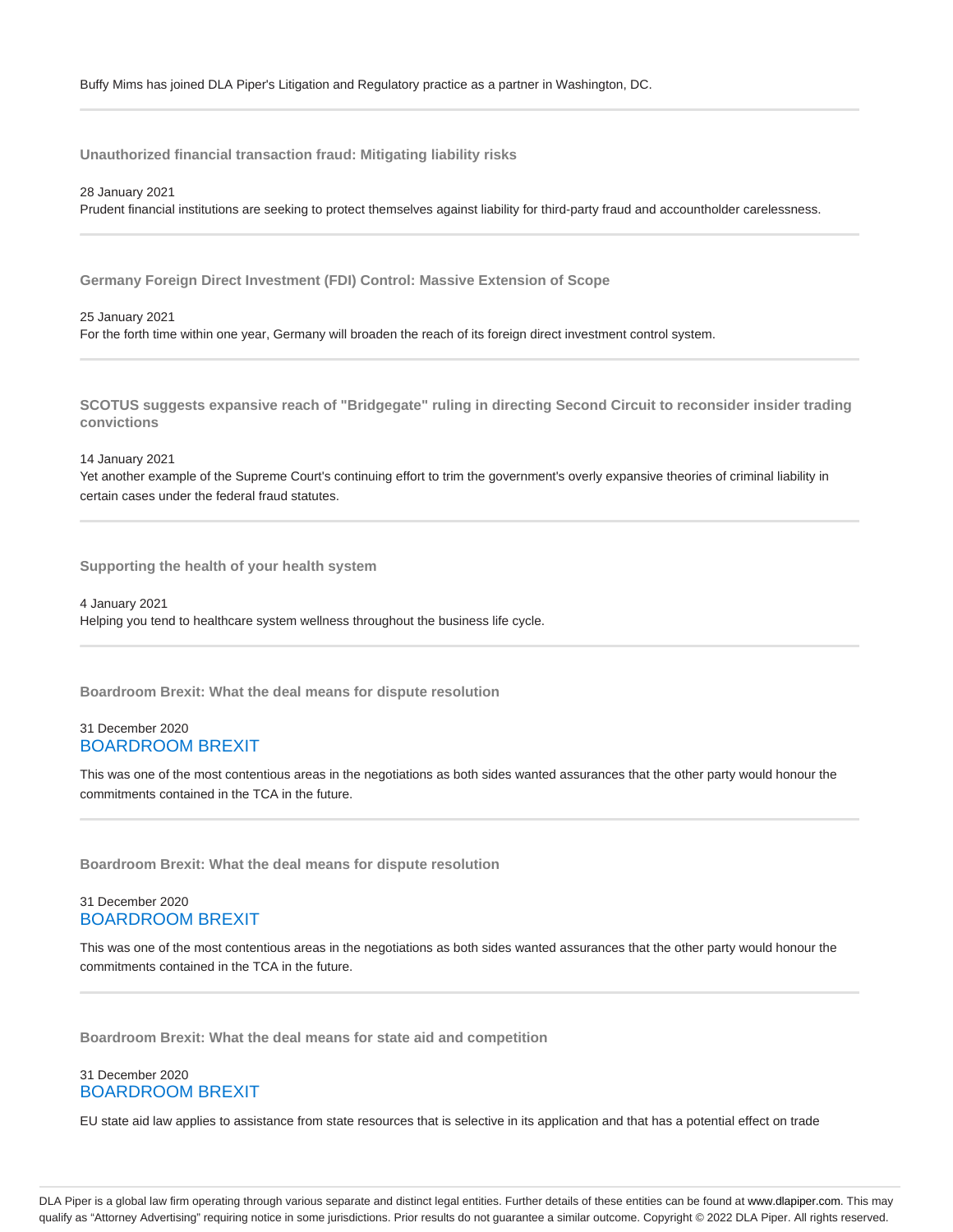Buffy Mims has joined DLA Piper's Litigation and Regulatory practice as a partner in Washington, DC.

---

**Unauthorized financial transaction fraud: Mitigating liability risks**

28 January 2021

Prudent financial institutions are seeking to protect themselves against liability for third-party fraud and accountholder carelessness.

---

**Germany Foreign Direct Investment (FDI) Control: Massive Extension of Scope**

25 January 2021

For the forth time within one year, Germany will broaden the reach of its foreign direct investment control system.

---

**SCOTUS suggests expansive reach of "Bridgegate" ruling in directing Second Circuit to reconsider insider trading convictions**

14 January 2021

Yet another example of the Supreme Court's continuing effort to trim the government's overly expansive theories of criminal liability in certain cases under the federal fraud statutes.

---

**Supporting the health of your health system**

4 January 2021

Helping you tend to healthcare system wellness throughout the business life cycle.

---

**Boardroom Brexit: What the deal means for dispute resolution**

31 December 2020

BOARDROOM BREXIT

This was one of the most contentious areas in the negotiations as both sides wanted assurances that the other party would honour the commitments contained in the TCA in the future.

---

**Boardroom Brexit: What the deal means for dispute resolution**

31 December 2020

BOARDROOM BREXIT

This was one of the most contentious areas in the negotiations as both sides wanted assurances that the other party would honour the commitments contained in the TCA in the future.

---

**Boardroom Brexit: What the deal means for state aid and competition**

31 December 2020

BOARDROOM BREXIT

EU state aid law applies to assistance from state resources that is selective in its application and that has a potential effect on trade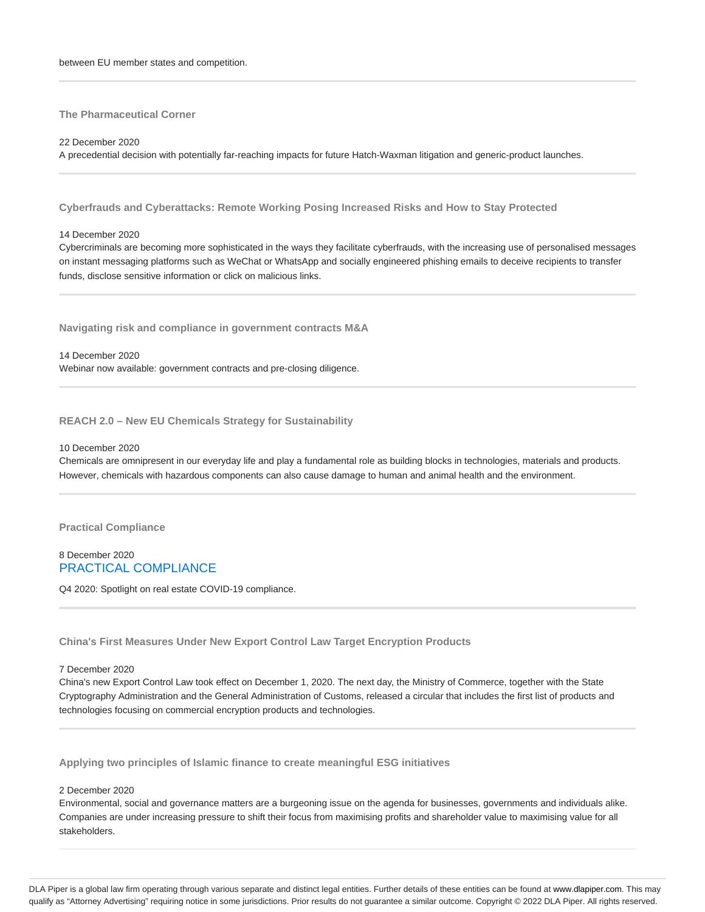between EU member states and competition.

---

### The Pharmaceutical Corner

22 December 2020

A precedential decision with potentially far-reaching impacts for future Hatch-Waxman litigation and generic-product launches.

---

### Cyberfrauds and Cyberattacks: Remote Working Posing Increased Risks and How to Stay Protected

14 December 2020

Cybercriminals are becoming more sophisticated in the ways they facilitate cyberfrauds, with the increasing use of personalised messages on instant messaging platforms such as WeChat or WhatsApp and socially engineered phishing emails to deceive recipients to transfer funds, disclose sensitive information or click on malicious links.

---

### Navigating risk and compliance in government contracts M&A

14 December 2020

Webinar now available: government contracts and pre-closing diligence.

---

### REACH 2.0 – New EU Chemicals Strategy for Sustainability

10 December 2020

Chemicals are omnipresent in our everyday life and play a fundamental role as building blocks in technologies, materials and products. However, chemicals with hazardous components can also cause damage to human and animal health and the environment.

---

### Practical Compliance

8 December 2020

PRACTICAL COMPLIANCE

Q4 2020: Spotlight on real estate COVID-19 compliance.

---

### China's First Measures Under New Export Control Law Target Encryption Products

7 December 2020

China's new Export Control Law took effect on December 1, 2020. The next day, the Ministry of Commerce, together with the State Cryptography Administration and the General Administration of Customs, released a circular that includes the first list of products and technologies focusing on commercial encryption products and technologies.

---

### Applying two principles of Islamic finance to create meaningful ESG initiatives

2 December 2020

Environmental, social and governance matters are a burgeoning issue on the agenda for businesses, governments and individuals alike. Companies are under increasing pressure to shift their focus from maximising profits and shareholder value to maximising value for all stakeholders.

---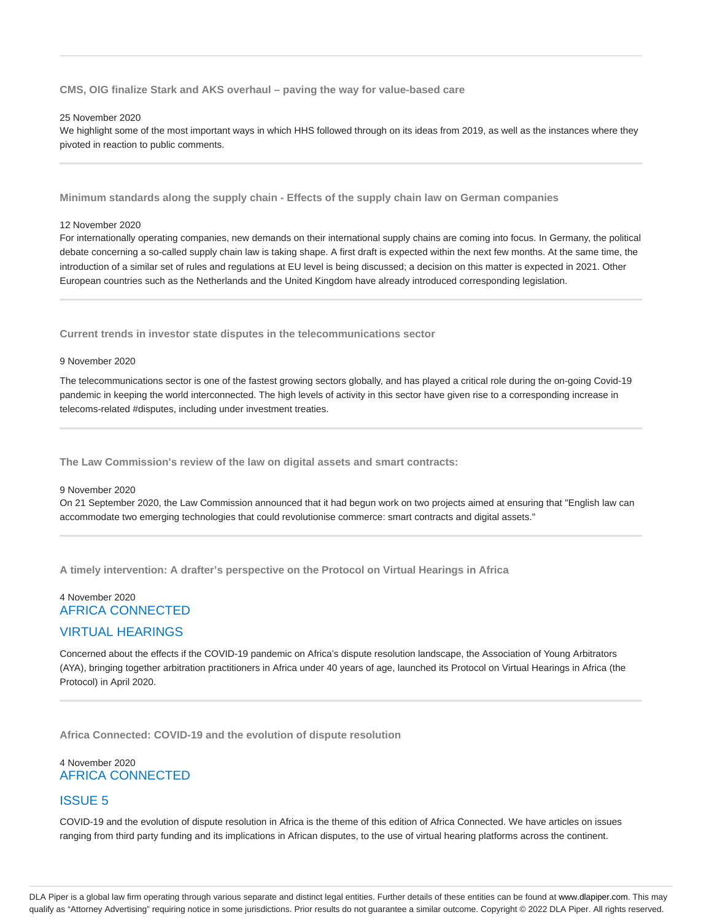### CMS, OIG finalize Stark and AKS overhaul – paving the way for value-based care

25 November 2020

We highlight some of the most important ways in which HHS followed through on its ideas from 2019, as well as the instances where they pivoted in reaction to public comments.

---

### Minimum standards along the supply chain - Effects of the supply chain law on German companies

12 November 2020

For internationally operating companies, new demands on their international supply chains are coming into focus. In Germany, the political debate concerning a so-called supply chain law is taking shape. A first draft is expected within the next few months. At the same time, the introduction of a similar set of rules and regulations at EU level is being discussed; a decision on this matter is expected in 2021. Other European countries such as the Netherlands and the United Kingdom have already introduced corresponding legislation.

---

### Current trends in investor state disputes in the telecommunications sector

9 November 2020

The telecommunications sector is one of the fastest growing sectors globally, and has played a critical role during the on-going Covid-19 pandemic in keeping the world interconnected. The high levels of activity in this sector have given rise to a corresponding increase in telecoms-related #disputes, including under investment treaties.

---

### The Law Commission's review of the law on digital assets and smart contracts:

9 November 2020

On 21 September 2020, the Law Commission announced that it had begun work on two projects aimed at ensuring that "English law can accommodate two emerging technologies that could revolutionise commerce: smart contracts and digital assets."

---

### A timely intervention: A drafter's perspective on the Protocol on Virtual Hearings in Africa

4 November 2020

AFRICA CONNECTED

VIRTUAL HEARINGS

Concerned about the effects if the COVID-19 pandemic on Africa's dispute resolution landscape, the Association of Young Arbitrators (AYA), bringing together arbitration practitioners in Africa under 40 years of age, launched its Protocol on Virtual Hearings in Africa (the Protocol) in April 2020.

---

### Africa Connected: COVID-19 and the evolution of dispute resolution

4 November 2020

AFRICA CONNECTED

ISSUE 5

COVID-19 and the evolution of dispute resolution in Africa is the theme of this edition of Africa Connected. We have articles on issues ranging from third party funding and its implications in African disputes, to the use of virtual hearing platforms across the continent.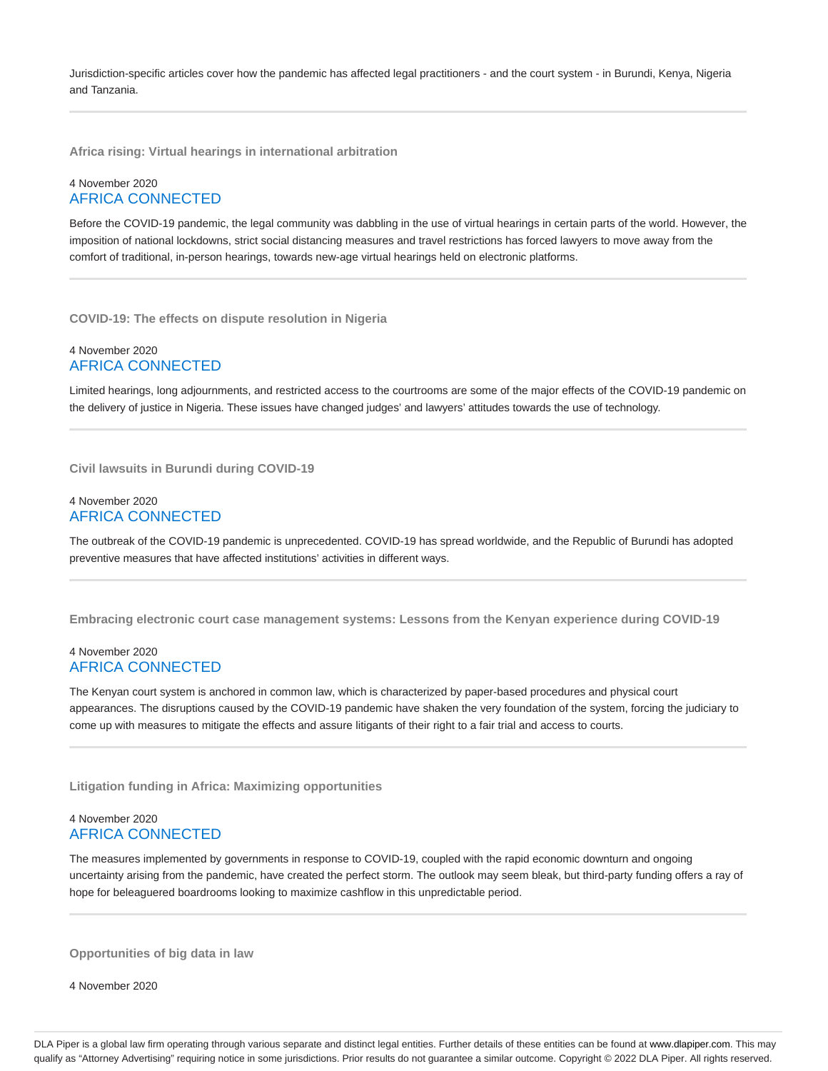Jurisdiction-specific articles cover how the pandemic has affected legal practitioners - and the court system - in Burundi, Kenya, Nigeria and Tanzania.

---

### Africa rising: Virtual hearings in international arbitration

4 November 2020
AFRICA CONNECTED

Before the COVID-19 pandemic, the legal community was dabbling in the use of virtual hearings in certain parts of the world. However, the imposition of national lockdowns, strict social distancing measures and travel restrictions has forced lawyers to move away from the comfort of traditional, in-person hearings, towards new-age virtual hearings held on electronic platforms.

---

### COVID-19: The effects on dispute resolution in Nigeria

4 November 2020
AFRICA CONNECTED

Limited hearings, long adjournments, and restricted access to the courtrooms are some of the major effects of the COVID-19 pandemic on the delivery of justice in Nigeria. These issues have changed judges' and lawyers' attitudes towards the use of technology.

---

### Civil lawsuits in Burundi during COVID-19

4 November 2020
AFRICA CONNECTED

The outbreak of the COVID-19 pandemic is unprecedented. COVID-19 has spread worldwide, and the Republic of Burundi has adopted preventive measures that have affected institutions' activities in different ways.

---

### Embracing electronic court case management systems: Lessons from the Kenyan experience during COVID-19

4 November 2020
AFRICA CONNECTED

The Kenyan court system is anchored in common law, which is characterized by paper-based procedures and physical court appearances. The disruptions caused by the COVID-19 pandemic have shaken the very foundation of the system, forcing the judiciary to come up with measures to mitigate the effects and assure litigants of their right to a fair trial and access to courts.

---

### Litigation funding in Africa: Maximizing opportunities

4 November 2020
AFRICA CONNECTED

The measures implemented by governments in response to COVID-19, coupled with the rapid economic downturn and ongoing uncertainty arising from the pandemic, have created the perfect storm. The outlook may seem bleak, but third-party funding offers a ray of hope for beleaguered boardrooms looking to maximize cashflow in this unpredictable period.

---

### Opportunities of big data in law

4 November 2020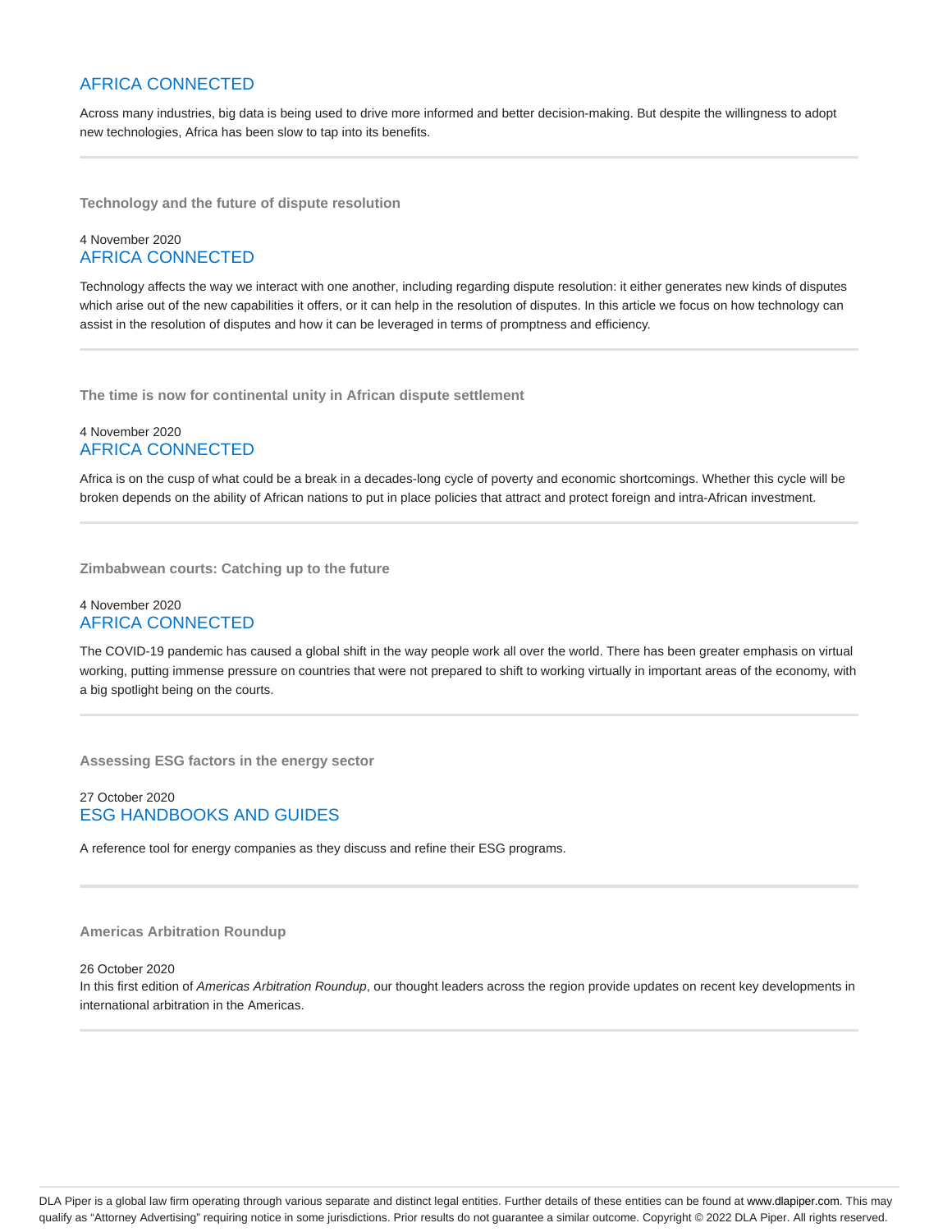AFRICA CONNECTED

Across many industries, big data is being used to drive more informed and better decision-making. But despite the willingness to adopt new technologies, Africa has been slow to tap into its benefits.

---

### Technology and the future of dispute resolution

4 November 2020
AFRICA CONNECTED

Technology affects the way we interact with one another, including regarding dispute resolution: it either generates new kinds of disputes which arise out of the new capabilities it offers, or it can help in the resolution of disputes. In this article we focus on how technology can assist in the resolution of disputes and how it can be leveraged in terms of promptness and efficiency.

---

### The time is now for continental unity in African dispute settlement

4 November 2020
AFRICA CONNECTED

Africa is on the cusp of what could be a break in a decades-long cycle of poverty and economic shortcomings. Whether this cycle will be broken depends on the ability of African nations to put in place policies that attract and protect foreign and intra-African investment.

---

### Zimbabwean courts: Catching up to the future

4 November 2020
AFRICA CONNECTED

The COVID-19 pandemic has caused a global shift in the way people work all over the world. There has been greater emphasis on virtual working, putting immense pressure on countries that were not prepared to shift to working virtually in important areas of the economy, with a big spotlight being on the courts.

---

### Assessing ESG factors in the energy sector

27 October 2020
ESG HANDBOOKS AND GUIDES

A reference tool for energy companies as they discuss and refine their ESG programs.

---

### Americas Arbitration Roundup

26 October 2020
In this first edition of *Americas Arbitration Roundup*, our thought leaders across the region provide updates on recent key developments in international arbitration in the Americas.

---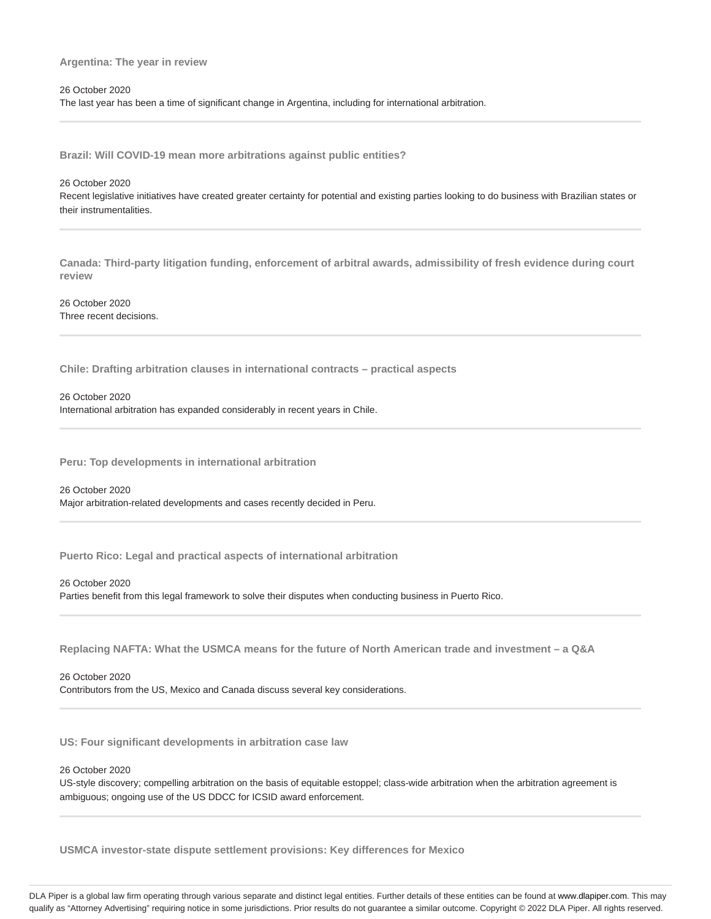**Argentina: The year in review**

26 October 2020
The last year has been a time of significant change in Argentina, including for international arbitration.

---

**Brazil: Will COVID-19 mean more arbitrations against public entities?**

26 October 2020
Recent legislative initiatives have created greater certainty for potential and existing parties looking to do business with Brazilian states or their instrumentalities.

---

**Canada: Third-party litigation funding, enforcement of arbitral awards, admissibility of fresh evidence during court review**

26 October 2020
Three recent decisions.

---

**Chile: Drafting arbitration clauses in international contracts – practical aspects**

26 October 2020
International arbitration has expanded considerably in recent years in Chile.

---

**Peru: Top developments in international arbitration**

26 October 2020
Major arbitration-related developments and cases recently decided in Peru.

---

**Puerto Rico: Legal and practical aspects of international arbitration**

26 October 2020
Parties benefit from this legal framework to solve their disputes when conducting business in Puerto Rico.

---

**Replacing NAFTA: What the USMCA means for the future of North American trade and investment – a Q&A**

26 October 2020
Contributors from the US, Mexico and Canada discuss several key considerations.

---

**US: Four significant developments in arbitration case law**

26 October 2020
US-style discovery; compelling arbitration on the basis of equitable estoppel; class-wide arbitration when the arbitration agreement is ambiguous; ongoing use of the US DDCC for ICSID award enforcement.

---

**USMCA investor-state dispute settlement provisions: Key differences for Mexico**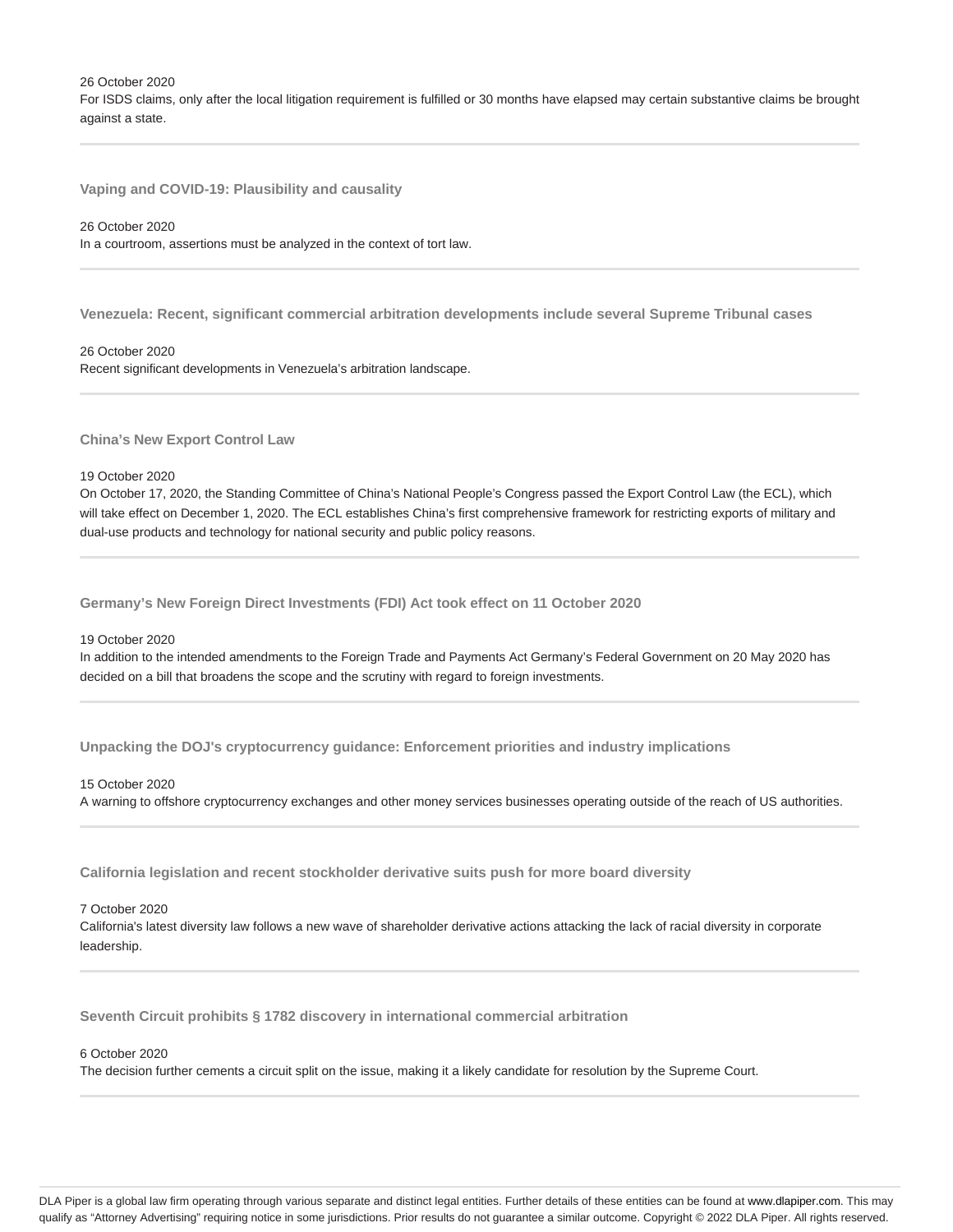26 October 2020

For ISDS claims, only after the local litigation requirement is fulfilled or 30 months have elapsed may certain substantive claims be brought against a state.

---

**Vaping and COVID-19: Plausibility and causality**

26 October 2020

In a courtroom, assertions must be analyzed in the context of tort law.

---

**Venezuela: Recent, significant commercial arbitration developments include several Supreme Tribunal cases**

26 October 2020

Recent significant developments in Venezuela's arbitration landscape.

---

**China's New Export Control Law**

19 October 2020

On October 17, 2020, the Standing Committee of China's National People's Congress passed the Export Control Law (the ECL), which will take effect on December 1, 2020. The ECL establishes China's first comprehensive framework for restricting exports of military and dual-use products and technology for national security and public policy reasons.

---

**Germany's New Foreign Direct Investments (FDI) Act took effect on 11 October 2020**

19 October 2020

In addition to the intended amendments to the Foreign Trade and Payments Act Germany's Federal Government on 20 May 2020 has decided on a bill that broadens the scope and the scrutiny with regard to foreign investments.

---

**Unpacking the DOJ's cryptocurrency guidance: Enforcement priorities and industry implications**

15 October 2020

A warning to offshore cryptocurrency exchanges and other money services businesses operating outside of the reach of US authorities.

---

**California legislation and recent stockholder derivative suits push for more board diversity**

7 October 2020

California's latest diversity law follows a new wave of shareholder derivative actions attacking the lack of racial diversity in corporate leadership.

---

**Seventh Circuit prohibits § 1782 discovery in international commercial arbitration**

6 October 2020

The decision further cements a circuit split on the issue, making it a likely candidate for resolution by the Supreme Court.

---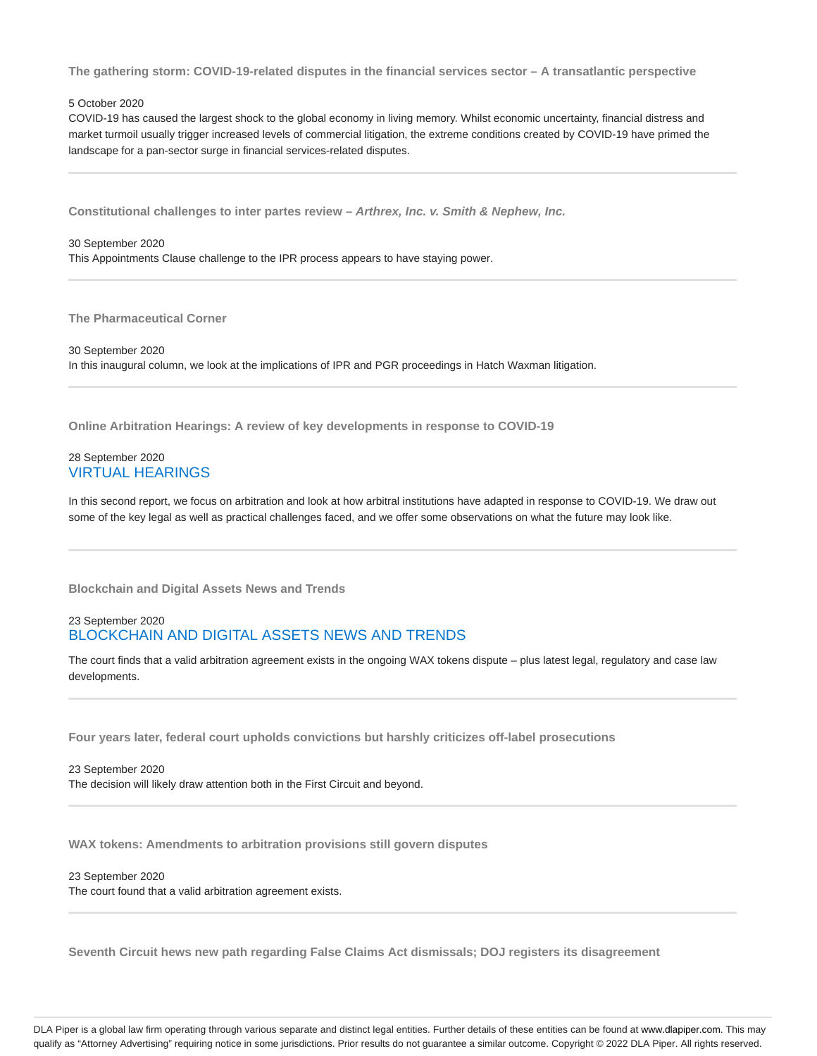### The gathering storm: COVID-19-related disputes in the financial services sector – A transatlantic perspective

5 October 2020

COVID-19 has caused the largest shock to the global economy in living memory. Whilst economic uncertainty, financial distress and market turmoil usually trigger increased levels of commercial litigation, the extreme conditions created by COVID-19 have primed the landscape for a pan-sector surge in financial services-related disputes.

---

### Constitutional challenges to inter partes review – *Arthrex, Inc. v. Smith & Nephew, Inc.*

30 September 2020

This Appointments Clause challenge to the IPR process appears to have staying power.

---

### The Pharmaceutical Corner

30 September 2020

In this inaugural column, we look at the implications of IPR and PGR proceedings in Hatch Waxman litigation.

---

### Online Arbitration Hearings: A review of key developments in response to COVID-19

28 September 2020

VIRTUAL HEARINGS

In this second report, we focus on arbitration and look at how arbitral institutions have adapted in response to COVID-19. We draw out some of the key legal as well as practical challenges faced, and we offer some observations on what the future may look like.

---

### Blockchain and Digital Assets News and Trends

23 September 2020

BLOCKCHAIN AND DIGITAL ASSETS NEWS AND TRENDS

The court finds that a valid arbitration agreement exists in the ongoing WAX tokens dispute – plus latest legal, regulatory and case law developments.

---

### Four years later, federal court upholds convictions but harshly criticizes off-label prosecutions

23 September 2020

The decision will likely draw attention both in the First Circuit and beyond.

---

### WAX tokens: Amendments to arbitration provisions still govern disputes

23 September 2020

The court found that a valid arbitration agreement exists.

---

### Seventh Circuit hews new path regarding False Claims Act dismissals; DOJ registers its disagreement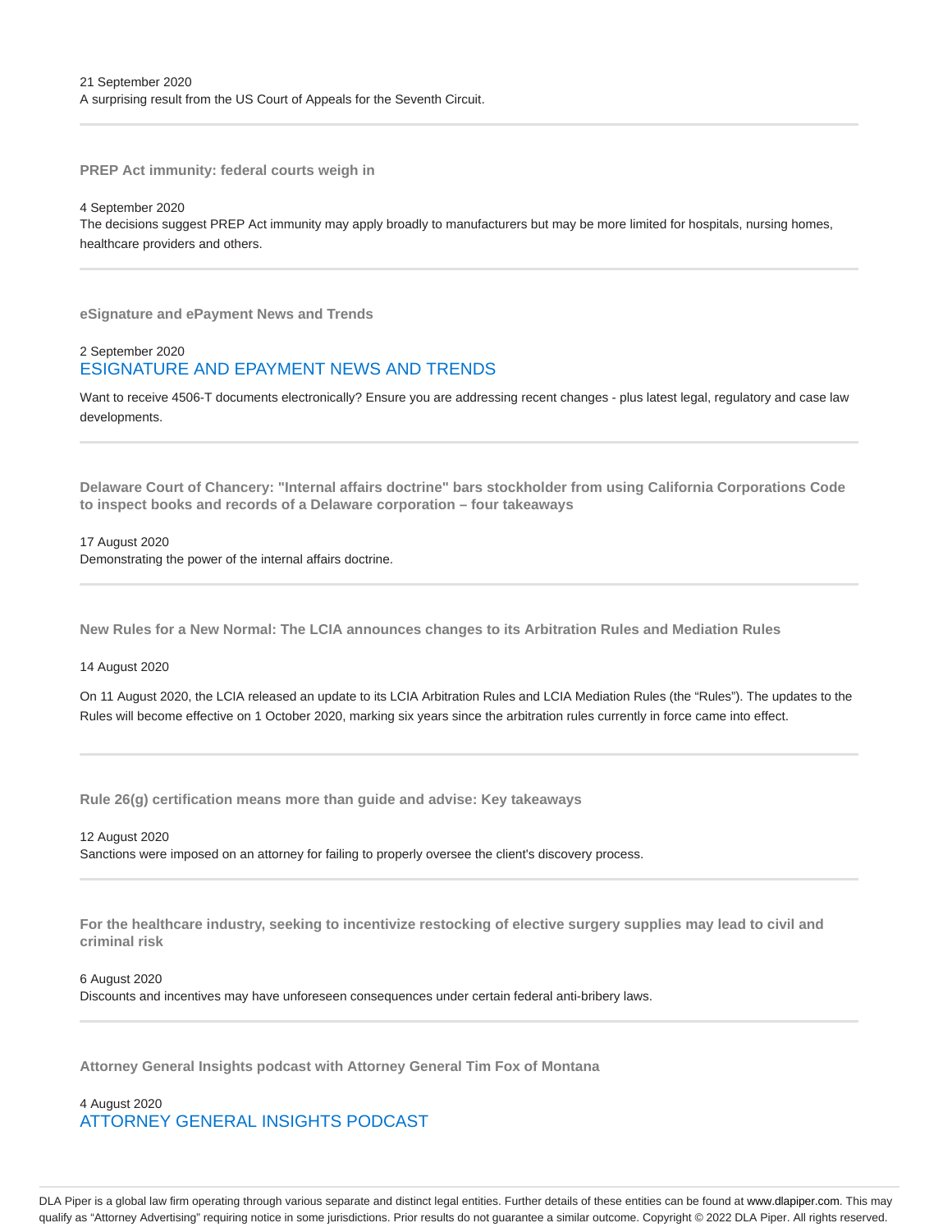21 September 2020
A surprising result from the US Court of Appeals for the Seventh Circuit.

---

**PREP Act immunity: federal courts weigh in**

4 September 2020
The decisions suggest PREP Act immunity may apply broadly to manufacturers but may be more limited for hospitals, nursing homes, healthcare providers and others.

---

**eSignature and ePayment News and Trends**

2 September 2020
ESIGNATURE AND EPAYMENT NEWS AND TRENDS

Want to receive 4506-T documents electronically? Ensure you are addressing recent changes - plus latest legal, regulatory and case law developments.

---

**Delaware Court of Chancery: "Internal affairs doctrine" bars stockholder from using California Corporations Code to inspect books and records of a Delaware corporation – four takeaways**

17 August 2020
Demonstrating the power of the internal affairs doctrine.

---

**New Rules for a New Normal: The LCIA announces changes to its Arbitration Rules and Mediation Rules**

14 August 2020

On 11 August 2020, the LCIA released an update to its LCIA Arbitration Rules and LCIA Mediation Rules (the "Rules"). The updates to the Rules will become effective on 1 October 2020, marking six years since the arbitration rules currently in force came into effect.

---

**Rule 26(g) certification means more than guide and advise: Key takeaways**

12 August 2020
Sanctions were imposed on an attorney for failing to properly oversee the client's discovery process.

---

**For the healthcare industry, seeking to incentivize restocking of elective surgery supplies may lead to civil and criminal risk**

6 August 2020
Discounts and incentives may have unforeseen consequences under certain federal anti-bribery laws.

---

**Attorney General Insights podcast with Attorney General Tim Fox of Montana**

4 August 2020
ATTORNEY GENERAL INSIGHTS PODCAST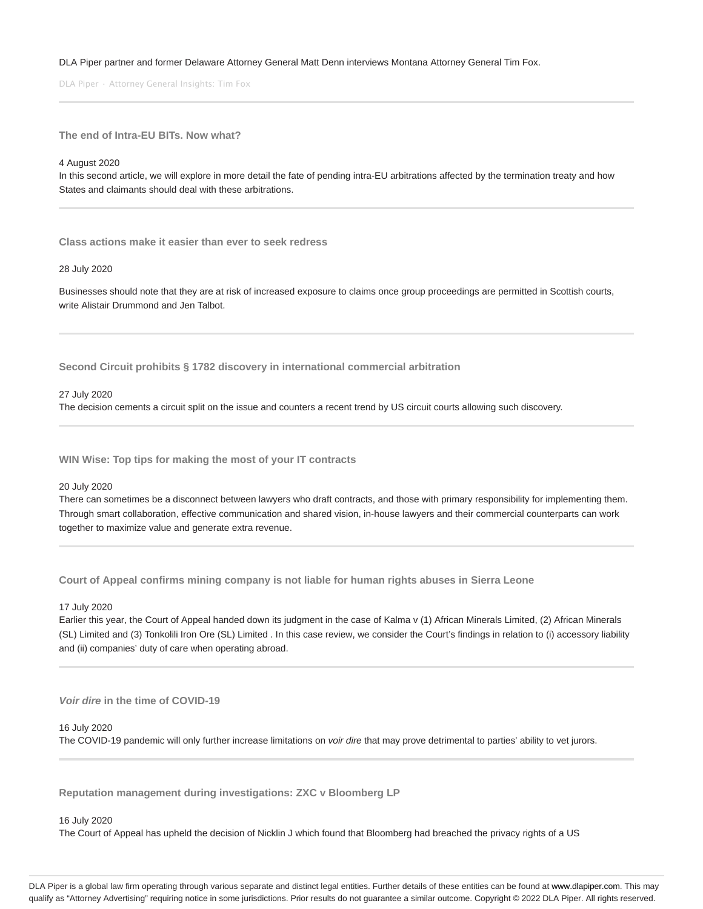DLA Piper partner and former Delaware Attorney General Matt Denn interviews Montana Attorney General Tim Fox.

DLA Piper · Attorney General Insights: Tim Fox

---

### The end of Intra-EU BITs. Now what?

4 August 2020

In this second article, we will explore in more detail the fate of pending intra-EU arbitrations affected by the termination treaty and how States and claimants should deal with these arbitrations.

---

### Class actions make it easier than ever to seek redress

28 July 2020

Businesses should note that they are at risk of increased exposure to claims once group proceedings are permitted in Scottish courts, write Alistair Drummond and Jen Talbot.

---

### Second Circuit prohibits § 1782 discovery in international commercial arbitration

27 July 2020

The decision cements a circuit split on the issue and counters a recent trend by US circuit courts allowing such discovery.

---

### WIN Wise: Top tips for making the most of your IT contracts

20 July 2020

There can sometimes be a disconnect between lawyers who draft contracts, and those with primary responsibility for implementing them. Through smart collaboration, effective communication and shared vision, in-house lawyers and their commercial counterparts can work together to maximize value and generate extra revenue.

---

### Court of Appeal confirms mining company is not liable for human rights abuses in Sierra Leone

17 July 2020

Earlier this year, the Court of Appeal handed down its judgment in the case of Kalma v (1) African Minerals Limited, (2) African Minerals (SL) Limited and (3) Tonkolili Iron Ore (SL) Limited . In this case review, we consider the Court's findings in relation to (i) accessory liability and (ii) companies' duty of care when operating abroad.

---

### *Voir dire* in the time of COVID-19

16 July 2020

The COVID-19 pandemic will only further increase limitations on *voir dire* that may prove detrimental to parties' ability to vet jurors.

---

### Reputation management during investigations: ZXC v Bloomberg LP

16 July 2020

The Court of Appeal has upheld the decision of Nicklin J which found that Bloomberg had breached the privacy rights of a US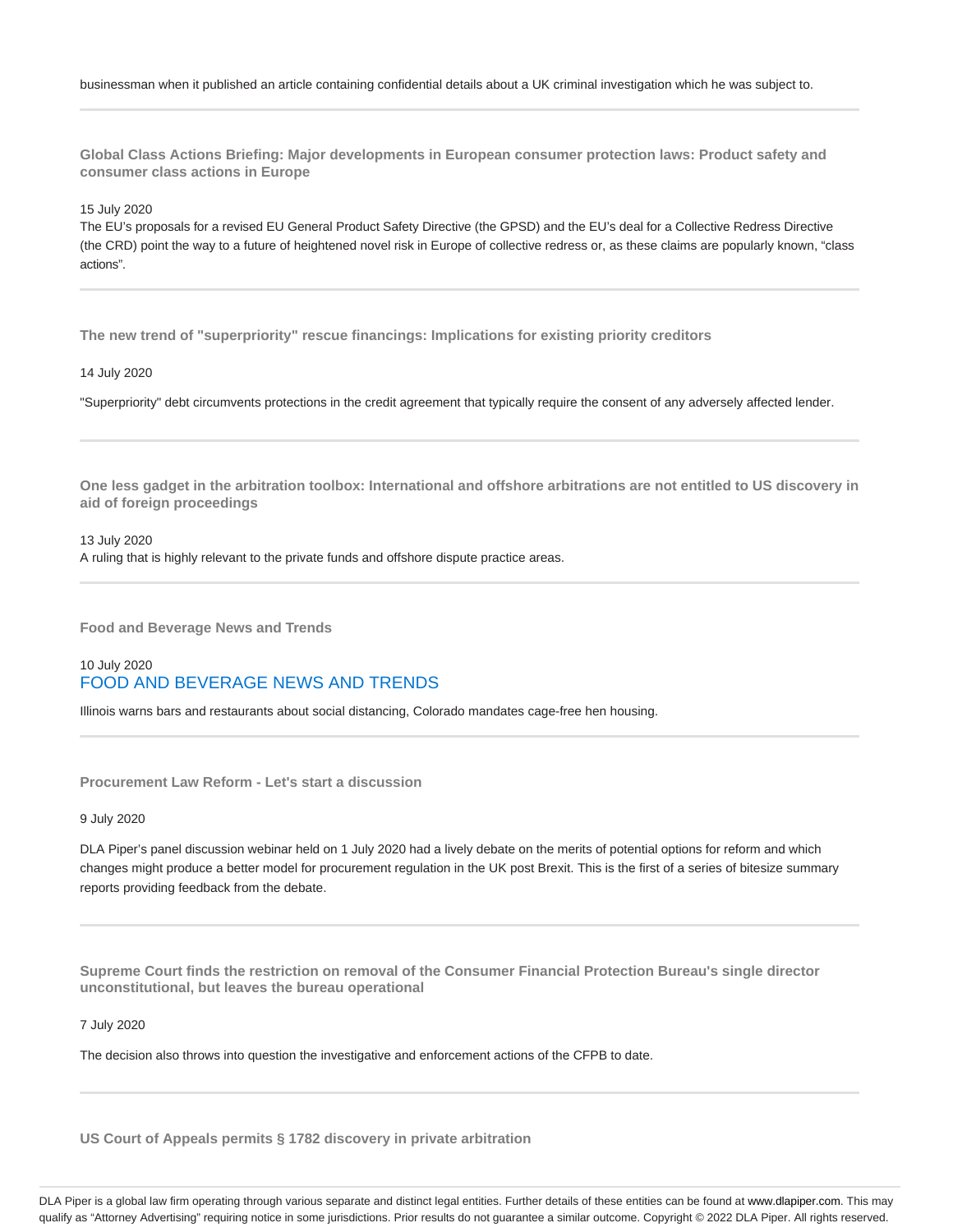businessman when it published an article containing confidential details about a UK criminal investigation which he was subject to.

---

**Global Class Actions Briefing: Major developments in European consumer protection laws: Product safety and consumer class actions in Europe**

15 July 2020

The EU's proposals for a revised EU General Product Safety Directive (the GPSD) and the EU's deal for a Collective Redress Directive (the CRD) point the way to a future of heightened novel risk in Europe of collective redress or, as these claims are popularly known, "class actions".

---

**The new trend of "superpriority" rescue financings: Implications for existing priority creditors**

14 July 2020

"Superpriority" debt circumvents protections in the credit agreement that typically require the consent of any adversely affected lender.

---

**One less gadget in the arbitration toolbox: International and offshore arbitrations are not entitled to US discovery in aid of foreign proceedings**

13 July 2020

A ruling that is highly relevant to the private funds and offshore dispute practice areas.

---

**Food and Beverage News and Trends**

10 July 2020

FOOD AND BEVERAGE NEWS AND TRENDS

Illinois warns bars and restaurants about social distancing, Colorado mandates cage-free hen housing.

---

**Procurement Law Reform - Let's start a discussion**

9 July 2020

DLA Piper's panel discussion webinar held on 1 July 2020 had a lively debate on the merits of potential options for reform and which changes might produce a better model for procurement regulation in the UK post Brexit. This is the first of a series of bitesize summary reports providing feedback from the debate.

---

**Supreme Court finds the restriction on removal of the Consumer Financial Protection Bureau's single director unconstitutional, but leaves the bureau operational**

7 July 2020

The decision also throws into question the investigative and enforcement actions of the CFPB to date.

---

**US Court of Appeals permits § 1782 discovery in private arbitration**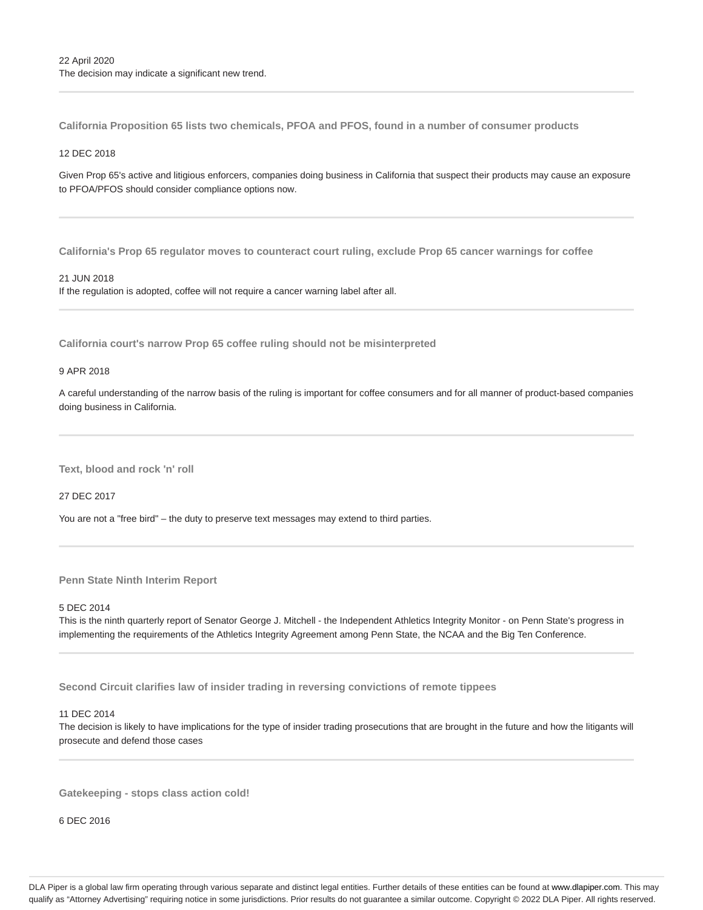22 April 2020
The decision may indicate a significant new trend.

---

**California Proposition 65 lists two chemicals, PFOA and PFOS, found in a number of consumer products**

12 DEC 2018

Given Prop 65's active and litigious enforcers, companies doing business in California that suspect their products may cause an exposure to PFOA/PFOS should consider compliance options now.

---

**California's Prop 65 regulator moves to counteract court ruling, exclude Prop 65 cancer warnings for coffee**

21 JUN 2018
If the regulation is adopted, coffee will not require a cancer warning label after all.

---

**California court's narrow Prop 65 coffee ruling should not be misinterpreted**

9 APR 2018

A careful understanding of the narrow basis of the ruling is important for coffee consumers and for all manner of product-based companies doing business in California.

---

**Text, blood and rock 'n' roll**

27 DEC 2017

You are not a "free bird" – the duty to preserve text messages may extend to third parties.

---

**Penn State Ninth Interim Report**

5 DEC 2014
This is the ninth quarterly report of Senator George J. Mitchell - the Independent Athletics Integrity Monitor - on Penn State's progress in implementing the requirements of the Athletics Integrity Agreement among Penn State, the NCAA and the Big Ten Conference.

---

**Second Circuit clarifies law of insider trading in reversing convictions of remote tippees**

11 DEC 2014
The decision is likely to have implications for the type of insider trading prosecutions that are brought in the future and how the litigants will prosecute and defend those cases

---

**Gatekeeping - stops class action cold!**

6 DEC 2016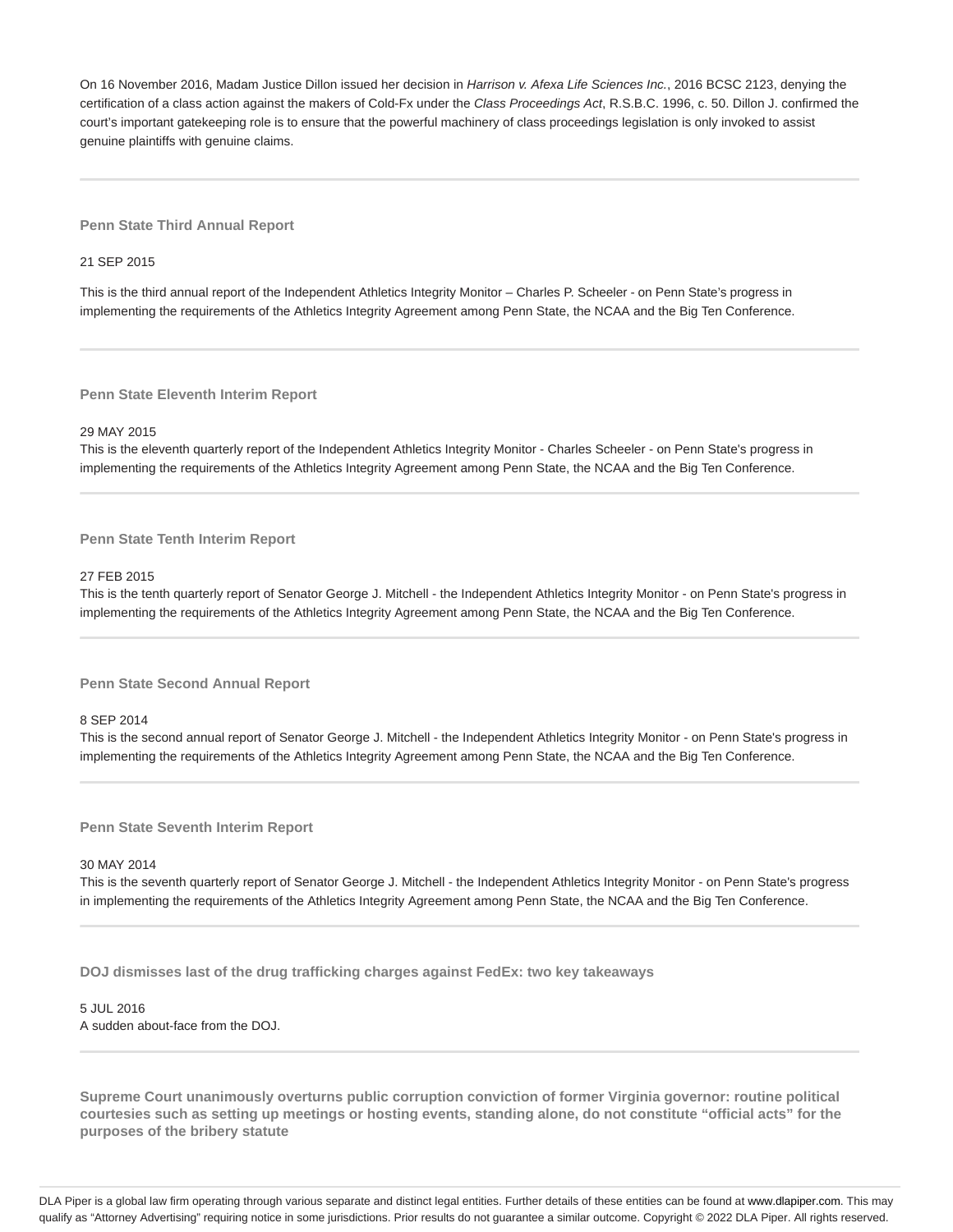On 16 November 2016, Madam Justice Dillon issued her decision in *Harrison v. Afexa Life Sciences Inc.*, 2016 BCSC 2123, denying the certification of a class action against the makers of Cold-Fx under the *Class Proceedings Act*, R.S.B.C. 1996, c. 50. Dillon J. confirmed the court's important gatekeeping role is to ensure that the powerful machinery of class proceedings legislation is only invoked to assist genuine plaintiffs with genuine claims.

---

### Penn State Third Annual Report

21 SEP 2015

This is the third annual report of the Independent Athletics Integrity Monitor – Charles P. Scheeler - on Penn State's progress in implementing the requirements of the Athletics Integrity Agreement among Penn State, the NCAA and the Big Ten Conference.

---

### Penn State Eleventh Interim Report

29 MAY 2015

This is the eleventh quarterly report of the Independent Athletics Integrity Monitor - Charles Scheeler - on Penn State's progress in implementing the requirements of the Athletics Integrity Agreement among Penn State, the NCAA and the Big Ten Conference.

---

### Penn State Tenth Interim Report

27 FEB 2015

This is the tenth quarterly report of Senator George J. Mitchell - the Independent Athletics Integrity Monitor - on Penn State's progress in implementing the requirements of the Athletics Integrity Agreement among Penn State, the NCAA and the Big Ten Conference.

---

### Penn State Second Annual Report

8 SEP 2014

This is the second annual report of Senator George J. Mitchell - the Independent Athletics Integrity Monitor - on Penn State's progress in implementing the requirements of the Athletics Integrity Agreement among Penn State, the NCAA and the Big Ten Conference.

---

### Penn State Seventh Interim Report

30 MAY 2014

This is the seventh quarterly report of Senator George J. Mitchell - the Independent Athletics Integrity Monitor - on Penn State's progress in implementing the requirements of the Athletics Integrity Agreement among Penn State, the NCAA and the Big Ten Conference.

---

### DOJ dismisses last of the drug trafficking charges against FedEx: two key takeaways

5 JUL 2016

A sudden about-face from the DOJ.

---

### Supreme Court unanimously overturns public corruption conviction of former Virginia governor: routine political courtesies such as setting up meetings or hosting events, standing alone, do not constitute "official acts" for the purposes of the bribery statute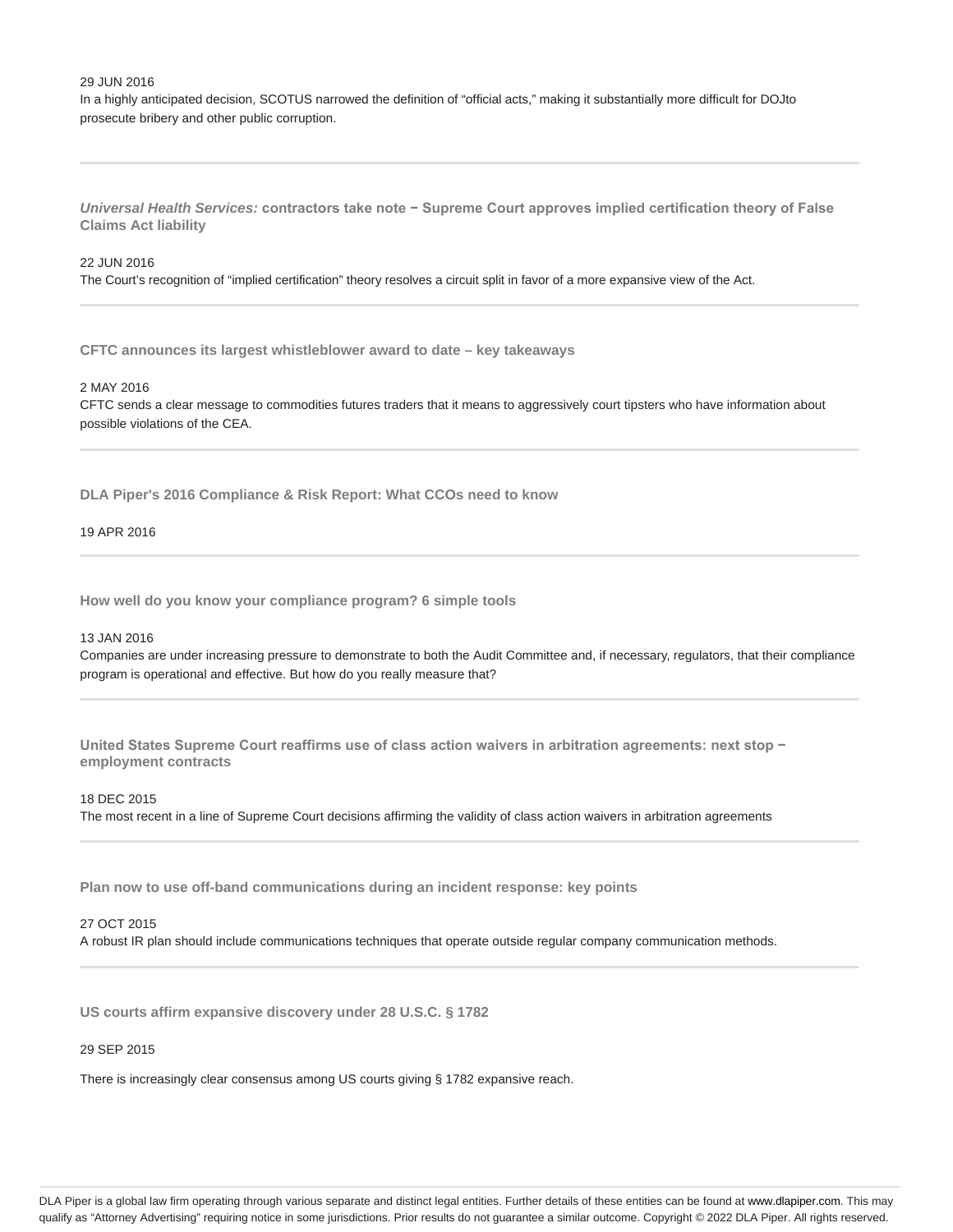29 JUN 2016

In a highly anticipated decision, SCOTUS narrowed the definition of “official acts,” making it substantially more difficult for DOJto prosecute bribery and other public corruption.

---

### *Universal Health Services:* contractors take note − Supreme Court approves implied certification theory of False Claims Act liability

22 JUN 2016

The Court’s recognition of “implied certification” theory resolves a circuit split in favor of a more expansive view of the Act.

---

### CFTC announces its largest whistleblower award to date – key takeaways

2 MAY 2016

CFTC sends a clear message to commodities futures traders that it means to aggressively court tipsters who have information about possible violations of the CEA.

---

### DLA Piper's 2016 Compliance & Risk Report: What CCOs need to know

19 APR 2016

---

### How well do you know your compliance program? 6 simple tools

13 JAN 2016

Companies are under increasing pressure to demonstrate to both the Audit Committee and, if necessary, regulators, that their compliance program is operational and effective. But how do you really measure that?

---

### United States Supreme Court reaffirms use of class action waivers in arbitration agreements: next stop − employment contracts

18 DEC 2015

The most recent in a line of Supreme Court decisions affirming the validity of class action waivers in arbitration agreements

---

### Plan now to use off-band communications during an incident response: key points

27 OCT 2015

A robust IR plan should include communications techniques that operate outside regular company communication methods.

---

### US courts affirm expansive discovery under 28 U.S.C. § 1782

29 SEP 2015

There is increasingly clear consensus among US courts giving § 1782 expansive reach.

DLA Piper is a global law firm operating through various separate and distinct legal entities. Further details of these entities can be found at www.dlapiper.com. This may qualify as “Attorney Advertising” requiring notice in some jurisdictions. Prior results do not guarantee a similar outcome. Copyright © 2022 DLA Piper. All rights reserved.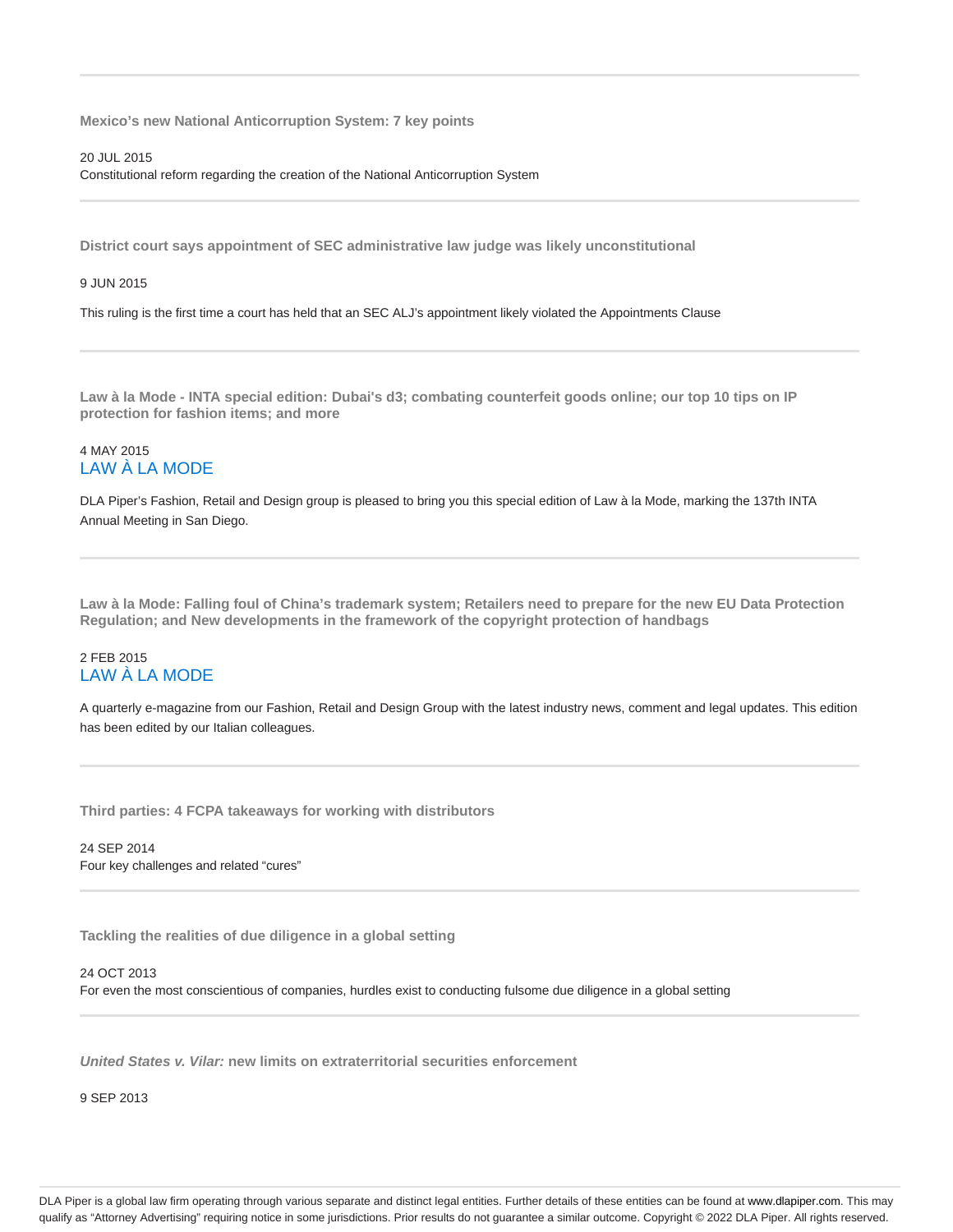---

**Mexico's new National Anticorruption System: 7 key points**

20 JUL 2015
Constitutional reform regarding the creation of the National Anticorruption System

---

**District court says appointment of SEC administrative law judge was likely unconstitutional**

9 JUN 2015

This ruling is the first time a court has held that an SEC ALJ's appointment likely violated the Appointments Clause

---

**Law à la Mode - INTA special edition: Dubai's d3; combating counterfeit goods online; our top 10 tips on IP protection for fashion items; and more**

4 MAY 2015
LAW À LA MODE

DLA Piper's Fashion, Retail and Design group is pleased to bring you this special edition of Law à la Mode, marking the 137th INTA Annual Meeting in San Diego.

---

**Law à la Mode: Falling foul of China's trademark system; Retailers need to prepare for the new EU Data Protection Regulation; and New developments in the framework of the copyright protection of handbags**

2 FEB 2015
LAW À LA MODE

A quarterly e-magazine from our Fashion, Retail and Design Group with the latest industry news, comment and legal updates. This edition has been edited by our Italian colleagues.

---

**Third parties: 4 FCPA takeaways for working with distributors**

24 SEP 2014
Four key challenges and related "cures"

---

**Tackling the realities of due diligence in a global setting**

24 OCT 2013
For even the most conscientious of companies, hurdles exist to conducting fulsome due diligence in a global setting

---

***United States v. Vilar:* new limits on extraterritorial securities enforcement**

9 SEP 2013

DLA Piper is a global law firm operating through various separate and distinct legal entities. Further details of these entities can be found at www.dlapiper.com. This may qualify as "Attorney Advertising" requiring notice in some jurisdictions. Prior results do not guarantee a similar outcome. Copyright © 2022 DLA Piper. All rights reserved.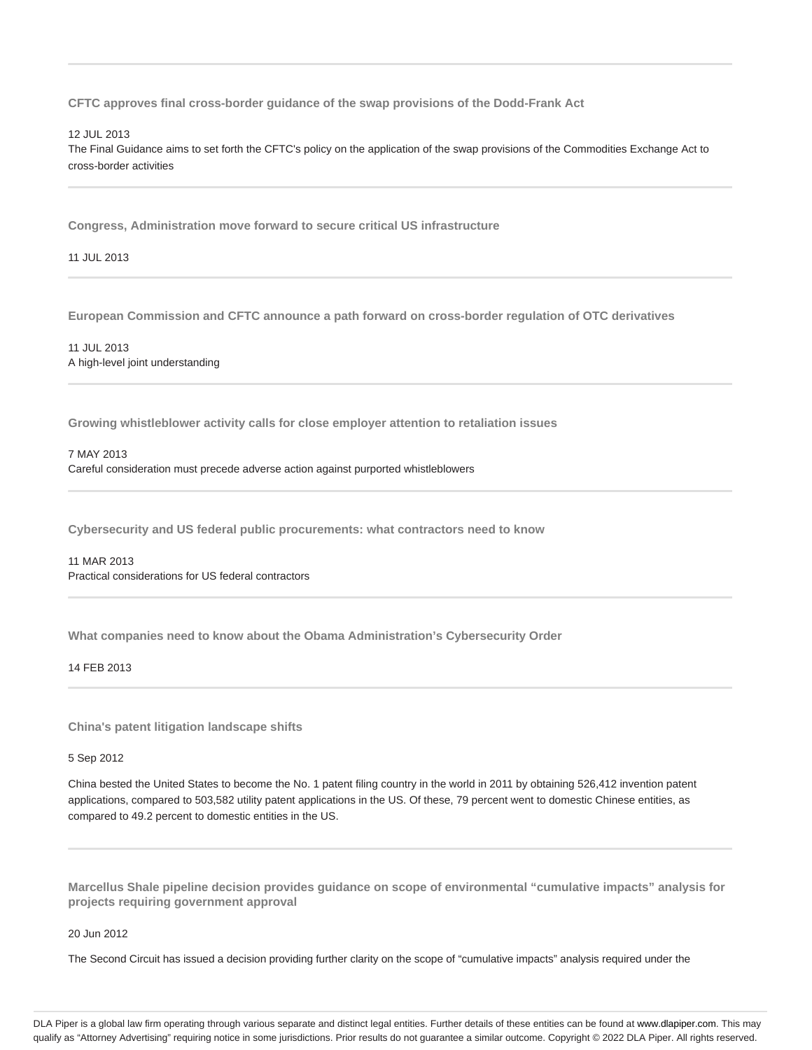---

**CFTC approves final cross-border guidance of the swap provisions of the Dodd-Frank Act**

12 JUL 2013

The Final Guidance aims to set forth the CFTC's policy on the application of the swap provisions of the Commodities Exchange Act to cross-border activities

---

**Congress, Administration move forward to secure critical US infrastructure**

11 JUL 2013

---

**European Commission and CFTC announce a path forward on cross-border regulation of OTC derivatives**

11 JUL 2013

A high-level joint understanding

---

**Growing whistleblower activity calls for close employer attention to retaliation issues**

7 MAY 2013

Careful consideration must precede adverse action against purported whistleblowers

---

**Cybersecurity and US federal public procurements: what contractors need to know**

11 MAR 2013

Practical considerations for US federal contractors

---

**What companies need to know about the Obama Administration's Cybersecurity Order**

14 FEB 2013

---

**China's patent litigation landscape shifts**

5 Sep 2012

China bested the United States to become the No. 1 patent filing country in the world in 2011 by obtaining 526,412 invention patent applications, compared to 503,582 utility patent applications in the US. Of these, 79 percent went to domestic Chinese entities, as compared to 49.2 percent to domestic entities in the US.

---

**Marcellus Shale pipeline decision provides guidance on scope of environmental "cumulative impacts" analysis for projects requiring government approval**

20 Jun 2012

The Second Circuit has issued a decision providing further clarity on the scope of "cumulative impacts" analysis required under the

DLA Piper is a global law firm operating through various separate and distinct legal entities. Further details of these entities can be found at www.dlapiper.com. This may qualify as "Attorney Advertising" requiring notice in some jurisdictions. Prior results do not guarantee a similar outcome. Copyright © 2022 DLA Piper. All rights reserved.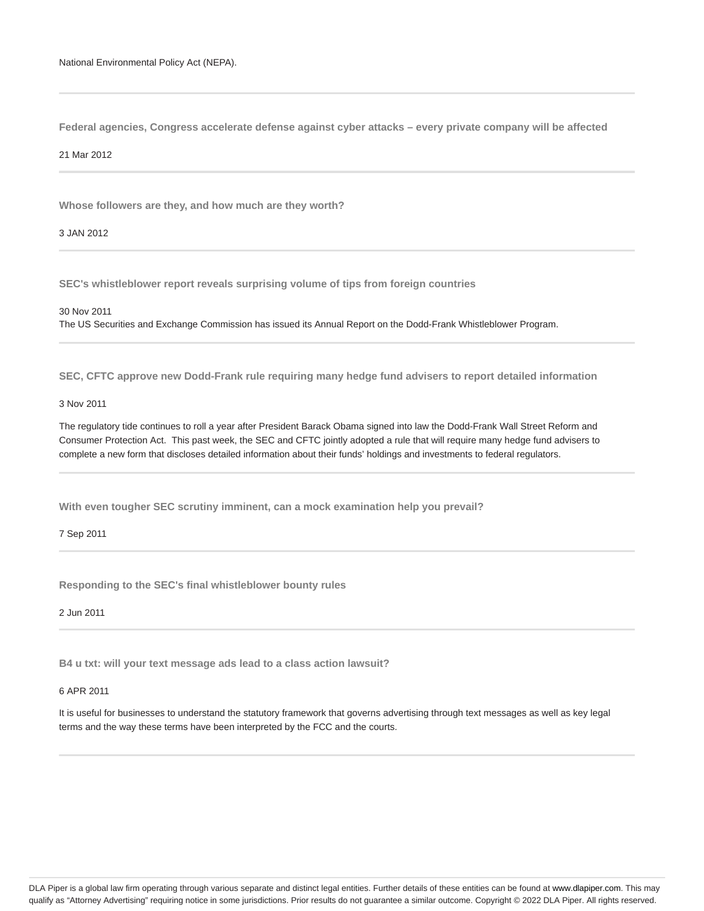National Environmental Policy Act (NEPA).

---

**Federal agencies, Congress accelerate defense against cyber attacks – every private company will be affected**

21 Mar 2012

---

**Whose followers are they, and how much are they worth?**

3 JAN 2012

---

**SEC's whistleblower report reveals surprising volume of tips from foreign countries**

30 Nov 2011
The US Securities and Exchange Commission has issued its Annual Report on the Dodd-Frank Whistleblower Program.

---

**SEC, CFTC approve new Dodd-Frank rule requiring many hedge fund advisers to report detailed information**

3 Nov 2011

The regulatory tide continues to roll a year after President Barack Obama signed into law the Dodd-Frank Wall Street Reform and Consumer Protection Act. This past week, the SEC and CFTC jointly adopted a rule that will require many hedge fund advisers to complete a new form that discloses detailed information about their funds' holdings and investments to federal regulators.

---

**With even tougher SEC scrutiny imminent, can a mock examination help you prevail?**

7 Sep 2011

---

**Responding to the SEC's final whistleblower bounty rules**

2 Jun 2011

---

**B4 u txt: will your text message ads lead to a class action lawsuit?**

6 APR 2011

It is useful for businesses to understand the statutory framework that governs advertising through text messages as well as key legal terms and the way these terms have been interpreted by the FCC and the courts.

---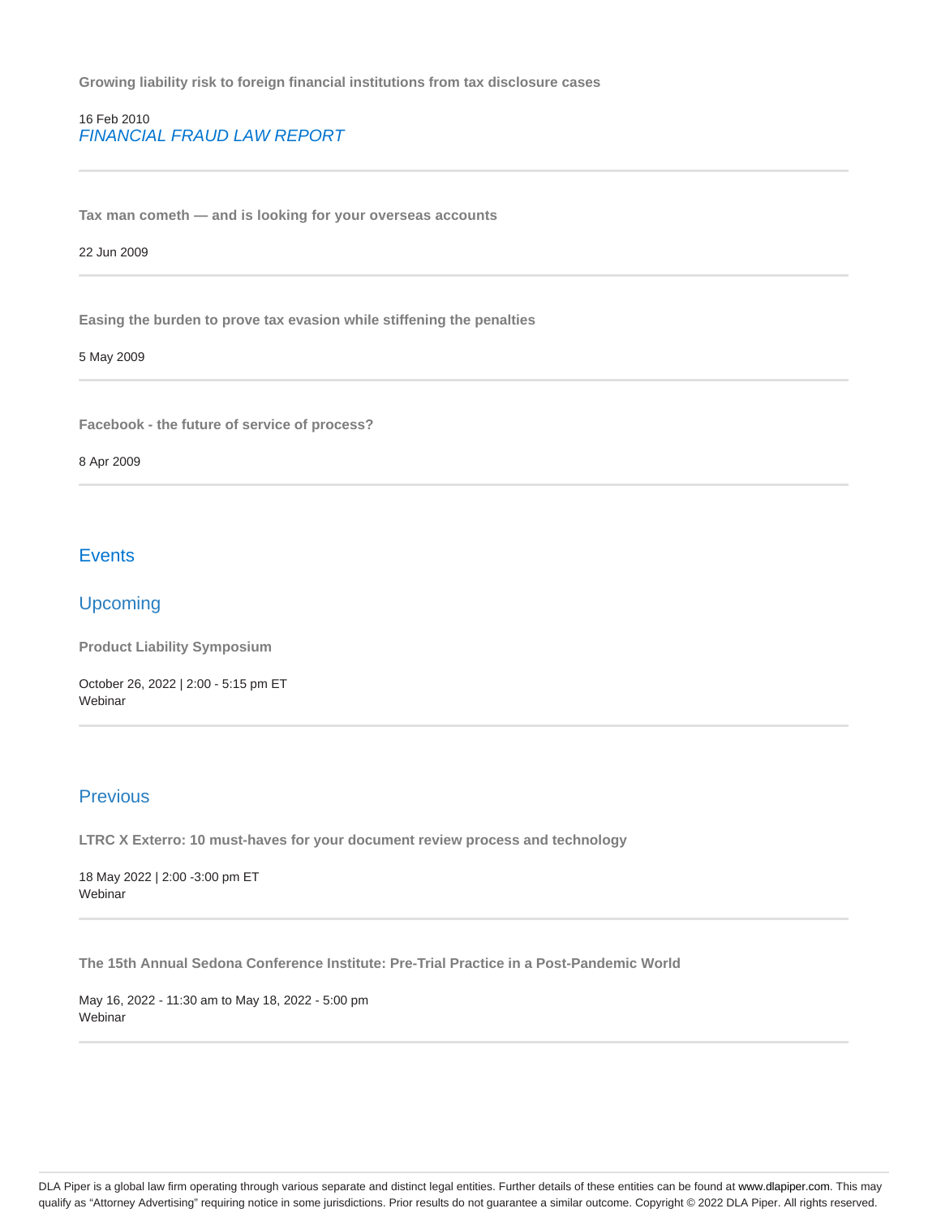**Growing liability risk to foreign financial institutions from tax disclosure cases**

16 Feb 2010
*FINANCIAL FRAUD LAW REPORT*

---

**Tax man cometh — and is looking for your overseas accounts**

22 Jun 2009

---

**Easing the burden to prove tax evasion while stiffening the penalties**

5 May 2009

---

**Facebook - the future of service of process?**

8 Apr 2009

---

## Events

### Upcoming

**Product Liability Symposium**

October 26, 2022 | 2:00 - 5:15 pm ET
Webinar

---

### Previous

**LTRC X Exterro: 10 must-haves for your document review process and technology**

18 May 2022 | 2:00 -3:00 pm ET
Webinar

---

**The 15th Annual Sedona Conference Institute: Pre-Trial Practice in a Post-Pandemic World**

May 16, 2022 - 11:30 am to May 18, 2022 - 5:00 pm
Webinar

---

DLA Piper is a global law firm operating through various separate and distinct legal entities. Further details of these entities can be found at www.dlapiper.com. This may qualify as "Attorney Advertising" requiring notice in some jurisdictions. Prior results do not guarantee a similar outcome. Copyright © 2022 DLA Piper. All rights reserved.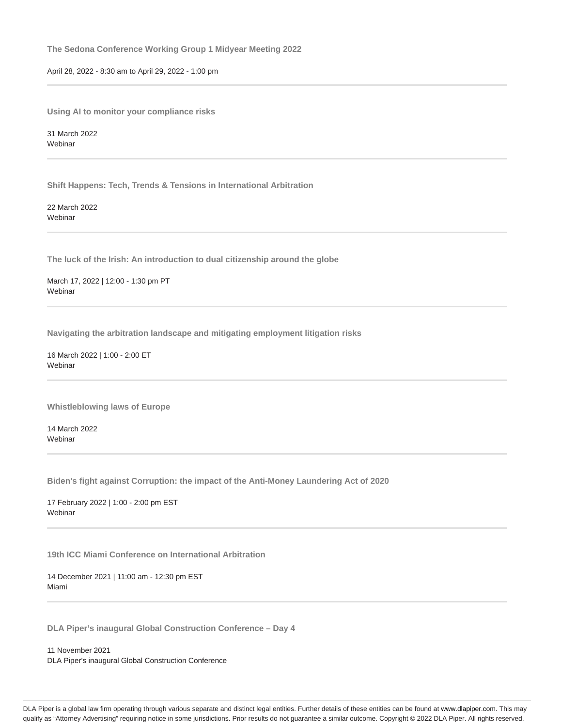**The Sedona Conference Working Group 1 Midyear Meeting 2022**

April 28, 2022 - 8:30 am to April 29, 2022 - 1:00 pm

---

**Using AI to monitor your compliance risks**

31 March 2022
Webinar

---

**Shift Happens: Tech, Trends & Tensions in International Arbitration**

22 March 2022
Webinar

---

**The luck of the Irish: An introduction to dual citizenship around the globe**

March 17, 2022 | 12:00 - 1:30 pm PT
Webinar

---

**Navigating the arbitration landscape and mitigating employment litigation risks**

16 March 2022 | 1:00 - 2:00 ET
Webinar

---

**Whistleblowing laws of Europe**

14 March 2022
Webinar

---

**Biden's fight against Corruption: the impact of the Anti-Money Laundering Act of 2020**

17 February 2022 | 1:00 - 2:00 pm EST
Webinar

---

**19th ICC Miami Conference on International Arbitration**

14 December 2021 | 11:00 am - 12:30 pm EST
Miami

---

**DLA Piper's inaugural Global Construction Conference – Day 4**

11 November 2021
DLA Piper's inaugural Global Construction Conference

---

DLA Piper is a global law firm operating through various separate and distinct legal entities. Further details of these entities can be found at www.dlapiper.com. This may qualify as "Attorney Advertising" requiring notice in some jurisdictions. Prior results do not guarantee a similar outcome. Copyright © 2022 DLA Piper. All rights reserved.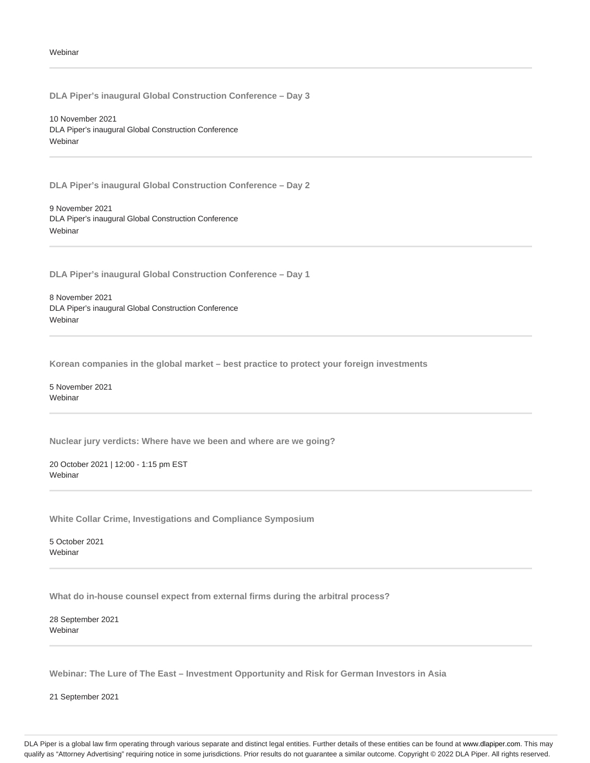Webinar

---

**DLA Piper's inaugural Global Construction Conference – Day 3**

10 November 2021
DLA Piper's inaugural Global Construction Conference
Webinar

---

**DLA Piper's inaugural Global Construction Conference – Day 2**

9 November 2021
DLA Piper's inaugural Global Construction Conference
Webinar

---

**DLA Piper's inaugural Global Construction Conference – Day 1**

8 November 2021
DLA Piper's inaugural Global Construction Conference
Webinar

---

**Korean companies in the global market – best practice to protect your foreign investments**

5 November 2021
Webinar

---

**Nuclear jury verdicts: Where have we been and where are we going?**

20 October 2021 | 12:00 - 1:15 pm EST
Webinar

---

**White Collar Crime, Investigations and Compliance Symposium**

5 October 2021
Webinar

---

**What do in-house counsel expect from external firms during the arbitral process?**

28 September 2021
Webinar

---

**Webinar: The Lure of The East – Investment Opportunity and Risk for German Investors in Asia**

21 September 2021

DLA Piper is a global law firm operating through various separate and distinct legal entities. Further details of these entities can be found at www.dlapiper.com. This may qualify as "Attorney Advertising" requiring notice in some jurisdictions. Prior results do not guarantee a similar outcome. Copyright © 2022 DLA Piper. All rights reserved.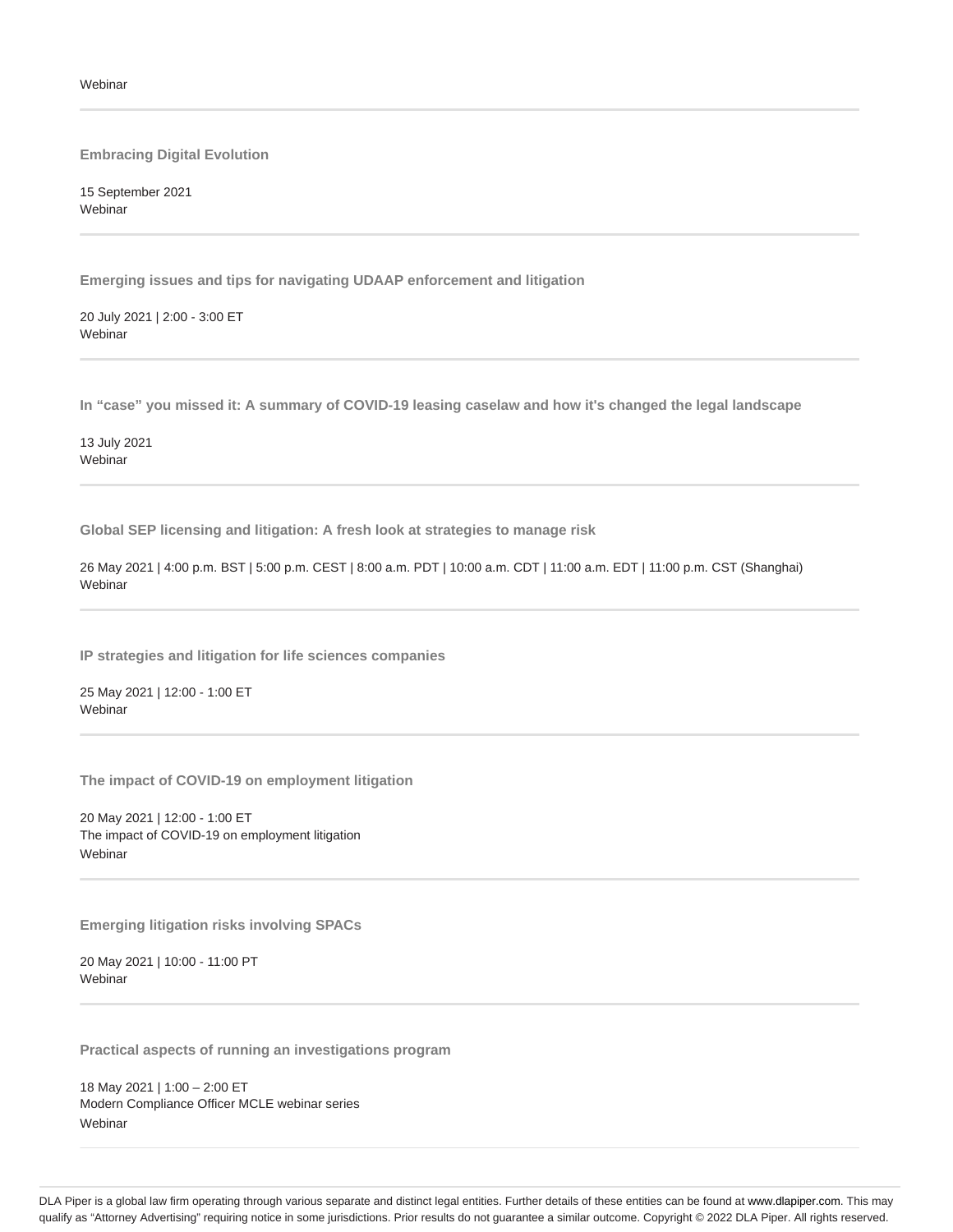Webinar

---

**Embracing Digital Evolution**

15 September 2021
Webinar

---

**Emerging issues and tips for navigating UDAAP enforcement and litigation**

20 July 2021 | 2:00 - 3:00 ET
Webinar

---

**In “case” you missed it: A summary of COVID-19 leasing caselaw and how it's changed the legal landscape**

13 July 2021
Webinar

---

**Global SEP licensing and litigation: A fresh look at strategies to manage risk**

26 May 2021 | 4:00 p.m. BST | 5:00 p.m. CEST | 8:00 a.m. PDT | 10:00 a.m. CDT | 11:00 a.m. EDT | 11:00 p.m. CST (Shanghai)
Webinar

---

**IP strategies and litigation for life sciences companies**

25 May 2021 | 12:00 - 1:00 ET
Webinar

---

**The impact of COVID-19 on employment litigation**

20 May 2021 | 12:00 - 1:00 ET
The impact of COVID-19 on employment litigation
Webinar

---

**Emerging litigation risks involving SPACs**

20 May 2021 | 10:00 - 11:00 PT
Webinar

---

**Practical aspects of running an investigations program**

18 May 2021 | 1:00 – 2:00 ET
Modern Compliance Officer MCLE webinar series
Webinar

---

DLA Piper is a global law firm operating through various separate and distinct legal entities. Further details of these entities can be found at www.dlapiper.com. This may qualify as “Attorney Advertising” requiring notice in some jurisdictions. Prior results do not guarantee a similar outcome. Copyright © 2022 DLA Piper. All rights reserved.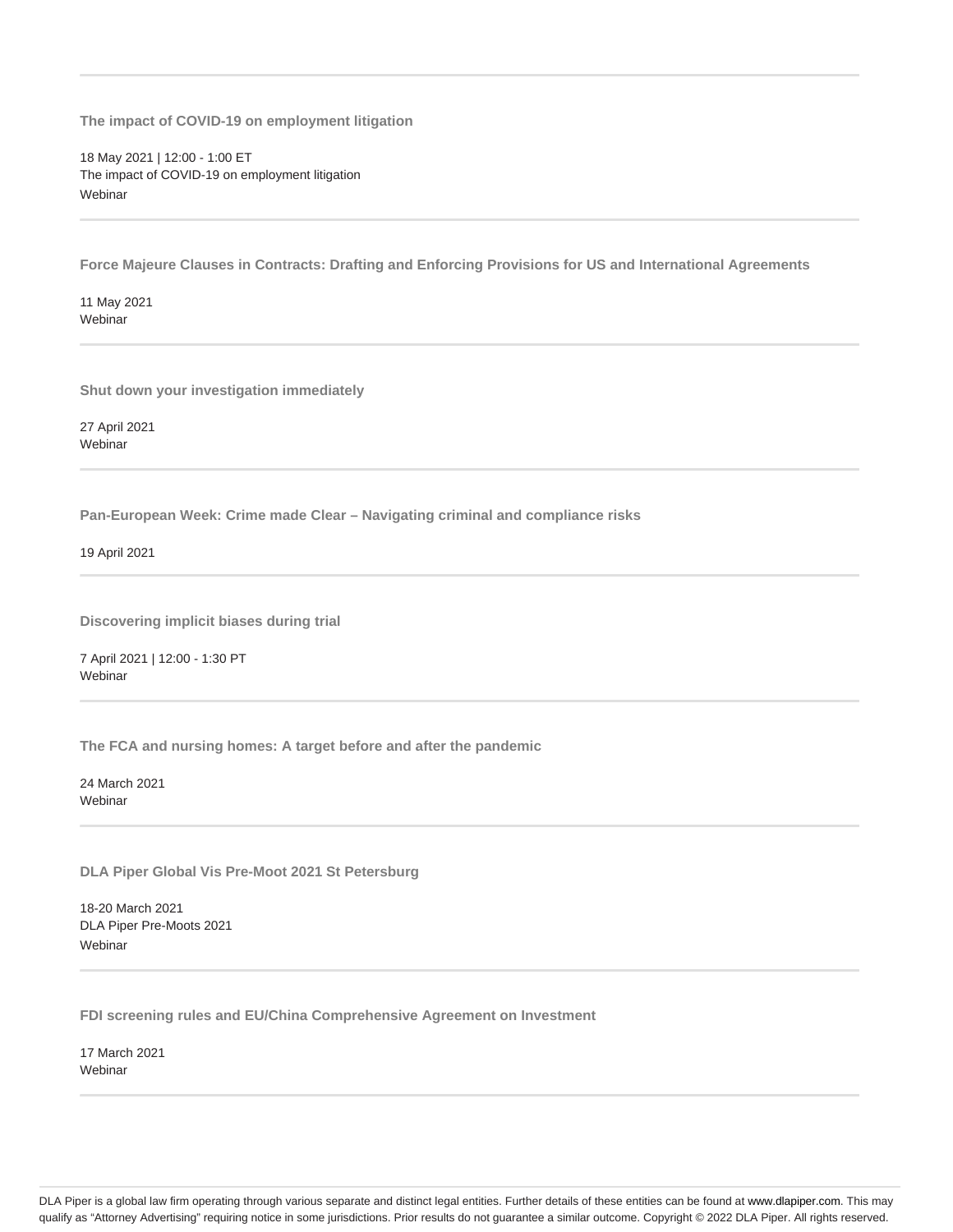---

**The impact of COVID-19 on employment litigation**

18 May 2021 | 12:00 - 1:00 ET
The impact of COVID-19 on employment litigation
Webinar

---

**Force Majeure Clauses in Contracts: Drafting and Enforcing Provisions for US and International Agreements**

11 May 2021
Webinar

---

**Shut down your investigation immediately**

27 April 2021
Webinar

---

**Pan-European Week: Crime made Clear – Navigating criminal and compliance risks**

19 April 2021

---

**Discovering implicit biases during trial**

7 April 2021 | 12:00 - 1:30 PT
Webinar

---

**The FCA and nursing homes: A target before and after the pandemic**

24 March 2021
Webinar

---

**DLA Piper Global Vis Pre-Moot 2021 St Petersburg**

18-20 March 2021
DLA Piper Pre-Moots 2021
Webinar

---

**FDI screening rules and EU/China Comprehensive Agreement on Investment**

17 March 2021
Webinar

---

DLA Piper is a global law firm operating through various separate and distinct legal entities. Further details of these entities can be found at www.dlapiper.com. This may qualify as "Attorney Advertising" requiring notice in some jurisdictions. Prior results do not guarantee a similar outcome. Copyright © 2022 DLA Piper. All rights reserved.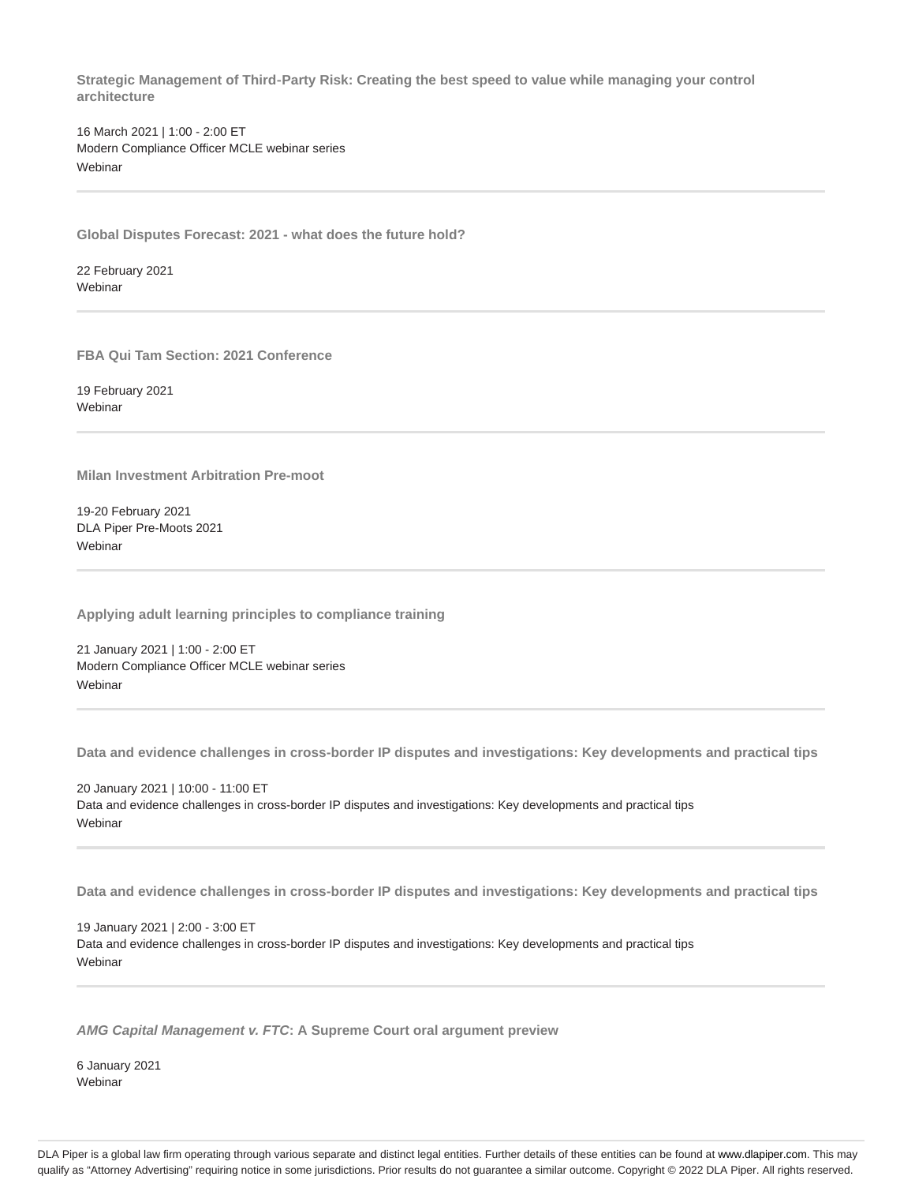**Strategic Management of Third-Party Risk: Creating the best speed to value while managing your control architecture**

16 March 2021 | 1:00 - 2:00 ET
Modern Compliance Officer MCLE webinar series
Webinar

---

**Global Disputes Forecast: 2021 - what does the future hold?**

22 February 2021
Webinar

---

**FBA Qui Tam Section: 2021 Conference**

19 February 2021
Webinar

---

**Milan Investment Arbitration Pre-moot**

19-20 February 2021
DLA Piper Pre-Moots 2021
Webinar

---

**Applying adult learning principles to compliance training**

21 January 2021 | 1:00 - 2:00 ET
Modern Compliance Officer MCLE webinar series
Webinar

---

**Data and evidence challenges in cross-border IP disputes and investigations: Key developments and practical tips**

20 January 2021 | 10:00 - 11:00 ET
Data and evidence challenges in cross-border IP disputes and investigations: Key developments and practical tips
Webinar

---

**Data and evidence challenges in cross-border IP disputes and investigations: Key developments and practical tips**

19 January 2021 | 2:00 - 3:00 ET
Data and evidence challenges in cross-border IP disputes and investigations: Key developments and practical tips
Webinar

---

***AMG Capital Management v. FTC*: A Supreme Court oral argument preview**

6 January 2021
Webinar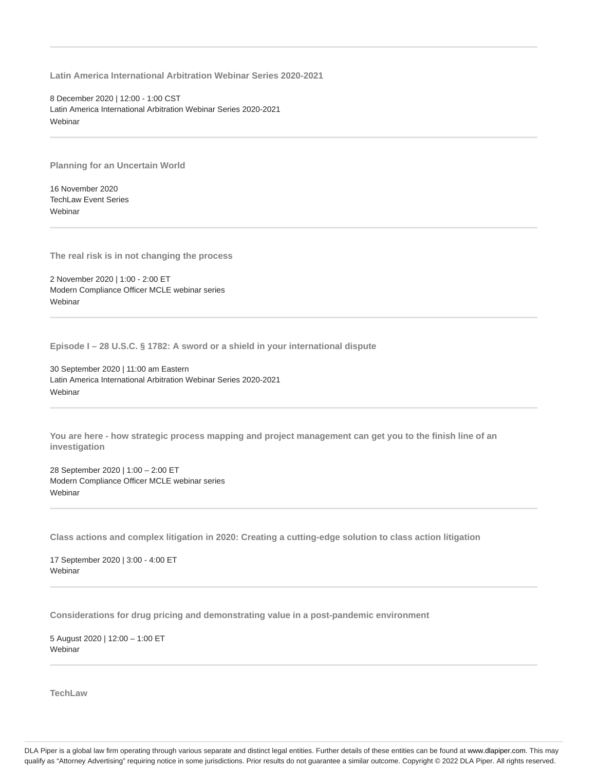---

**Latin America International Arbitration Webinar Series 2020-2021**

8 December 2020 | 12:00 - 1:00 CST
Latin America International Arbitration Webinar Series 2020-2021
Webinar

---

**Planning for an Uncertain World**

16 November 2020
TechLaw Event Series
Webinar

---

**The real risk is in not changing the process**

2 November 2020 | 1:00 - 2:00 ET
Modern Compliance Officer MCLE webinar series
Webinar

---

**Episode I – 28 U.S.C. § 1782: A sword or a shield in your international dispute**

30 September 2020 | 11:00 am Eastern
Latin America International Arbitration Webinar Series 2020-2021
Webinar

---

**You are here - how strategic process mapping and project management can get you to the finish line of an investigation**

28 September 2020 | 1:00 – 2:00 ET
Modern Compliance Officer MCLE webinar series
Webinar

---

**Class actions and complex litigation in 2020: Creating a cutting-edge solution to class action litigation**

17 September 2020 | 3:00 - 4:00 ET
Webinar

---

**Considerations for drug pricing and demonstrating value in a post-pandemic environment**

5 August 2020 | 12:00 – 1:00 ET
Webinar

---

**TechLaw**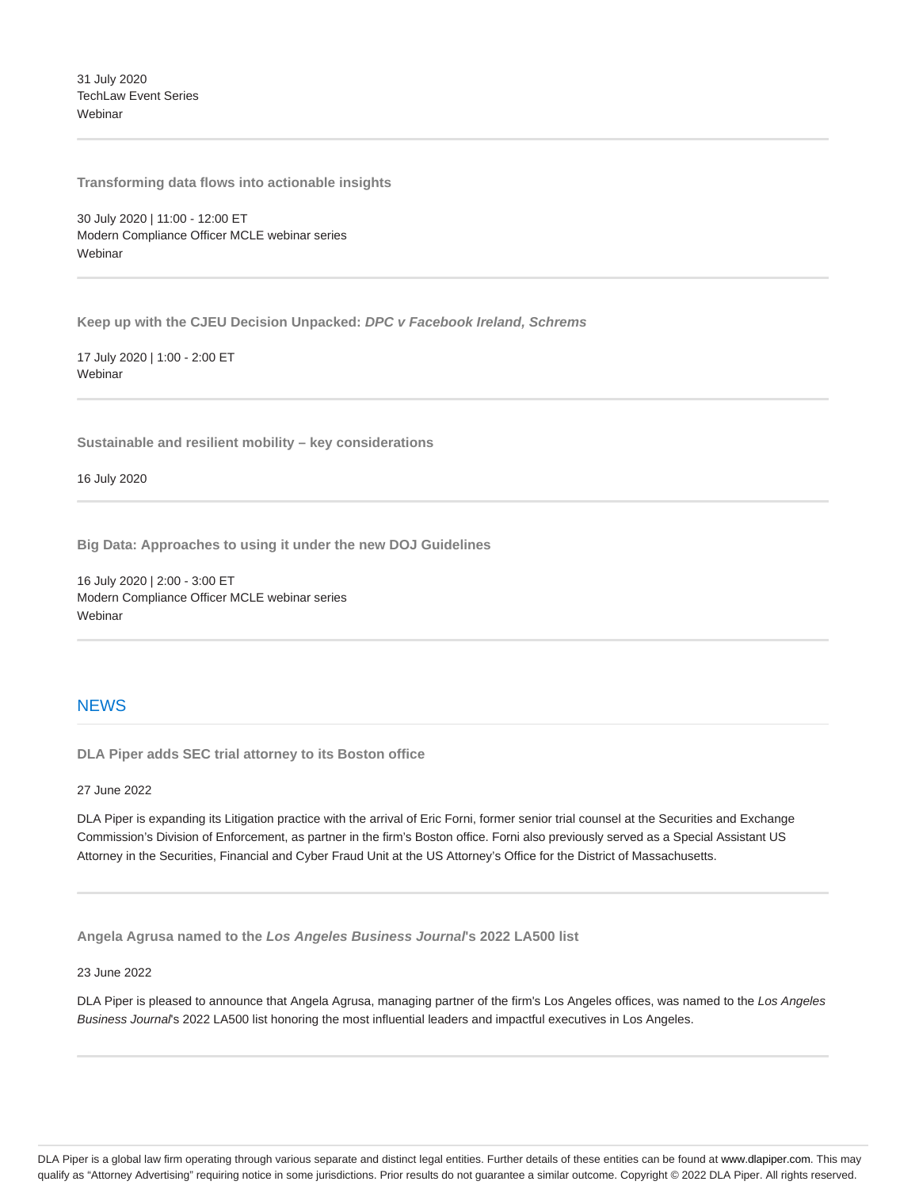31 July 2020
TechLaw Event Series
Webinar

---

**Transforming data flows into actionable insights**

30 July 2020 | 11:00 - 12:00 ET
Modern Compliance Officer MCLE webinar series
Webinar

---

**Keep up with the CJEU Decision Unpacked: *DPC v Facebook Ireland, Schrems***

17 July 2020 | 1:00 - 2:00 ET
Webinar

---

**Sustainable and resilient mobility – key considerations**

16 July 2020

---

**Big Data: Approaches to using it under the new DOJ Guidelines**

16 July 2020 | 2:00 - 3:00 ET
Modern Compliance Officer MCLE webinar series
Webinar

---

## NEWS

**DLA Piper adds SEC trial attorney to its Boston office**

27 June 2022

DLA Piper is expanding its Litigation practice with the arrival of Eric Forni, former senior trial counsel at the Securities and Exchange Commission's Division of Enforcement, as partner in the firm's Boston office. Forni also previously served as a Special Assistant US Attorney in the Securities, Financial and Cyber Fraud Unit at the US Attorney's Office for the District of Massachusetts.

---

**Angela Agrusa named to the *Los Angeles Business Journal*'s 2022 LA500 list**

23 June 2022

DLA Piper is pleased to announce that Angela Agrusa, managing partner of the firm's Los Angeles offices, was named to the *Los Angeles Business Journal*'s 2022 LA500 list honoring the most influential leaders and impactful executives in Los Angeles.

---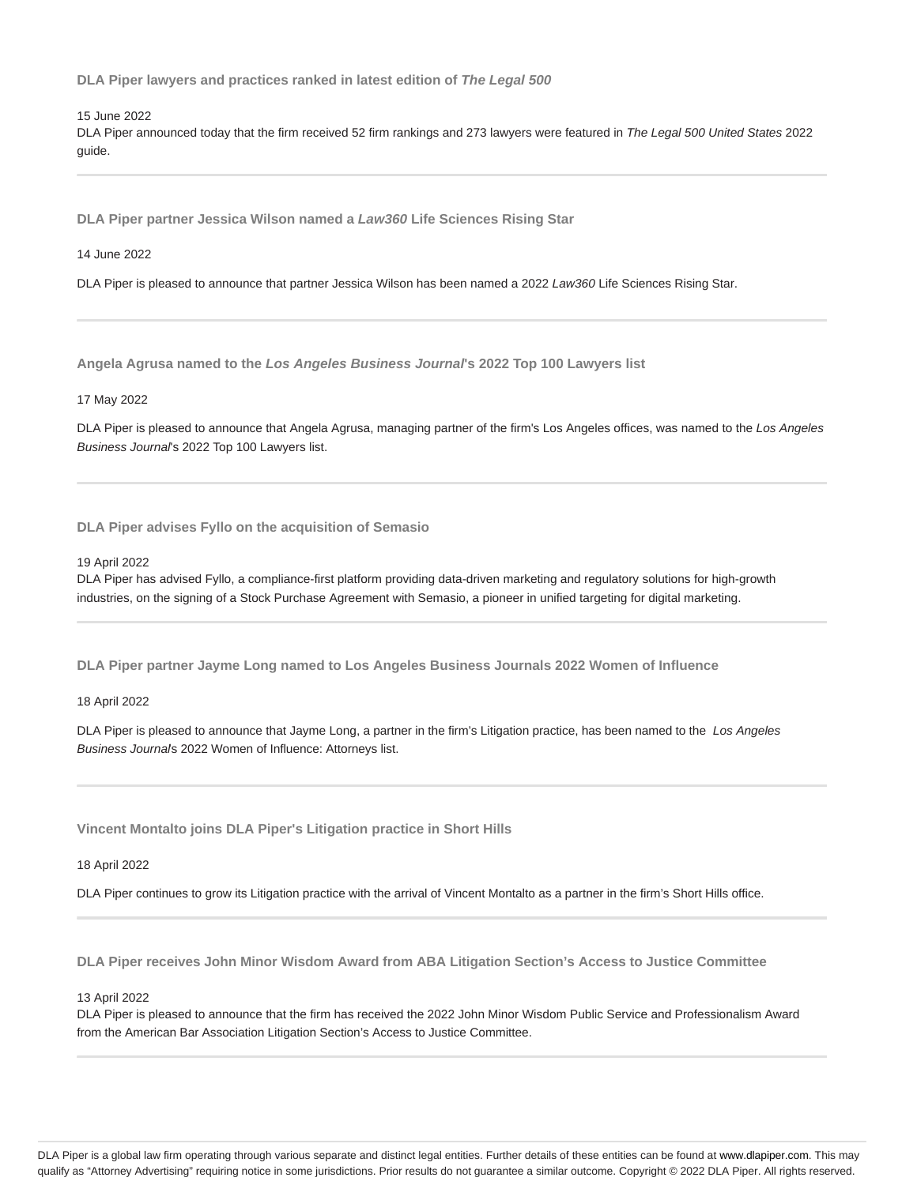### DLA Piper lawyers and practices ranked in latest edition of *The Legal 500*

15 June 2022

DLA Piper announced today that the firm received 52 firm rankings and 273 lawyers were featured in *The Legal 500 United States* 2022 guide.

---

### DLA Piper partner Jessica Wilson named a *Law360* Life Sciences Rising Star

14 June 2022

DLA Piper is pleased to announce that partner Jessica Wilson has been named a 2022 *Law360* Life Sciences Rising Star.

---

### Angela Agrusa named to the *Los Angeles Business Journal*'s 2022 Top 100 Lawyers list

17 May 2022

DLA Piper is pleased to announce that Angela Agrusa, managing partner of the firm's Los Angeles offices, was named to the *Los Angeles Business Journal*'s 2022 Top 100 Lawyers list.

---

### DLA Piper advises Fyllo on the acquisition of Semasio

19 April 2022

DLA Piper has advised Fyllo, a compliance-first platform providing data-driven marketing and regulatory solutions for high-growth industries, on the signing of a Stock Purchase Agreement with Semasio, a pioneer in unified targeting for digital marketing.

---

### DLA Piper partner Jayme Long named to Los Angeles Business Journals 2022 Women of Influence

18 April 2022

DLA Piper is pleased to announce that Jayme Long, a partner in the firm's Litigation practice, has been named to the *Los Angeles Business Journal*s 2022 Women of Influence: Attorneys list.

---

### Vincent Montalto joins DLA Piper's Litigation practice in Short Hills

18 April 2022

DLA Piper continues to grow its Litigation practice with the arrival of Vincent Montalto as a partner in the firm's Short Hills office.

---

### DLA Piper receives John Minor Wisdom Award from ABA Litigation Section's Access to Justice Committee

13 April 2022

DLA Piper is pleased to announce that the firm has received the 2022 John Minor Wisdom Public Service and Professionalism Award from the American Bar Association Litigation Section's Access to Justice Committee.

---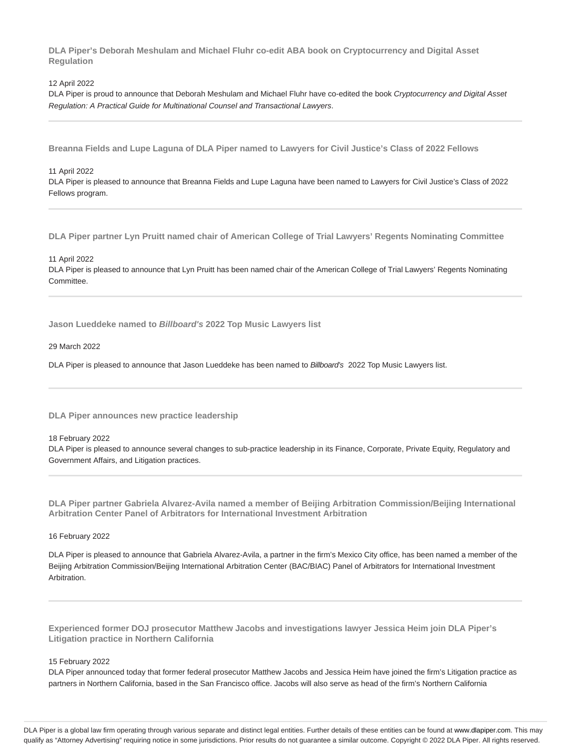### DLA Piper's Deborah Meshulam and Michael Fluhr co-edit ABA book on Cryptocurrency and Digital Asset Regulation

12 April 2022

DLA Piper is proud to announce that Deborah Meshulam and Michael Fluhr have co-edited the book *Cryptocurrency and Digital Asset Regulation: A Practical Guide for Multinational Counsel and Transactional Lawyers*.

---

### Breanna Fields and Lupe Laguna of DLA Piper named to Lawyers for Civil Justice's Class of 2022 Fellows

11 April 2022

DLA Piper is pleased to announce that Breanna Fields and Lupe Laguna have been named to Lawyers for Civil Justice's Class of 2022 Fellows program.

---

### DLA Piper partner Lyn Pruitt named chair of American College of Trial Lawyers' Regents Nominating Committee

11 April 2022

DLA Piper is pleased to announce that Lyn Pruitt has been named chair of the American College of Trial Lawyers' Regents Nominating Committee.

---

### Jason Lueddeke named to *Billboard's* 2022 Top Music Lawyers list

29 March 2022

DLA Piper is pleased to announce that Jason Lueddeke has been named to *Billboard's* 2022 Top Music Lawyers list.

---

### DLA Piper announces new practice leadership

18 February 2022

DLA Piper is pleased to announce several changes to sub-practice leadership in its Finance, Corporate, Private Equity, Regulatory and Government Affairs, and Litigation practices.

---

### DLA Piper partner Gabriela Alvarez-Avila named a member of Beijing Arbitration Commission/Beijing International Arbitration Center Panel of Arbitrators for International Investment Arbitration

16 February 2022

DLA Piper is pleased to announce that Gabriela Alvarez-Avila, a partner in the firm's Mexico City office, has been named a member of the Beijing Arbitration Commission/Beijing International Arbitration Center (BAC/BIAC) Panel of Arbitrators for International Investment Arbitration.

---

### Experienced former DOJ prosecutor Matthew Jacobs and investigations lawyer Jessica Heim join DLA Piper's Litigation practice in Northern California

15 February 2022

DLA Piper announced today that former federal prosecutor Matthew Jacobs and Jessica Heim have joined the firm's Litigation practice as partners in Northern California, based in the San Francisco office. Jacobs will also serve as head of the firm's Northern California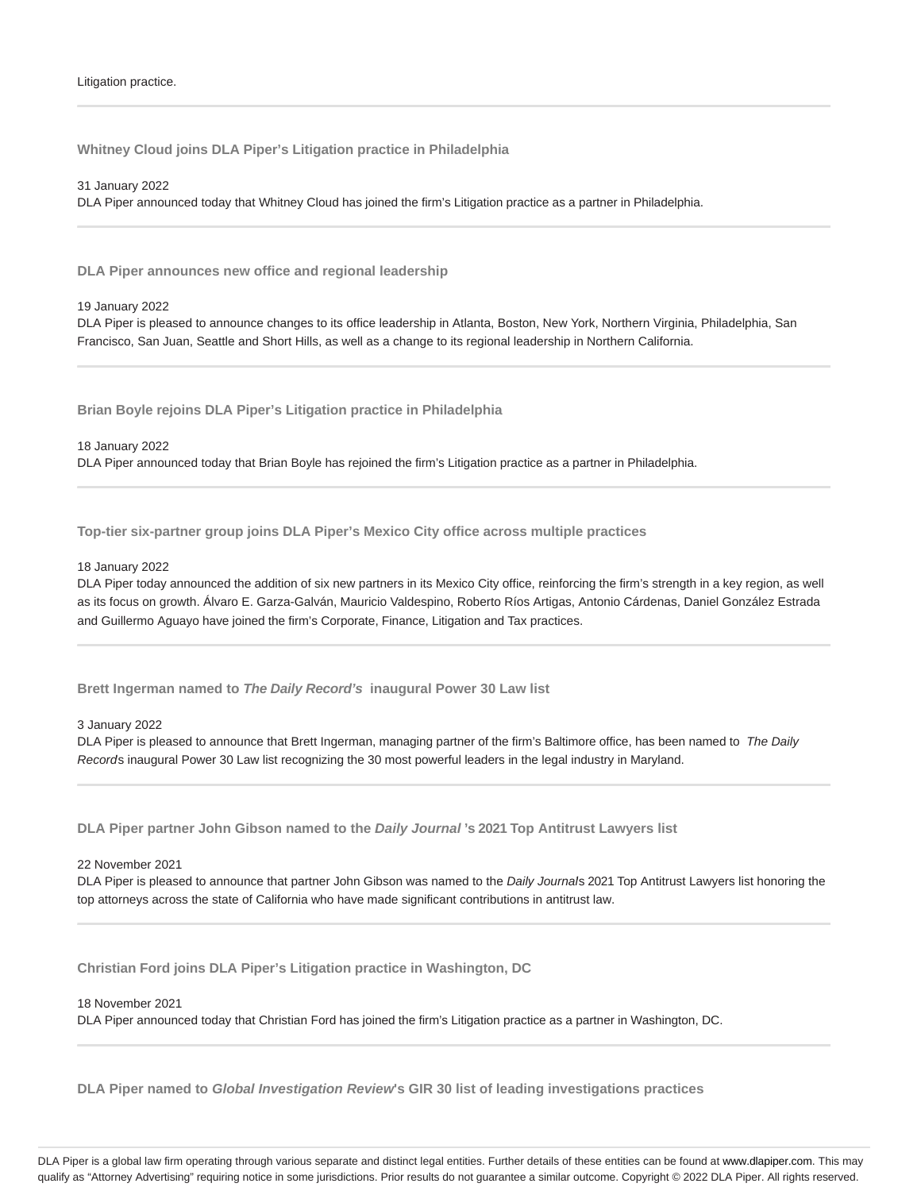Litigation practice.

---

### Whitney Cloud joins DLA Piper's Litigation practice in Philadelphia

31 January 2022
DLA Piper announced today that Whitney Cloud has joined the firm's Litigation practice as a partner in Philadelphia.

---

### DLA Piper announces new office and regional leadership

19 January 2022
DLA Piper is pleased to announce changes to its office leadership in Atlanta, Boston, New York, Northern Virginia, Philadelphia, San Francisco, San Juan, Seattle and Short Hills, as well as a change to its regional leadership in Northern California.

---

### Brian Boyle rejoins DLA Piper's Litigation practice in Philadelphia

18 January 2022
DLA Piper announced today that Brian Boyle has rejoined the firm's Litigation practice as a partner in Philadelphia.

---

### Top-tier six-partner group joins DLA Piper's Mexico City office across multiple practices

18 January 2022
DLA Piper today announced the addition of six new partners in its Mexico City office, reinforcing the firm's strength in a key region, as well as its focus on growth. Álvaro E. Garza-Galván, Mauricio Valdespino, Roberto Ríos Artigas, Antonio Cárdenas, Daniel González Estrada and Guillermo Aguayo have joined the firm's Corporate, Finance, Litigation and Tax practices.

---

### Brett Ingerman named to *The Daily Record's* inaugural Power 30 Law list

3 January 2022
DLA Piper is pleased to announce that Brett Ingerman, managing partner of the firm's Baltimore office, has been named to *The Daily Record*'s inaugural Power 30 Law list recognizing the 30 most powerful leaders in the legal industry in Maryland.

---

### DLA Piper partner John Gibson named to the *Daily Journal* 's 2021 Top Antitrust Lawyers list

22 November 2021
DLA Piper is pleased to announce that partner John Gibson was named to the *Daily Journal*'s 2021 Top Antitrust Lawyers list honoring the top attorneys across the state of California who have made significant contributions in antitrust law.

---

### Christian Ford joins DLA Piper's Litigation practice in Washington, DC

18 November 2021
DLA Piper announced today that Christian Ford has joined the firm's Litigation practice as a partner in Washington, DC.

---

### DLA Piper named to *Global Investigation Review*'s GIR 30 list of leading investigations practices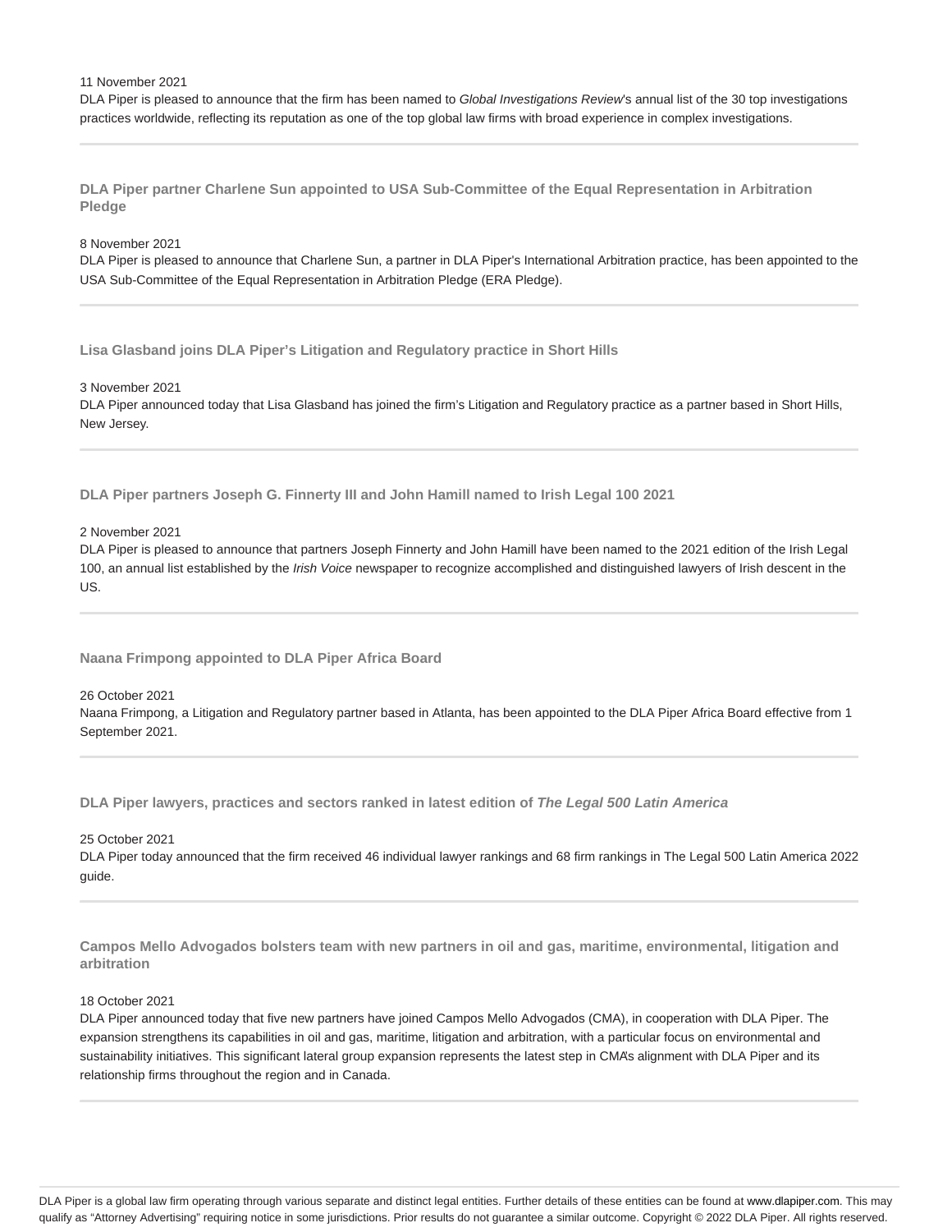11 November 2021

DLA Piper is pleased to announce that the firm has been named to *Global Investigations Review*'s annual list of the 30 top investigations practices worldwide, reflecting its reputation as one of the top global law firms with broad experience in complex investigations.

---

### DLA Piper partner Charlene Sun appointed to USA Sub-Committee of the Equal Representation in Arbitration Pledge

8 November 2021

DLA Piper is pleased to announce that Charlene Sun, a partner in DLA Piper's International Arbitration practice, has been appointed to the USA Sub-Committee of the Equal Representation in Arbitration Pledge (ERA Pledge).

---

### Lisa Glasband joins DLA Piper's Litigation and Regulatory practice in Short Hills

3 November 2021

DLA Piper announced today that Lisa Glasband has joined the firm's Litigation and Regulatory practice as a partner based in Short Hills, New Jersey.

---

### DLA Piper partners Joseph G. Finnerty III and John Hamill named to Irish Legal 100 2021

2 November 2021

DLA Piper is pleased to announce that partners Joseph Finnerty and John Hamill have been named to the 2021 edition of the Irish Legal 100, an annual list established by the *Irish Voice* newspaper to recognize accomplished and distinguished lawyers of Irish descent in the US.

---

### Naana Frimpong appointed to DLA Piper Africa Board

26 October 2021

Naana Frimpong, a Litigation and Regulatory partner based in Atlanta, has been appointed to the DLA Piper Africa Board effective from 1 September 2021.

---

### DLA Piper lawyers, practices and sectors ranked in latest edition of *The Legal 500 Latin America*

25 October 2021

DLA Piper today announced that the firm received 46 individual lawyer rankings and 68 firm rankings in The Legal 500 Latin America 2022 guide.

---

### Campos Mello Advogados bolsters team with new partners in oil and gas, maritime, environmental, litigation and arbitration

18 October 2021

DLA Piper announced today that five new partners have joined Campos Mello Advogados (CMA), in cooperation with DLA Piper. The expansion strengthens its capabilities in oil and gas, maritime, litigation and arbitration, with a particular focus on environmental and sustainability initiatives. This significant lateral group expansion represents the latest step in CMA's alignment with DLA Piper and its relationship firms throughout the region and in Canada.

---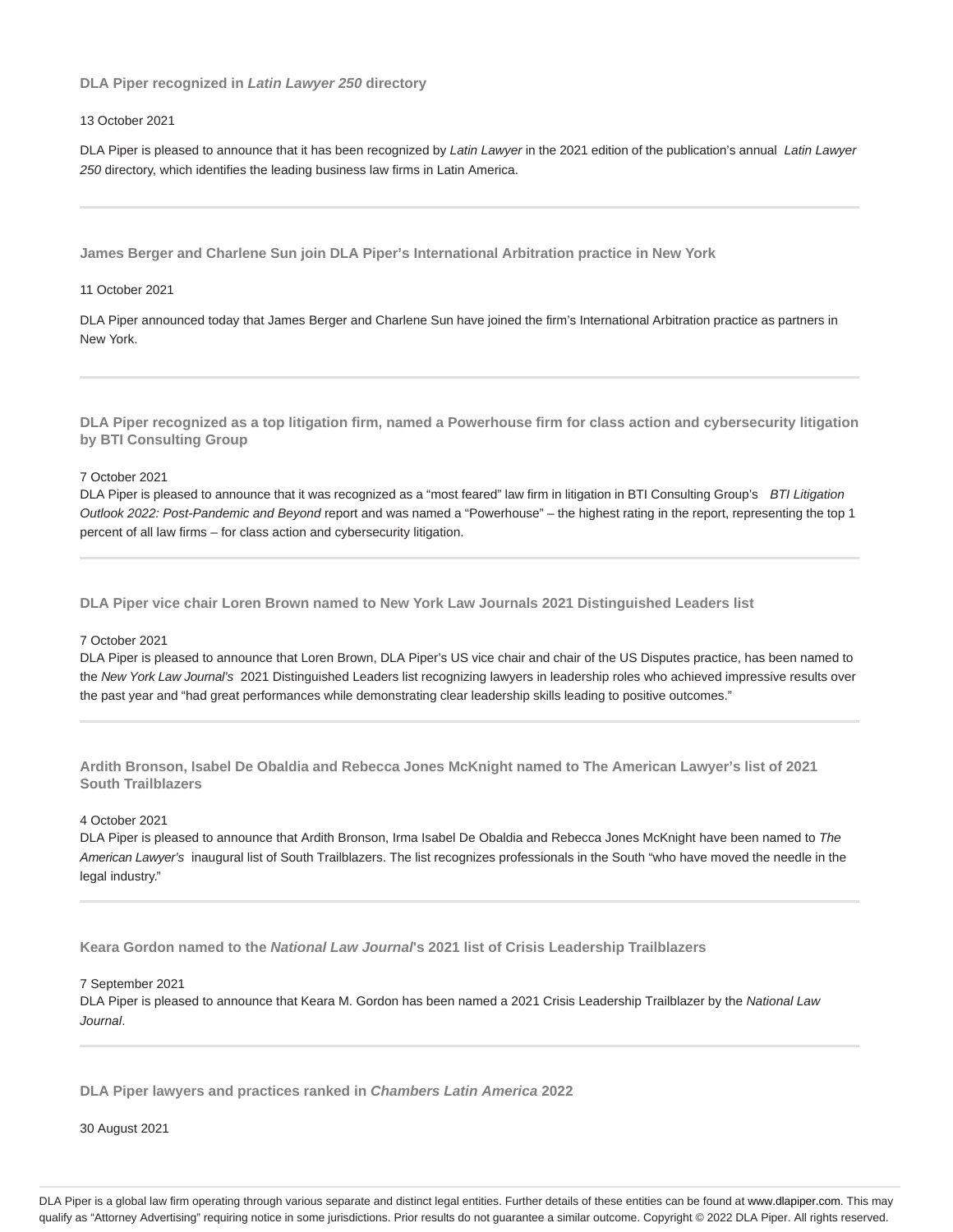### DLA Piper recognized in *Latin Lawyer 250* directory

13 October 2021

DLA Piper is pleased to announce that it has been recognized by *Latin Lawyer* in the 2021 edition of the publication's annual *Latin Lawyer 250* directory, which identifies the leading business law firms in Latin America.

---

### James Berger and Charlene Sun join DLA Piper's International Arbitration practice in New York

11 October 2021

DLA Piper announced today that James Berger and Charlene Sun have joined the firm's International Arbitration practice as partners in New York.

---

### DLA Piper recognized as a top litigation firm, named a Powerhouse firm for class action and cybersecurity litigation by BTI Consulting Group

7 October 2021

DLA Piper is pleased to announce that it was recognized as a "most feared" law firm in litigation in BTI Consulting Group's *BTI Litigation Outlook 2022: Post-Pandemic and Beyond* report and was named a "Powerhouse" – the highest rating in the report, representing the top 1 percent of all law firms – for class action and cybersecurity litigation.

---

### DLA Piper vice chair Loren Brown named to New York Law Journals 2021 Distinguished Leaders list

7 October 2021

DLA Piper is pleased to announce that Loren Brown, DLA Piper's US vice chair and chair of the US Disputes practice, has been named to the *New York Law Journal's* 2021 Distinguished Leaders list recognizing lawyers in leadership roles who achieved impressive results over the past year and "had great performances while demonstrating clear leadership skills leading to positive outcomes."

---

### Ardith Bronson, Isabel De Obaldia and Rebecca Jones McKnight named to The American Lawyer's list of 2021 South Trailblazers

4 October 2021

DLA Piper is pleased to announce that Ardith Bronson, Irma Isabel De Obaldia and Rebecca Jones McKnight have been named to *The American Lawyer's* inaugural list of South Trailblazers. The list recognizes professionals in the South "who have moved the needle in the legal industry."

---

### Keara Gordon named to the *National Law Journal*'s 2021 list of Crisis Leadership Trailblazers

7 September 2021

DLA Piper is pleased to announce that Keara M. Gordon has been named a 2021 Crisis Leadership Trailblazer by the *National Law Journal*.

---

### DLA Piper lawyers and practices ranked in *Chambers Latin America* 2022

30 August 2021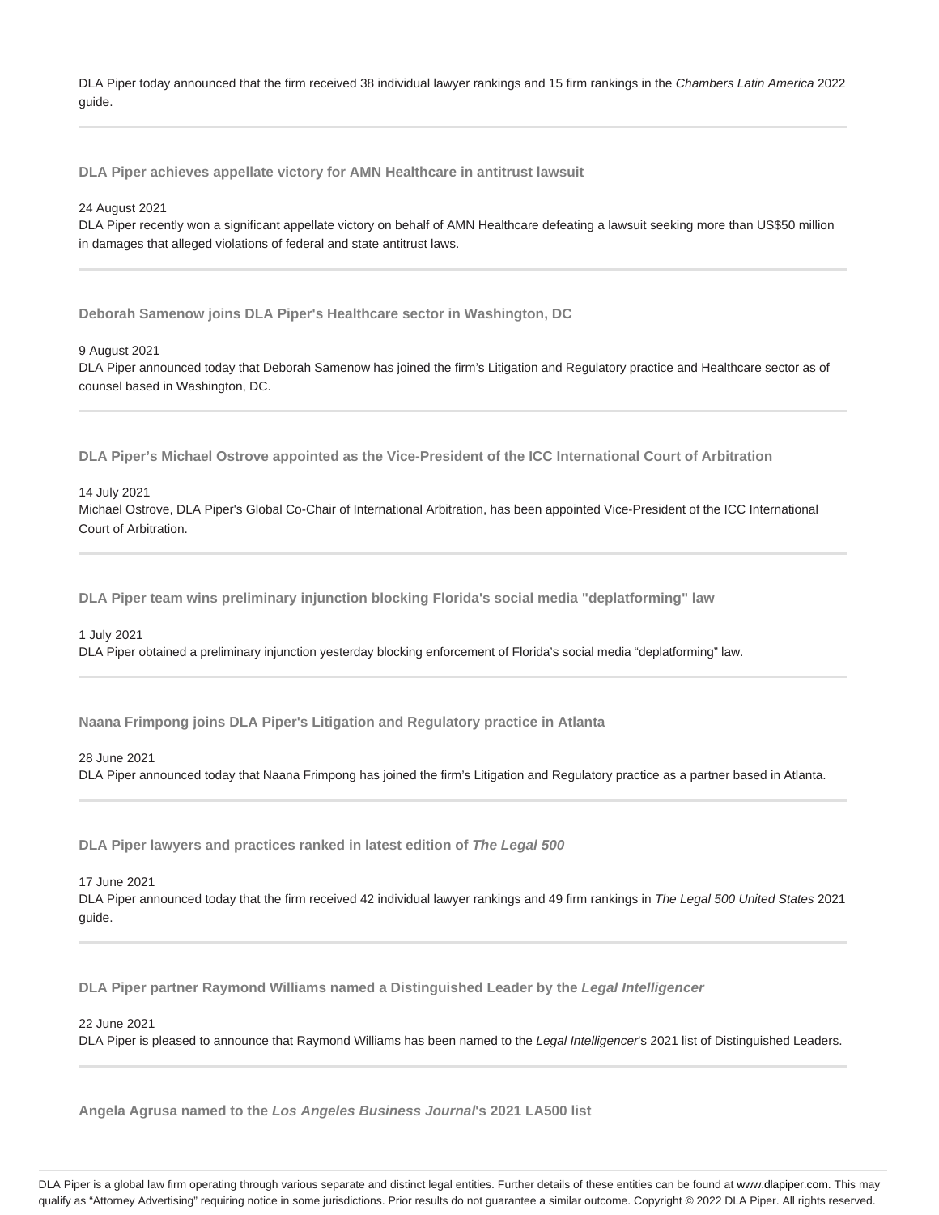DLA Piper today announced that the firm received 38 individual lawyer rankings and 15 firm rankings in the *Chambers Latin America* 2022 guide.

---

**DLA Piper achieves appellate victory for AMN Healthcare in antitrust lawsuit**

24 August 2021
DLA Piper recently won a significant appellate victory on behalf of AMN Healthcare defeating a lawsuit seeking more than US$50 million in damages that alleged violations of federal and state antitrust laws.

---

**Deborah Samenow joins DLA Piper's Healthcare sector in Washington, DC**

9 August 2021
DLA Piper announced today that Deborah Samenow has joined the firm's Litigation and Regulatory practice and Healthcare sector as of counsel based in Washington, DC.

---

**DLA Piper's Michael Ostrove appointed as the Vice-President of the ICC International Court of Arbitration**

14 July 2021
Michael Ostrove, DLA Piper's Global Co-Chair of International Arbitration, has been appointed Vice-President of the ICC International Court of Arbitration.

---

**DLA Piper team wins preliminary injunction blocking Florida's social media "deplatforming" law**

1 July 2021
DLA Piper obtained a preliminary injunction yesterday blocking enforcement of Florida's social media "deplatforming" law.

---

**Naana Frimpong joins DLA Piper's Litigation and Regulatory practice in Atlanta**

28 June 2021
DLA Piper announced today that Naana Frimpong has joined the firm's Litigation and Regulatory practice as a partner based in Atlanta.

---

**DLA Piper lawyers and practices ranked in latest edition of *The Legal 500***

17 June 2021
DLA Piper announced today that the firm received 42 individual lawyer rankings and 49 firm rankings in *The Legal 500 United States* 2021 guide.

---

**DLA Piper partner Raymond Williams named a Distinguished Leader by the *Legal Intelligencer***

22 June 2021
DLA Piper is pleased to announce that Raymond Williams has been named to the *Legal Intelligencer*'s 2021 list of Distinguished Leaders.

---

**Angela Agrusa named to the *Los Angeles Business Journal*'s 2021 LA500 list**

DLA Piper is a global law firm operating through various separate and distinct legal entities. Further details of these entities can be found at www.dlapiper.com. This may qualify as "Attorney Advertising" requiring notice in some jurisdictions. Prior results do not guarantee a similar outcome. Copyright © 2022 DLA Piper. All rights reserved.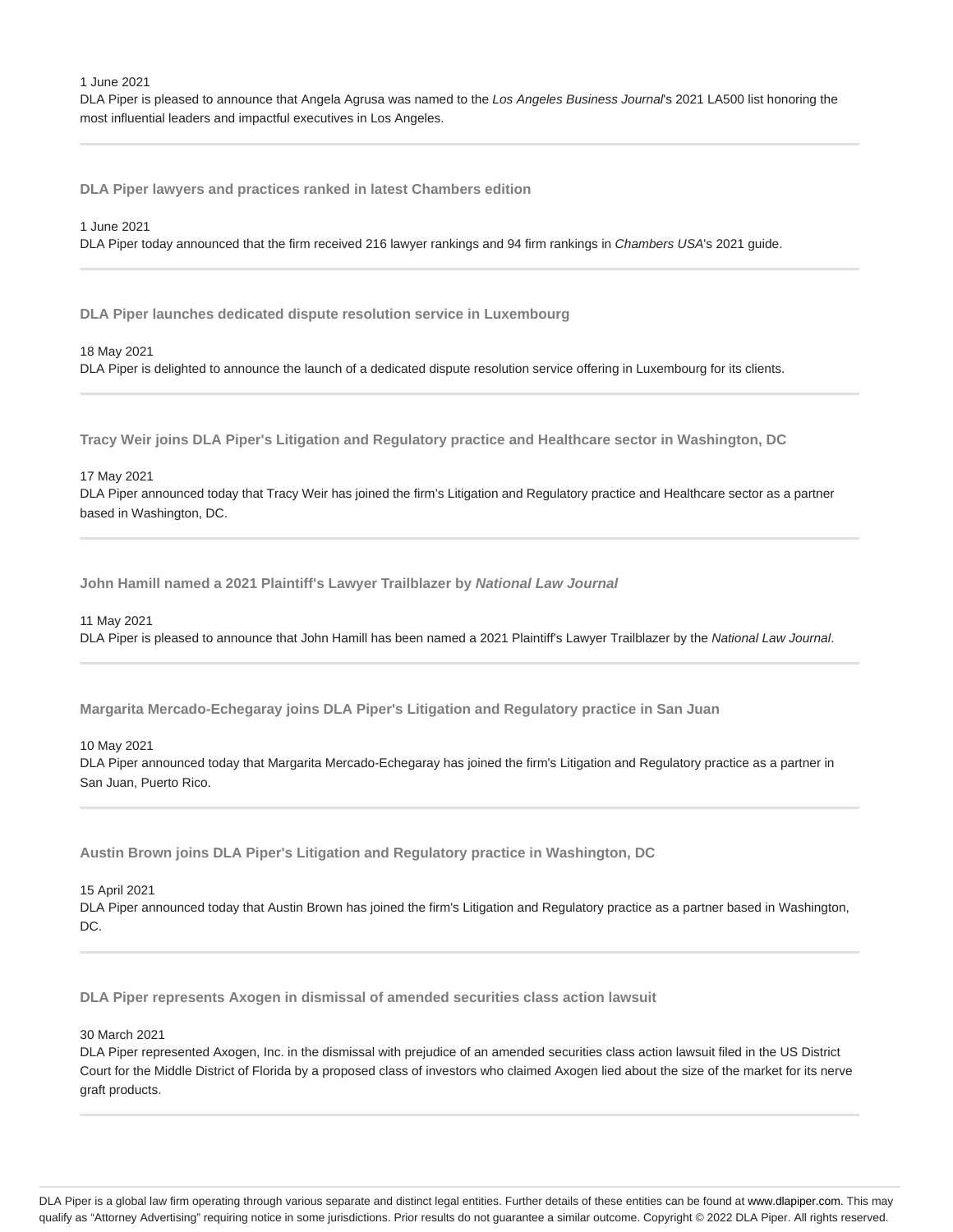1 June 2021

DLA Piper is pleased to announce that Angela Agrusa was named to the *Los Angeles Business Journal*'s 2021 LA500 list honoring the most influential leaders and impactful executives in Los Angeles.

---

**DLA Piper lawyers and practices ranked in latest Chambers edition**

1 June 2021

DLA Piper today announced that the firm received 216 lawyer rankings and 94 firm rankings in *Chambers USA*'s 2021 guide.

---

**DLA Piper launches dedicated dispute resolution service in Luxembourg**

18 May 2021

DLA Piper is delighted to announce the launch of a dedicated dispute resolution service offering in Luxembourg for its clients.

---

**Tracy Weir joins DLA Piper's Litigation and Regulatory practice and Healthcare sector in Washington, DC**

17 May 2021

DLA Piper announced today that Tracy Weir has joined the firm's Litigation and Regulatory practice and Healthcare sector as a partner based in Washington, DC.

---

**John Hamill named a 2021 Plaintiff's Lawyer Trailblazer by *National Law Journal***

11 May 2021

DLA Piper is pleased to announce that John Hamill has been named a 2021 Plaintiff's Lawyer Trailblazer by the *National Law Journal*.

---

**Margarita Mercado-Echegaray joins DLA Piper's Litigation and Regulatory practice in San Juan**

10 May 2021

DLA Piper announced today that Margarita Mercado-Echegaray has joined the firm's Litigation and Regulatory practice as a partner in San Juan, Puerto Rico.

---

**Austin Brown joins DLA Piper's Litigation and Regulatory practice in Washington, DC**

15 April 2021

DLA Piper announced today that Austin Brown has joined the firm's Litigation and Regulatory practice as a partner based in Washington, DC.

---

**DLA Piper represents Axogen in dismissal of amended securities class action lawsuit**

30 March 2021

DLA Piper represented Axogen, Inc. in the dismissal with prejudice of an amended securities class action lawsuit filed in the US District Court for the Middle District of Florida by a proposed class of investors who claimed Axogen lied about the size of the market for its nerve graft products.

---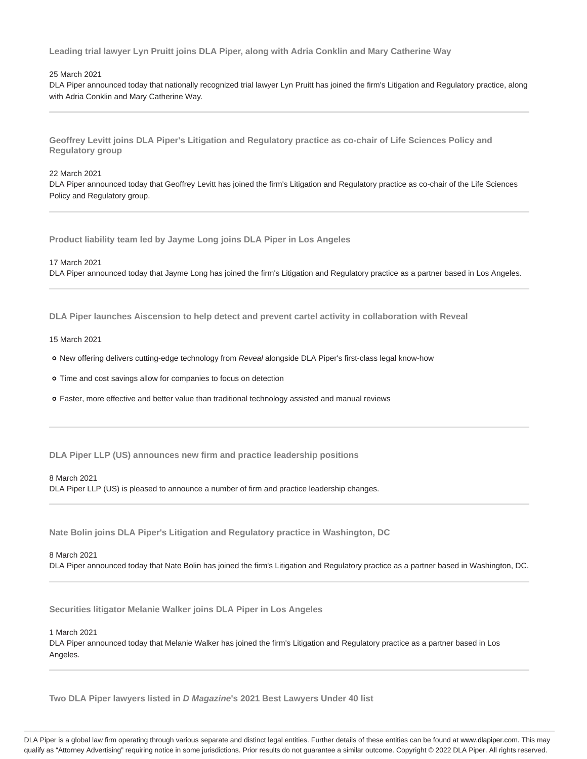### Leading trial lawyer Lyn Pruitt joins DLA Piper, along with Adria Conklin and Mary Catherine Way

25 March 2021

DLA Piper announced today that nationally recognized trial lawyer Lyn Pruitt has joined the firm's Litigation and Regulatory practice, along with Adria Conklin and Mary Catherine Way.

---

### Geoffrey Levitt joins DLA Piper's Litigation and Regulatory practice as co-chair of Life Sciences Policy and Regulatory group

22 March 2021

DLA Piper announced today that Geoffrey Levitt has joined the firm's Litigation and Regulatory practice as co-chair of the Life Sciences Policy and Regulatory group.

---

### Product liability team led by Jayme Long joins DLA Piper in Los Angeles

17 March 2021

DLA Piper announced today that Jayme Long has joined the firm's Litigation and Regulatory practice as a partner based in Los Angeles.

---

### DLA Piper launches Aiscension to help detect and prevent cartel activity in collaboration with Reveal

15 March 2021

- New offering delivers cutting-edge technology from *Reveal* alongside DLA Piper's first-class legal know-how
- Time and cost savings allow for companies to focus on detection
- Faster, more effective and better value than traditional technology assisted and manual reviews

---

### DLA Piper LLP (US) announces new firm and practice leadership positions

8 March 2021

DLA Piper LLP (US) is pleased to announce a number of firm and practice leadership changes.

---

### Nate Bolin joins DLA Piper's Litigation and Regulatory practice in Washington, DC

8 March 2021

DLA Piper announced today that Nate Bolin has joined the firm's Litigation and Regulatory practice as a partner based in Washington, DC.

---

### Securities litigator Melanie Walker joins DLA Piper in Los Angeles

1 March 2021

DLA Piper announced today that Melanie Walker has joined the firm's Litigation and Regulatory practice as a partner based in Los Angeles.

---

### Two DLA Piper lawyers listed in *D Magazine*'s 2021 Best Lawyers Under 40 list

DLA Piper is a global law firm operating through various separate and distinct legal entities. Further details of these entities can be found at www.dlapiper.com. This may qualify as "Attorney Advertising" requiring notice in some jurisdictions. Prior results do not guarantee a similar outcome. Copyright © 2022 DLA Piper. All rights reserved.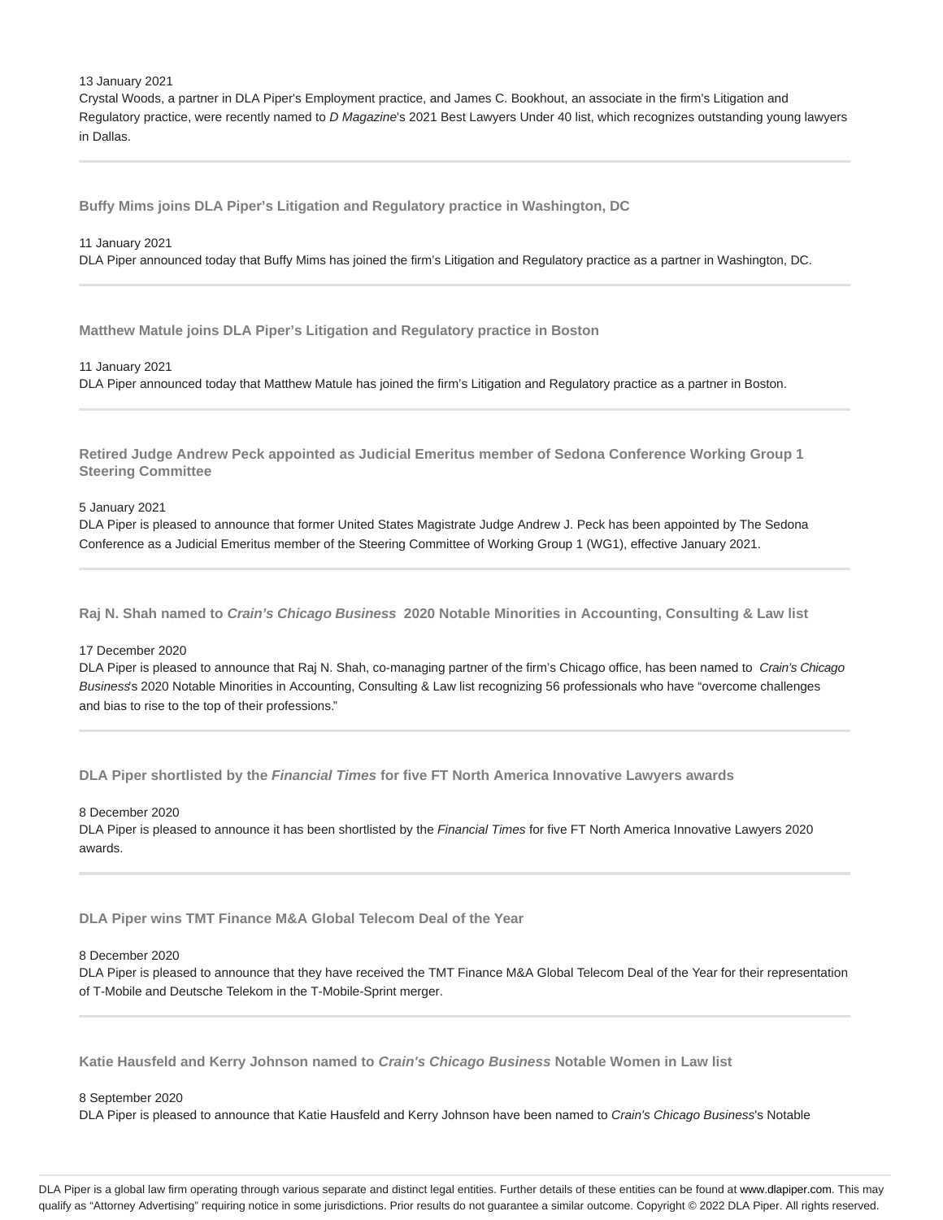13 January 2021

Crystal Woods, a partner in DLA Piper's Employment practice, and James C. Bookhout, an associate in the firm's Litigation and Regulatory practice, were recently named to *D Magazine*'s 2021 Best Lawyers Under 40 list, which recognizes outstanding young lawyers in Dallas.

---

### Buffy Mims joins DLA Piper’s Litigation and Regulatory practice in Washington, DC

11 January 2021

DLA Piper announced today that Buffy Mims has joined the firm’s Litigation and Regulatory practice as a partner in Washington, DC.

---

### Matthew Matule joins DLA Piper’s Litigation and Regulatory practice in Boston

11 January 2021

DLA Piper announced today that Matthew Matule has joined the firm’s Litigation and Regulatory practice as a partner in Boston.

---

### Retired Judge Andrew Peck appointed as Judicial Emeritus member of Sedona Conference Working Group 1 Steering Committee

5 January 2021

DLA Piper is pleased to announce that former United States Magistrate Judge Andrew J. Peck has been appointed by The Sedona Conference as a Judicial Emeritus member of the Steering Committee of Working Group 1 (WG1), effective January 2021.

---

### Raj N. Shah named to *Crain’s Chicago Business* 2020 Notable Minorities in Accounting, Consulting & Law list

17 December 2020

DLA Piper is pleased to announce that Raj N. Shah, co-managing partner of the firm’s Chicago office, has been named to *Crain's Chicago Business*'s 2020 Notable Minorities in Accounting, Consulting & Law list recognizing 56 professionals who have “overcome challenges and bias to rise to the top of their professions.”

---

### DLA Piper shortlisted by the *Financial Times* for five FT North America Innovative Lawyers awards

8 December 2020

DLA Piper is pleased to announce it has been shortlisted by the *Financial Times* for five FT North America Innovative Lawyers 2020 awards.

---

### DLA Piper wins TMT Finance M&A Global Telecom Deal of the Year

8 December 2020

DLA Piper is pleased to announce that they have received the TMT Finance M&A Global Telecom Deal of the Year for their representation of T-Mobile and Deutsche Telekom in the T-Mobile-Sprint merger.

---

### Katie Hausfeld and Kerry Johnson named to *Crain's Chicago Business* Notable Women in Law list

8 September 2020

DLA Piper is pleased to announce that Katie Hausfeld and Kerry Johnson have been named to *Crain's Chicago Business*'s Notable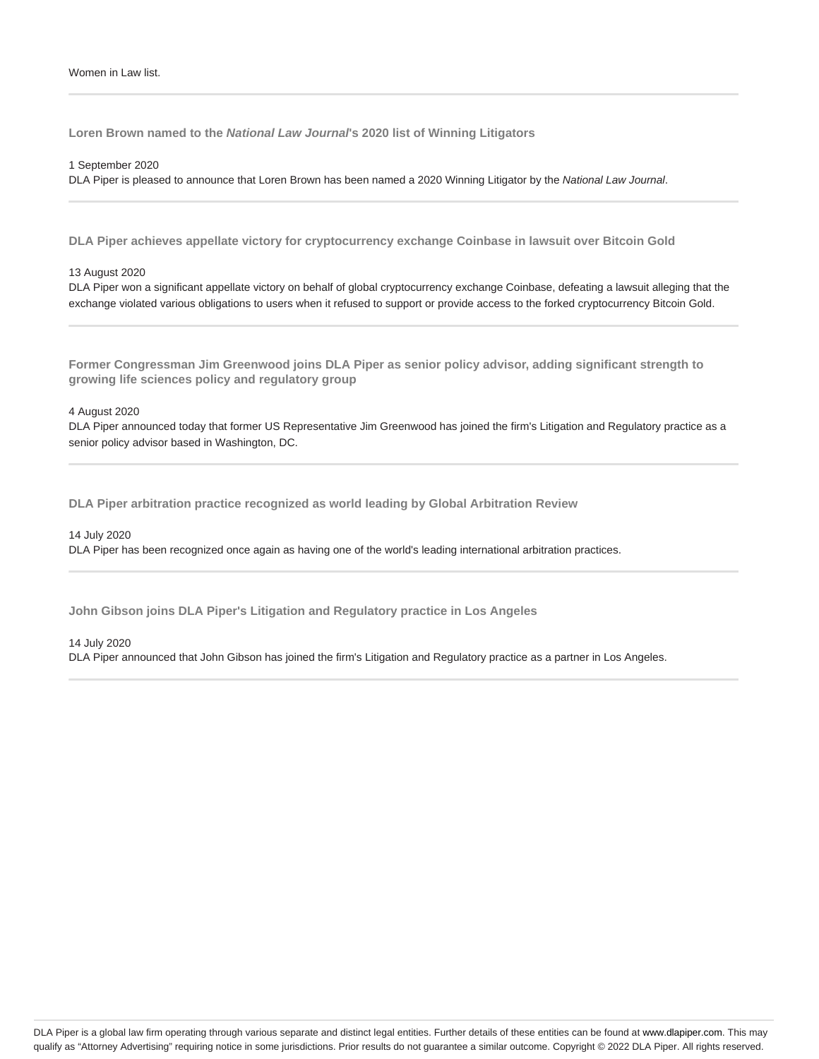Women in Law list.

---

**Loren Brown named to the *National Law Journal*'s 2020 list of Winning Litigators**

1 September 2020
DLA Piper is pleased to announce that Loren Brown has been named a 2020 Winning Litigator by the *National Law Journal*.

---

**DLA Piper achieves appellate victory for cryptocurrency exchange Coinbase in lawsuit over Bitcoin Gold**

13 August 2020
DLA Piper won a significant appellate victory on behalf of global cryptocurrency exchange Coinbase, defeating a lawsuit alleging that the exchange violated various obligations to users when it refused to support or provide access to the forked cryptocurrency Bitcoin Gold.

---

**Former Congressman Jim Greenwood joins DLA Piper as senior policy advisor, adding significant strength to growing life sciences policy and regulatory group**

4 August 2020
DLA Piper announced today that former US Representative Jim Greenwood has joined the firm's Litigation and Regulatory practice as a senior policy advisor based in Washington, DC.

---

**DLA Piper arbitration practice recognized as world leading by Global Arbitration Review**

14 July 2020
DLA Piper has been recognized once again as having one of the world's leading international arbitration practices.

---

**John Gibson joins DLA Piper's Litigation and Regulatory practice in Los Angeles**

14 July 2020
DLA Piper announced that John Gibson has joined the firm's Litigation and Regulatory practice as a partner in Los Angeles.

---

DLA Piper is a global law firm operating through various separate and distinct legal entities. Further details of these entities can be found at www.dlapiper.com. This may qualify as "Attorney Advertising" requiring notice in some jurisdictions. Prior results do not guarantee a similar outcome. Copyright © 2022 DLA Piper. All rights reserved.